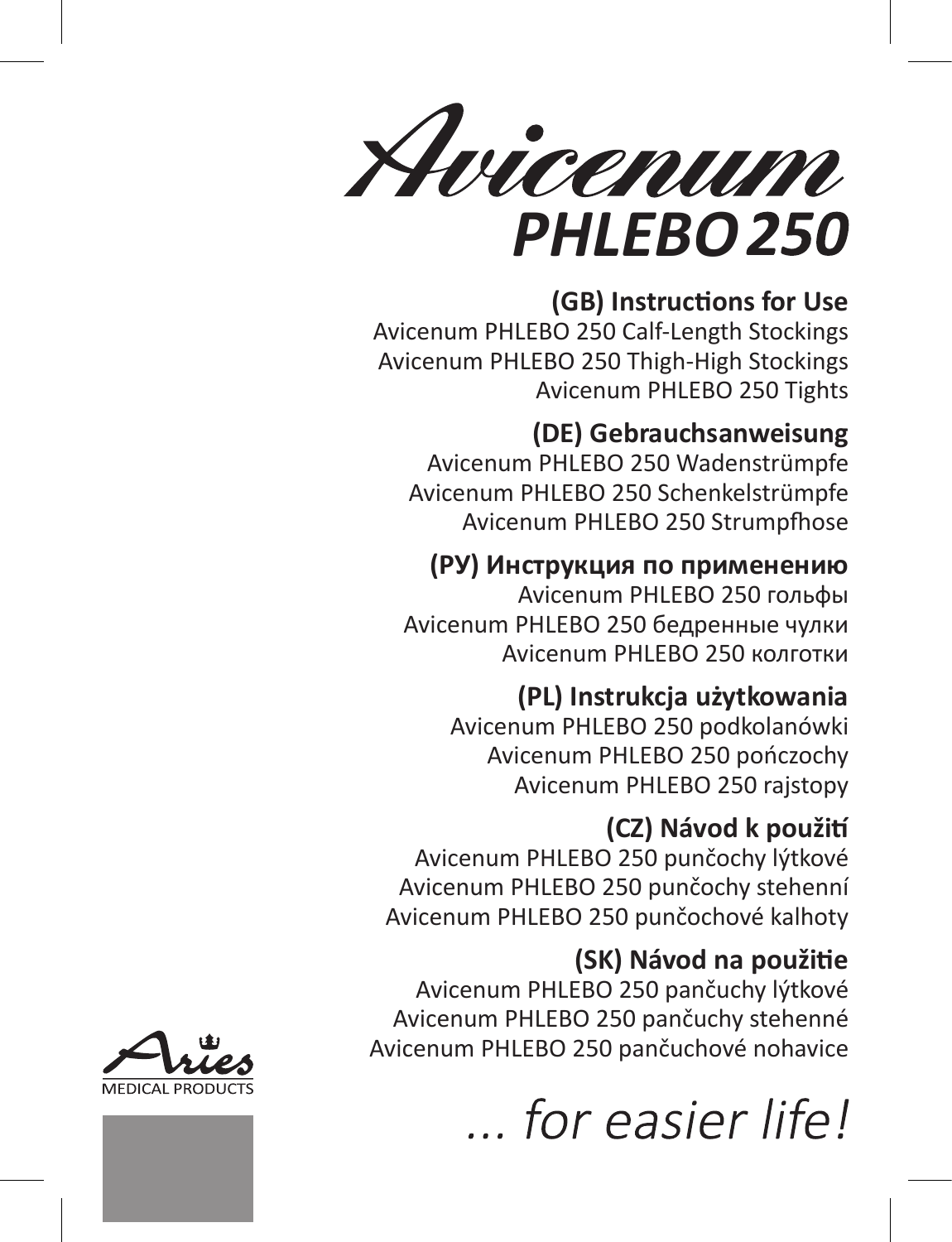# Avicenum PHLEBO 250

## (GB) Instructions for Use

Avicenum PHLEBO 250 Calf-Length Stockings
Avicenum PHLEBO 250 Thigh-High Stockings
Avicenum PHLEBO 250 Tights

## (DE) Gebrauchsanweisung

Avicenum PHLEBO 250 Wadenstrümpfe
Avicenum PHLEBO 250 Schenkelstrümpfe
Avicenum PHLEBO 250 Strumpfhose

## (РУ) Инструкция по применению

Avicenum PHLEBO 250 гольфы
Avicenum PHLEBO 250 бедренные чулки
Avicenum PHLEBO 250 колготки

## (PL) Instrukcja użytkowania

Avicenum PHLEBO 250 podkolanówki
Avicenum PHLEBO 250 pończochy
Avicenum PHLEBO 250 rajstopy

## (CZ) Návod k použití

Avicenum PHLEBO 250 punčochy lýtkové
Avicenum PHLEBO 250 punčochy stehenní
Avicenum PHLEBO 250 punčochové kalhoty

## (SK) Návod na použitie

Avicenum PHLEBO 250 pančuchy lýtkové
Avicenum PHLEBO 250 pančuchy stehenné
Avicenum PHLEBO 250 pančuchové nohavice

Aries MEDICAL PRODUCTS

*... for easier life!*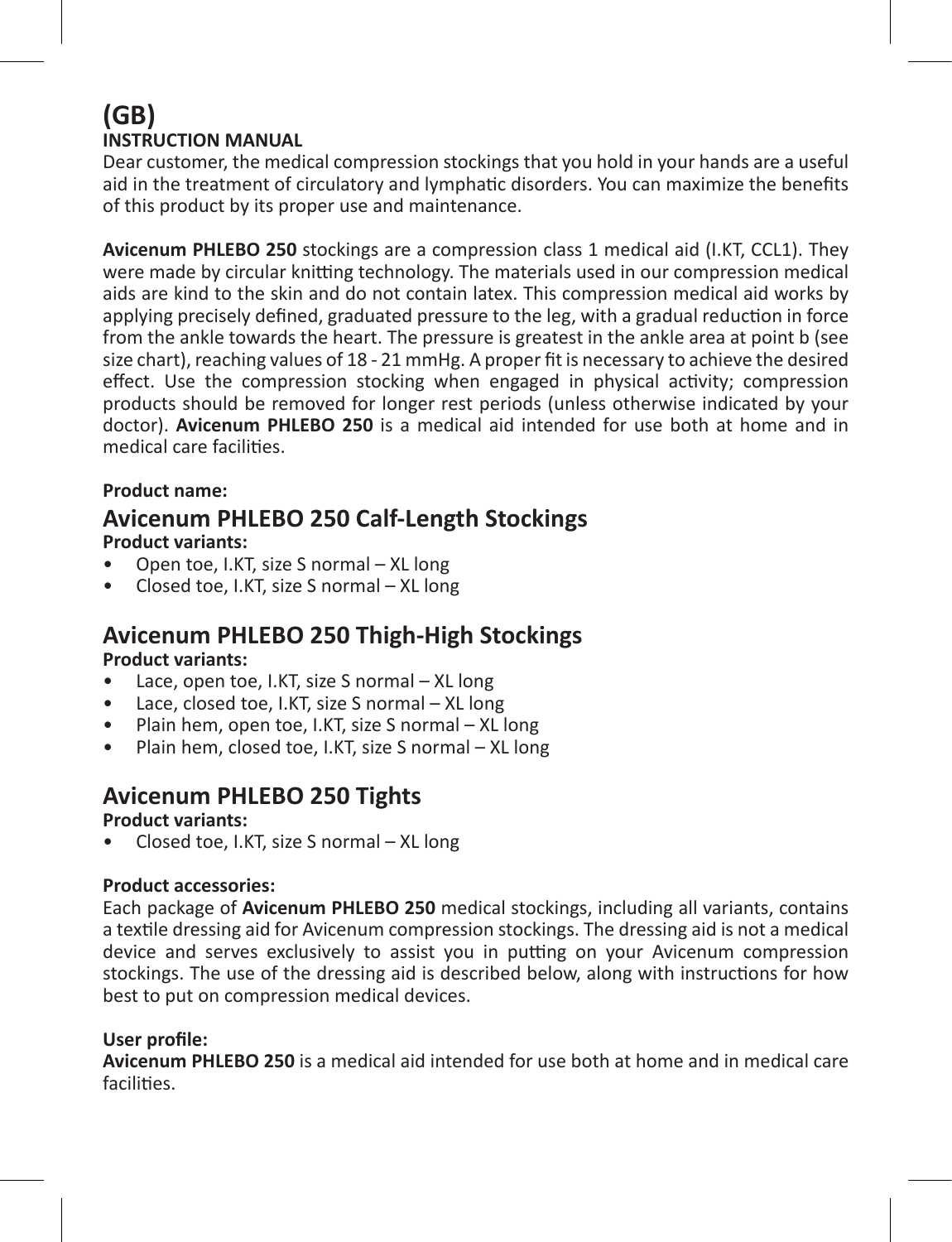# (GB)

**INSTRUCTION MANUAL**

Dear customer, the medical compression stockings that you hold in your hands are a useful aid in the treatment of circulatory and lymphatic disorders. You can maximize the benefits of this product by its proper use and maintenance.

**Avicenum PHLEBO 250** stockings are a compression class 1 medical aid (I.KT, CCL1). They were made by circular knitting technology. The materials used in our compression medical aids are kind to the skin and do not contain latex. This compression medical aid works by applying precisely defined, graduated pressure to the leg, with a gradual reduction in force from the ankle towards the heart. The pressure is greatest in the ankle area at point b (see size chart), reaching values of 18 - 21 mmHg. A proper fit is necessary to achieve the desired effect. Use the compression stocking when engaged in physical activity; compression products should be removed for longer rest periods (unless otherwise indicated by your doctor). **Avicenum PHLEBO 250** is a medical aid intended for use both at home and in medical care facilities.

**Product name:**

## Avicenum PHLEBO 250 Calf-Length Stockings

**Product variants:**

- Open toe, I.KT, size S normal – XL long
- Closed toe, I.KT, size S normal – XL long

## Avicenum PHLEBO 250 Thigh-High Stockings

**Product variants:**

- Lace, open toe, I.KT, size S normal – XL long
- Lace, closed toe, I.KT, size S normal – XL long
- Plain hem, open toe, I.KT, size S normal – XL long
- Plain hem, closed toe, I.KT, size S normal – XL long

## Avicenum PHLEBO 250 Tights

**Product variants:**

- Closed toe, I.KT, size S normal – XL long

**Product accessories:**

Each package of **Avicenum PHLEBO 250** medical stockings, including all variants, contains a textile dressing aid for Avicenum compression stockings. The dressing aid is not a medical device and serves exclusively to assist you in putting on your Avicenum compression stockings. The use of the dressing aid is described below, along with instructions for how best to put on compression medical devices.

**User profile:**

**Avicenum PHLEBO 250** is a medical aid intended for use both at home and in medical care facilities.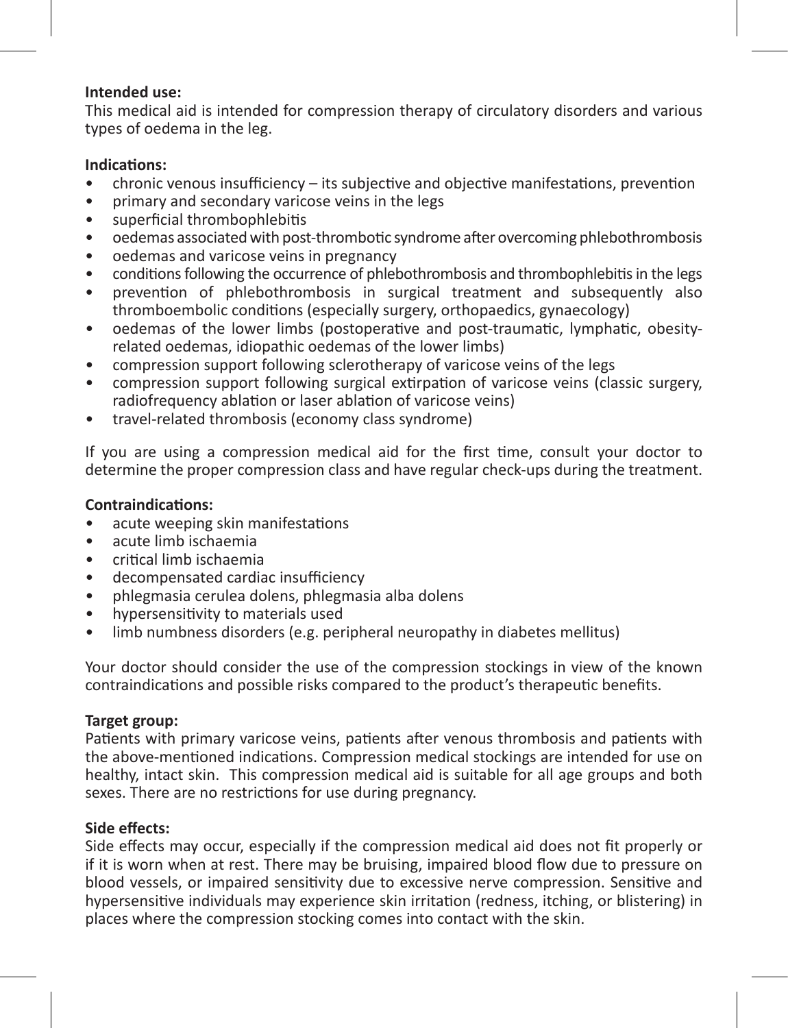**Intended use:**
This medical aid is intended for compression therapy of circulatory disorders and various types of oedema in the leg.

**Indications:**

- chronic venous insufficiency – its subjective and objective manifestations, prevention
- primary and secondary varicose veins in the legs
- superficial thrombophlebitis
- oedemas associated with post-thrombotic syndrome after overcoming phlebothrombosis
- oedemas and varicose veins in pregnancy
- conditions following the occurrence of phlebothrombosis and thrombophlebitis in the legs
- prevention of phlebothrombosis in surgical treatment and subsequently also thromboembolic conditions (especially surgery, orthopaedics, gynaecology)
- oedemas of the lower limbs (postoperative and post-traumatic, lymphatic, obesity-related oedemas, idiopathic oedemas of the lower limbs)
- compression support following sclerotherapy of varicose veins of the legs
- compression support following surgical extirpation of varicose veins (classic surgery, radiofrequency ablation or laser ablation of varicose veins)
- travel-related thrombosis (economy class syndrome)

If you are using a compression medical aid for the first time, consult your doctor to determine the proper compression class and have regular check-ups during the treatment.

**Contraindications:**

- acute weeping skin manifestations
- acute limb ischaemia
- critical limb ischaemia
- decompensated cardiac insufficiency
- phlegmasia cerulea dolens, phlegmasia alba dolens
- hypersensitivity to materials used
- limb numbness disorders (e.g. peripheral neuropathy in diabetes mellitus)

Your doctor should consider the use of the compression stockings in view of the known contraindications and possible risks compared to the product's therapeutic benefits.

**Target group:**
Patients with primary varicose veins, patients after venous thrombosis and patients with the above-mentioned indications. Compression medical stockings are intended for use on healthy, intact skin. This compression medical aid is suitable for all age groups and both sexes. There are no restrictions for use during pregnancy.

**Side effects:**
Side effects may occur, especially if the compression medical aid does not fit properly or if it is worn when at rest. There may be bruising, impaired blood flow due to pressure on blood vessels, or impaired sensitivity due to excessive nerve compression. Sensitive and hypersensitive individuals may experience skin irritation (redness, itching, or blistering) in places where the compression stocking comes into contact with the skin.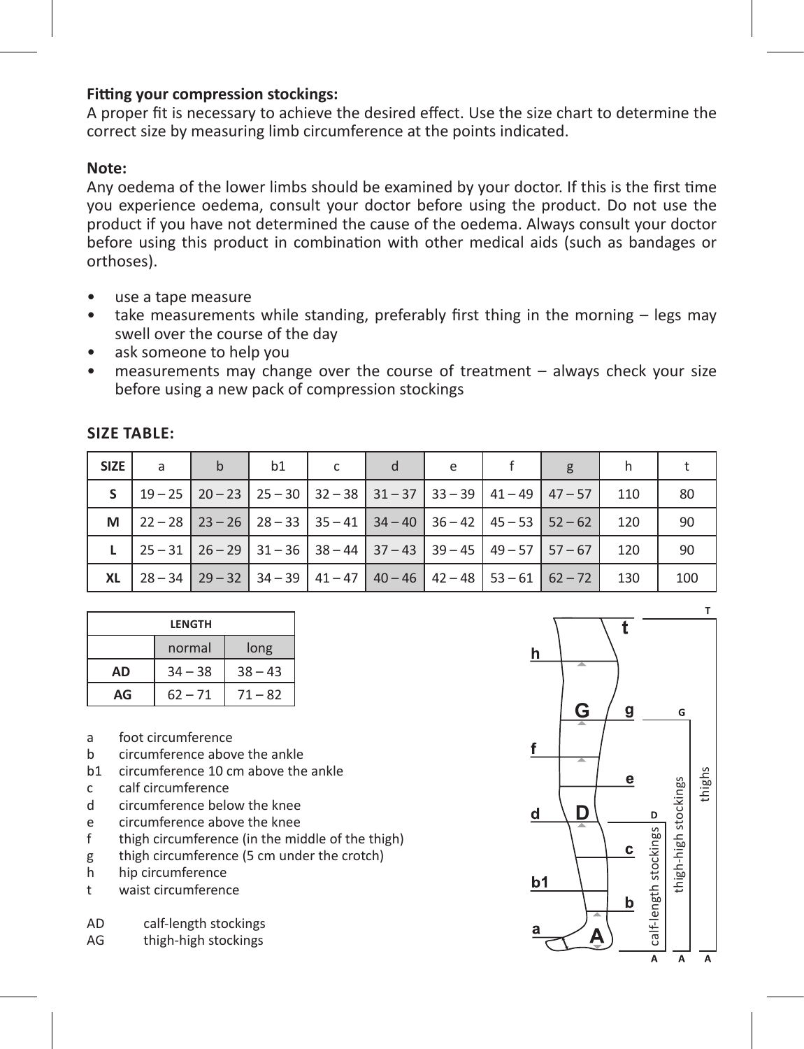**Fitting your compression stockings:**
A proper fit is necessary to achieve the desired effect. Use the size chart to determine the correct size by measuring limb circumference at the points indicated.

**Note:**
Any oedema of the lower limbs should be examined by your doctor. If this is the first time you experience oedema, consult your doctor before using the product. Do not use the product if you have not determined the cause of the oedema. Always consult your doctor before using this product in combination with other medical aids (such as bandages or orthoses).

- use a tape measure
- take measurements while standing, preferably first thing in the morning – legs may swell over the course of the day
- ask someone to help you
- measurements may change over the course of treatment – always check your size before using a new pack of compression stockings

**SIZE TABLE:**

| SIZE | a | b | b1 | c | d | e | f | g | h | t |
|---|---|---|---|---|---|---|---|---|---|---|
| S | 19 – 25 | 20 – 23 | 25 – 30 | 32 – 38 | 31 – 37 | 33 – 39 | 41 – 49 | 47 – 57 | 110 | 80 |
| M | 22 – 28 | 23 – 26 | 28 – 33 | 35 – 41 | 34 – 40 | 36 – 42 | 45 – 53 | 52 – 62 | 120 | 90 |
| L | 25 – 31 | 26 – 29 | 31 – 36 | 38 – 44 | 37 – 43 | 39 – 45 | 49 – 57 | 57 – 67 | 120 | 90 |
| XL | 28 – 34 | 29 – 32 | 34 – 39 | 41 – 47 | 40 – 46 | 42 – 48 | 53 – 61 | 62 – 72 | 130 | 100 |

| LENGTH | | |
|---|---|---|
| | normal | long |
| AD | 34 – 38 | 38 – 43 |
| AG | 62 – 71 | 71 – 82 |

a foot circumference
b circumference above the ankle
b1 circumference 10 cm above the ankle
c calf circumference
d circumference below the knee
e circumference above the knee
f thigh circumference (in the middle of the thigh)
g thigh circumference (5 cm under the crotch)
h hip circumference
t waist circumference

AD calf-length stockings
AG thigh-high stockings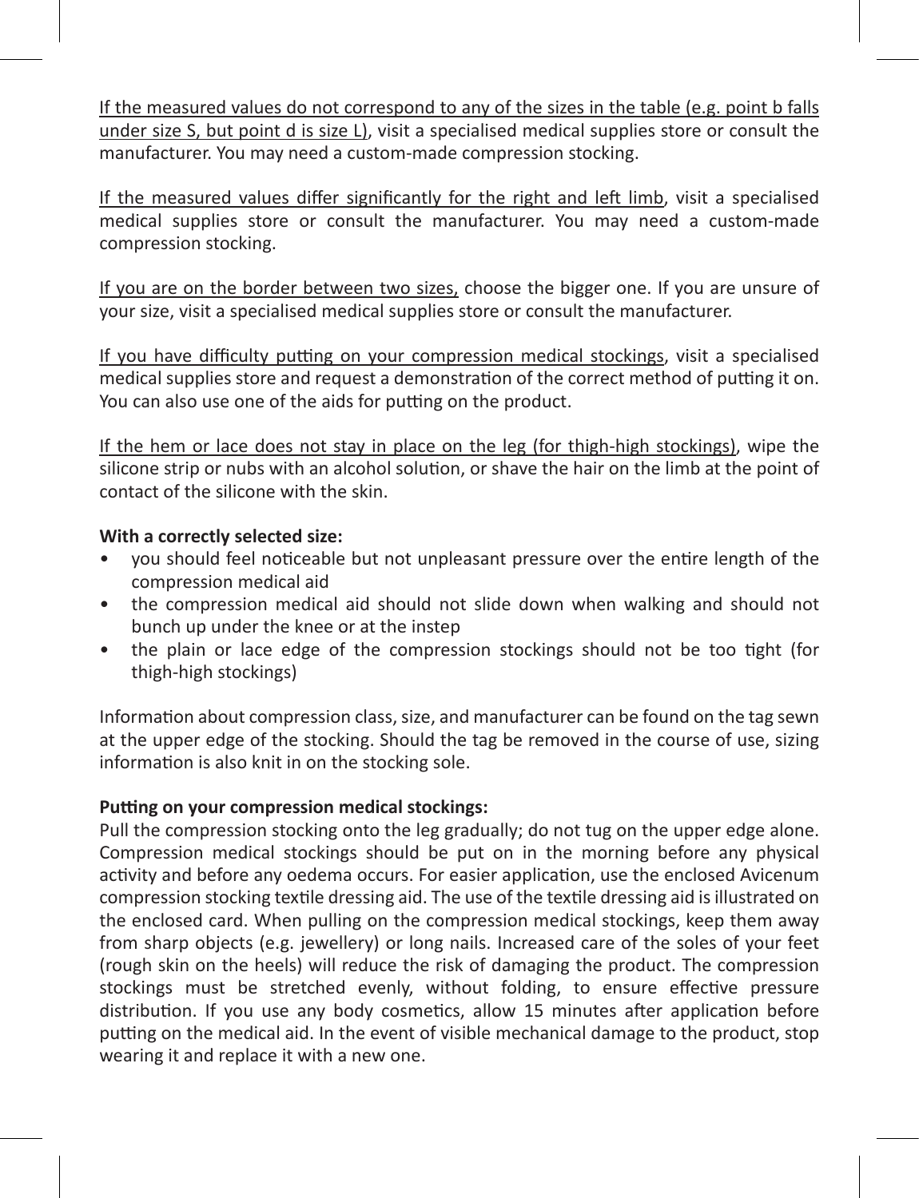<u>If the measured values do not correspond to any of the sizes in the table (e.g. point b falls under size S, but point d is size L)</u>, visit a specialised medical supplies store or consult the manufacturer. You may need a custom-made compression stocking.

<u>If the measured values differ significantly for the right and left limb</u>, visit a specialised medical supplies store or consult the manufacturer. You may need a custom-made compression stocking.

<u>If you are on the border between two sizes,</u> choose the bigger one. If you are unsure of your size, visit a specialised medical supplies store or consult the manufacturer.

<u>If you have difficulty putting on your compression medical stockings</u>, visit a specialised medical supplies store and request a demonstration of the correct method of putting it on. You can also use one of the aids for putting on the product.

<u>If the hem or lace does not stay in place on the leg (for thigh-high stockings)</u>, wipe the silicone strip or nubs with an alcohol solution, or shave the hair on the limb at the point of contact of the silicone with the skin.

**With a correctly selected size:**

- you should feel noticeable but not unpleasant pressure over the entire length of the compression medical aid
- the compression medical aid should not slide down when walking and should not bunch up under the knee or at the instep
- the plain or lace edge of the compression stockings should not be too tight (for thigh-high stockings)

Information about compression class, size, and manufacturer can be found on the tag sewn at the upper edge of the stocking. Should the tag be removed in the course of use, sizing information is also knit in on the stocking sole.

**Putting on your compression medical stockings:**

Pull the compression stocking onto the leg gradually; do not tug on the upper edge alone. Compression medical stockings should be put on in the morning before any physical activity and before any oedema occurs. For easier application, use the enclosed Avicenum compression stocking textile dressing aid. The use of the textile dressing aid is illustrated on the enclosed card. When pulling on the compression medical stockings, keep them away from sharp objects (e.g. jewellery) or long nails. Increased care of the soles of your feet (rough skin on the heels) will reduce the risk of damaging the product. The compression stockings must be stretched evenly, without folding, to ensure effective pressure distribution. If you use any body cosmetics, allow 15 minutes after application before putting on the medical aid. In the event of visible mechanical damage to the product, stop wearing it and replace it with a new one.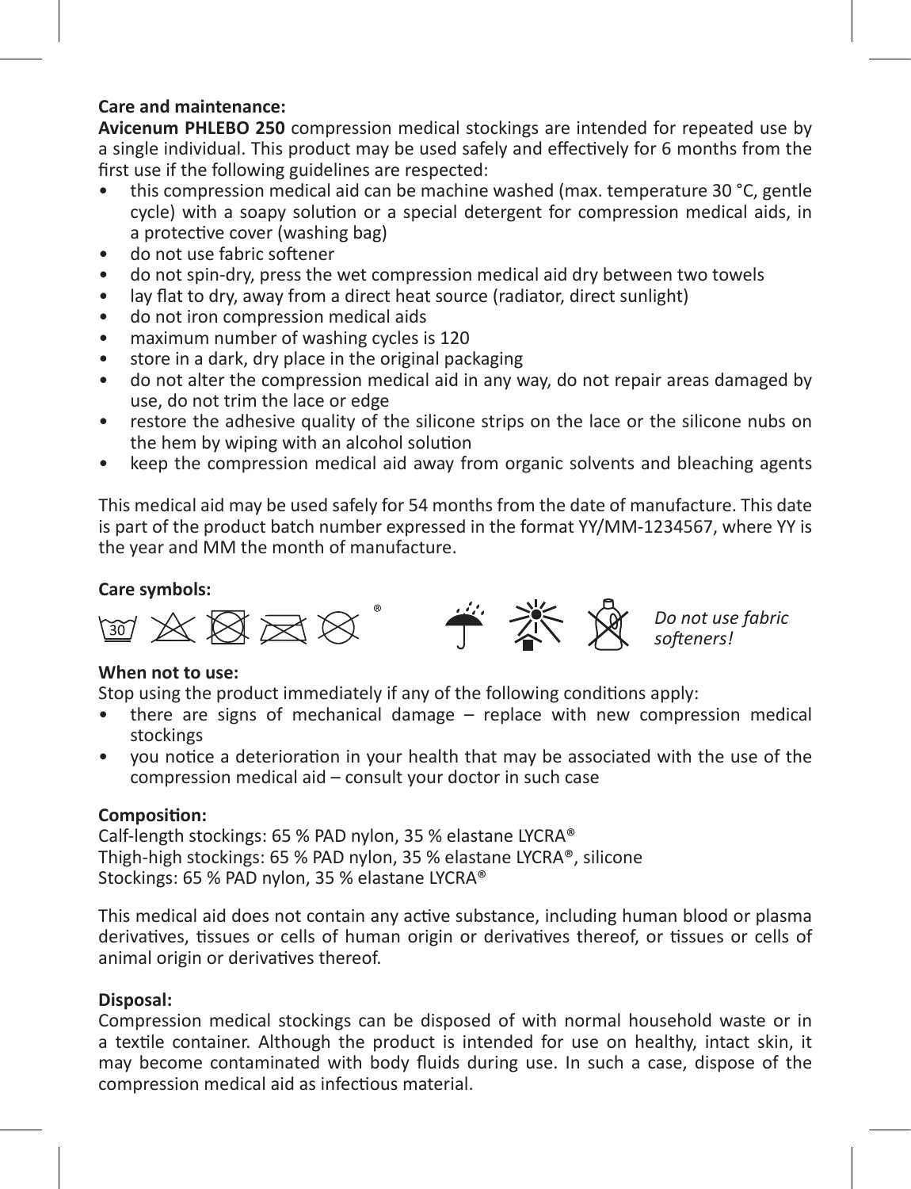**Care and maintenance:**
**Avicenum PHLEBO 250** compression medical stockings are intended for repeated use by a single individual. This product may be used safely and effectively for 6 months from the first use if the following guidelines are respected:

- this compression medical aid can be machine washed (max. temperature 30 °C, gentle cycle) with a soapy solution or a special detergent for compression medical aids, in a protective cover (washing bag)
- do not use fabric softener
- do not spin-dry, press the wet compression medical aid dry between two towels
- lay flat to dry, away from a direct heat source (radiator, direct sunlight)
- do not iron compression medical aids
- maximum number of washing cycles is 120
- store in a dark, dry place in the original packaging
- do not alter the compression medical aid in any way, do not repair areas damaged by use, do not trim the lace or edge
- restore the adhesive quality of the silicone strips on the lace or the silicone nubs on the hem by wiping with an alcohol solution
- keep the compression medical aid away from organic solvents and bleaching agents

This medical aid may be used safely for 54 months from the date of manufacture. This date is part of the product batch number expressed in the format YY/MM-1234567, where YY is the year and MM the month of manufacture.

**Care symbols:**

30 ®

*Do not use fabric softeners!*

**When not to use:**
Stop using the product immediately if any of the following conditions apply:

- there are signs of mechanical damage – replace with new compression medical stockings
- you notice a deterioration in your health that may be associated with the use of the compression medical aid – consult your doctor in such case

**Composition:**
Calf-length stockings: 65 % PAD nylon, 35 % elastane LYCRA®
Thigh-high stockings: 65 % PAD nylon, 35 % elastane LYCRA®, silicone
Stockings: 65 % PAD nylon, 35 % elastane LYCRA®

This medical aid does not contain any active substance, including human blood or plasma derivatives, tissues or cells of human origin or derivatives thereof, or tissues or cells of animal origin or derivatives thereof.

**Disposal:**
Compression medical stockings can be disposed of with normal household waste or in a textile container. Although the product is intended for use on healthy, intact skin, it may become contaminated with body fluids during use. In such a case, dispose of the compression medical aid as infectious material.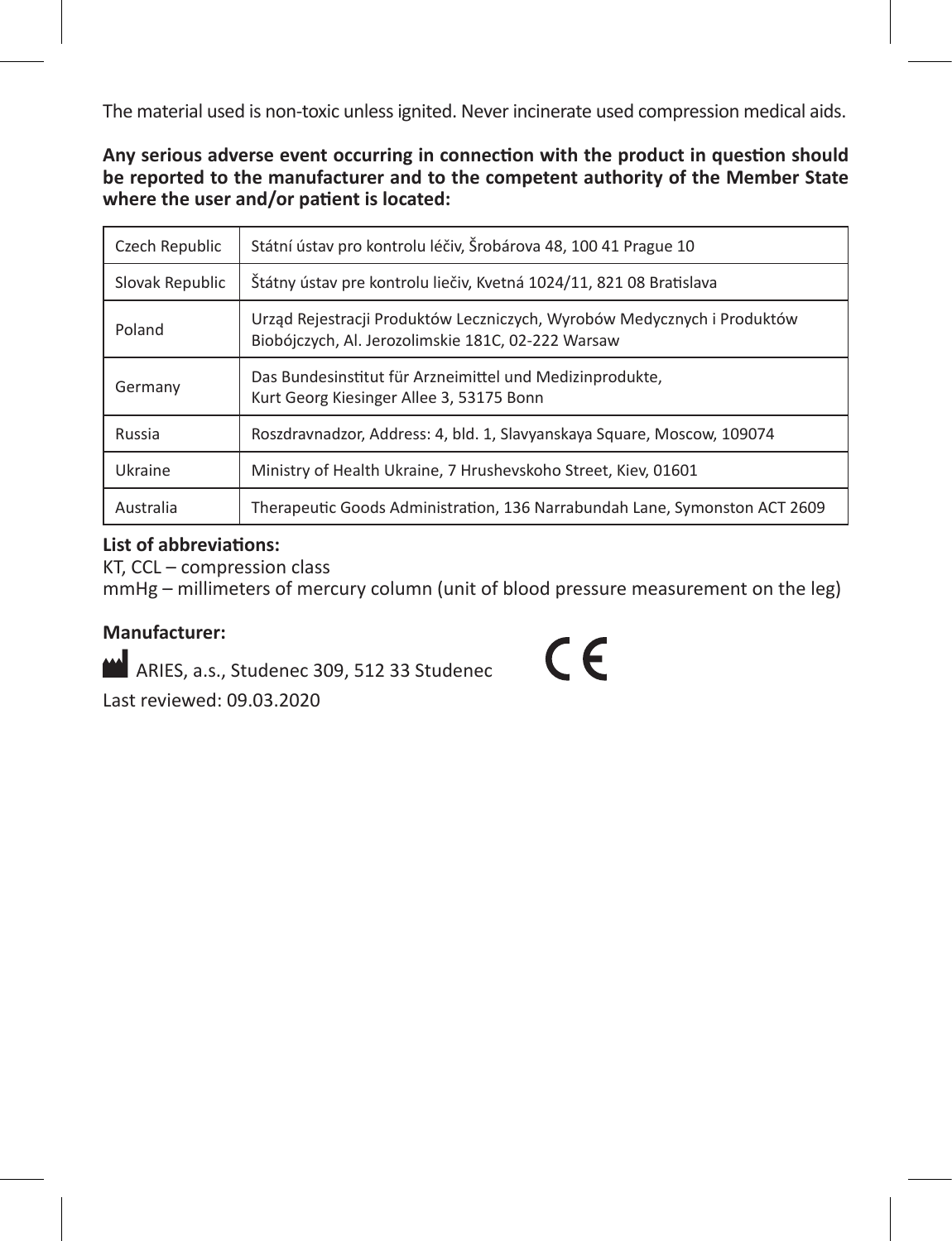The material used is non-toxic unless ignited. Never incinerate used compression medical aids.

**Any serious adverse event occurring in connection with the product in question should be reported to the manufacturer and to the competent authority of the Member State where the user and/or patient is located:**

| | |
|---|---|
| Czech Republic | Státní ústav pro kontrolu léčiv, Šrobárova 48, 100 41 Prague 10 |
| Slovak Republic | Štátny ústav pre kontrolu liečiv, Kvetná 1024/11, 821 08 Bratislava |
| Poland | Urząd Rejestracji Produktów Leczniczych, Wyrobów Medycznych i Produktów Biobójczych, Al. Jerozolimskie 181C, 02-222 Warsaw |
| Germany | Das Bundesinstitut für Arzneimittel und Medizinprodukte, Kurt Georg Kiesinger Allee 3, 53175 Bonn |
| Russia | Roszdravnadzor, Address: 4, bld. 1, Slavyanskaya Square, Moscow, 109074 |
| Ukraine | Ministry of Health Ukraine, 7 Hrushevskoho Street, Kiev, 01601 |
| Australia | Therapeutic Goods Administration, 136 Narrabundah Lane, Symonston ACT 2609 |

**List of abbreviations:**

KT, CCL – compression class

mmHg – millimeters of mercury column (unit of blood pressure measurement on the leg)

**Manufacturer:**

ARIES, a.s., Studenec 309, 512 33 Studenec

CE

Last reviewed: 09.03.2020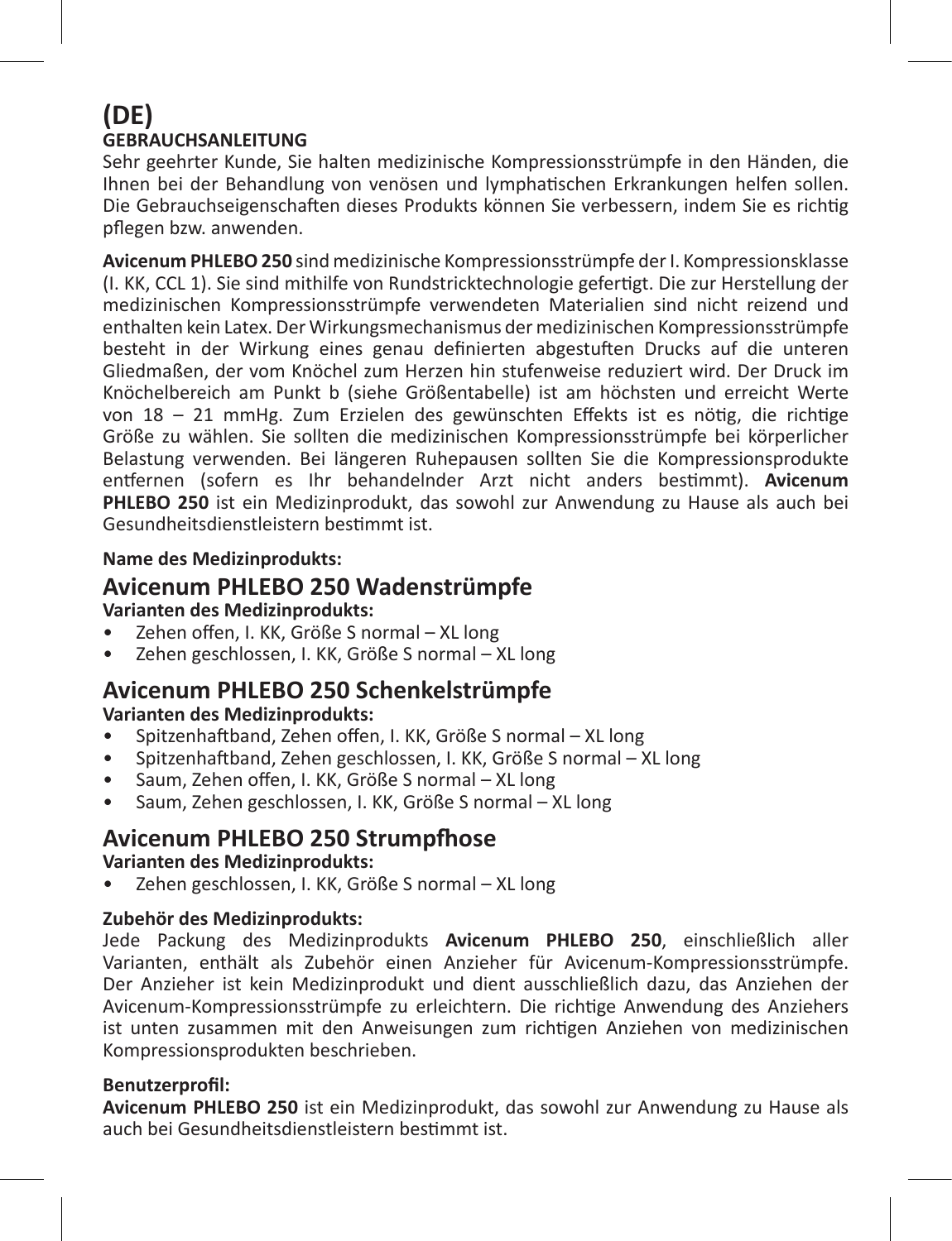# (DE)

**GEBRAUCHSANLEITUNG**

Sehr geehrter Kunde, Sie halten medizinische Kompressionsstrümpfe in den Händen, die Ihnen bei der Behandlung von venösen und lymphatischen Erkrankungen helfen sollen. Die Gebrauchseigenschaften dieses Produkts können Sie verbessern, indem Sie es richtig pflegen bzw. anwenden.

**Avicenum PHLEBO 250** sind medizinische Kompressionsstrümpfe der I. Kompressionsklasse (I. KK, CCL 1). Sie sind mithilfe von Rundstricktechnologie gefertigt. Die zur Herstellung der medizinischen Kompressionsstrümpfe verwendeten Materialien sind nicht reizend und enthalten kein Latex. Der Wirkungsmechanismus der medizinischen Kompressionsstrümpfe besteht in der Wirkung eines genau definierten abgestuften Drucks auf die unteren Gliedmaßen, der vom Knöchel zum Herzen hin stufenweise reduziert wird. Der Druck im Knöchelbereich am Punkt b (siehe Größentabelle) ist am höchsten und erreicht Werte von 18 – 21 mmHg. Zum Erzielen des gewünschten Effekts ist es nötig, die richtige Größe zu wählen. Sie sollten die medizinischen Kompressionsstrümpfe bei körperlicher Belastung verwenden. Bei längeren Ruhepausen sollten Sie die Kompressionsprodukte entfernen (sofern es Ihr behandelnder Arzt nicht anders bestimmt). **Avicenum PHLEBO 250** ist ein Medizinprodukt, das sowohl zur Anwendung zu Hause als auch bei Gesundheitsdienstleistern bestimmt ist.

**Name des Medizinprodukts:**

## Avicenum PHLEBO 250 Wadenstrümpfe

**Varianten des Medizinprodukts:**

- Zehen offen, I. KK, Größe S normal – XL long
- Zehen geschlossen, I. KK, Größe S normal – XL long

## Avicenum PHLEBO 250 Schenkelstrümpfe

**Varianten des Medizinprodukts:**

- Spitzenhaftband, Zehen offen, I. KK, Größe S normal – XL long
- Spitzenhaftband, Zehen geschlossen, I. KK, Größe S normal – XL long
- Saum, Zehen offen, I. KK, Größe S normal – XL long
- Saum, Zehen geschlossen, I. KK, Größe S normal – XL long

## Avicenum PHLEBO 250 Strumpfhose

**Varianten des Medizinprodukts:**

- Zehen geschlossen, I. KK, Größe S normal – XL long

**Zubehör des Medizinprodukts:**

Jede Packung des Medizinprodukts **Avicenum PHLEBO 250**, einschließlich aller Varianten, enthält als Zubehör einen Anzieher für Avicenum-Kompressionsstrümpfe. Der Anzieher ist kein Medizinprodukt und dient ausschließlich dazu, das Anziehen der Avicenum-Kompressionsstrümpfe zu erleichtern. Die richtige Anwendung des Anziehers ist unten zusammen mit den Anweisungen zum richtigen Anziehen von medizinischen Kompressionsprodukten beschrieben.

**Benutzerprofil:**

**Avicenum PHLEBO 250** ist ein Medizinprodukt, das sowohl zur Anwendung zu Hause als auch bei Gesundheitsdienstleistern bestimmt ist.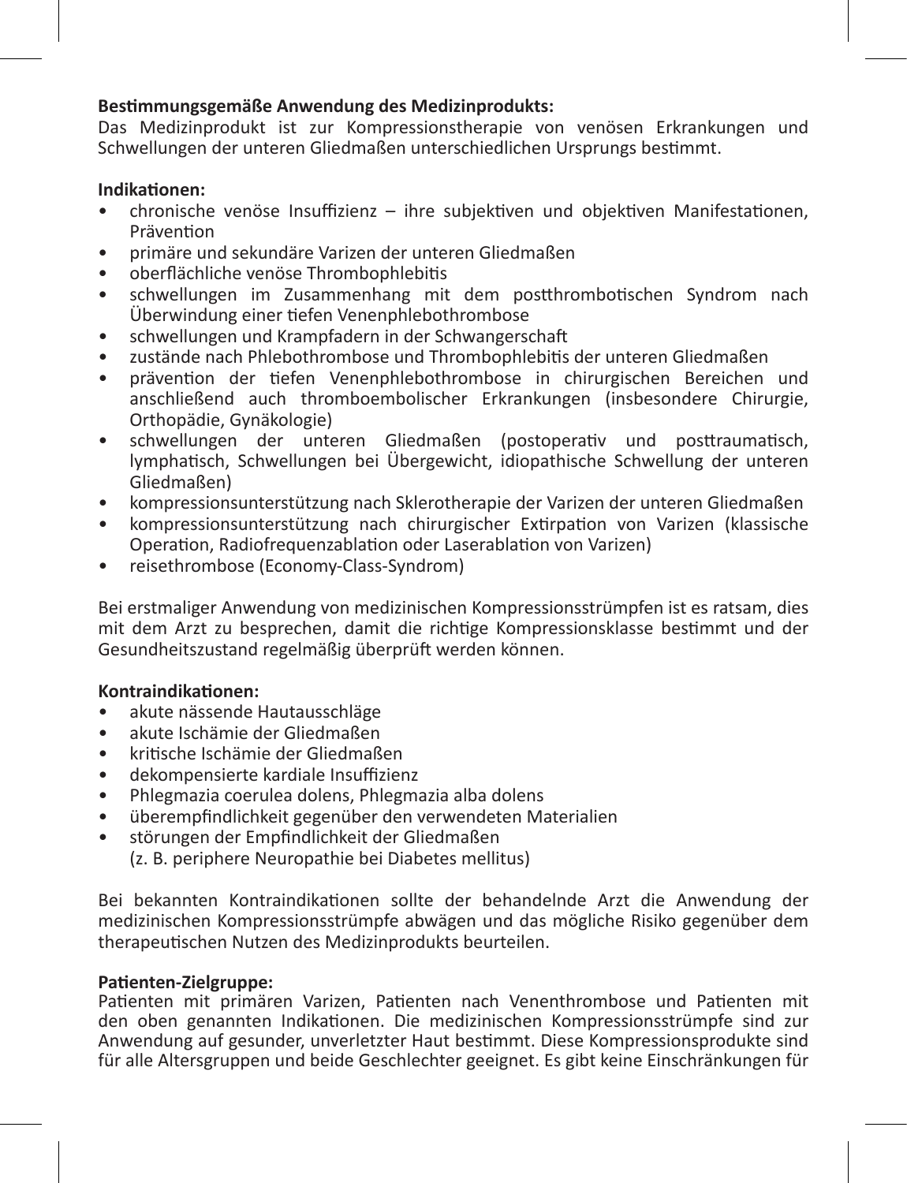**Bestimmungsgemäße Anwendung des Medizinprodukts:**
Das Medizinprodukt ist zur Kompressionstherapie von venösen Erkrankungen und Schwellungen der unteren Gliedmaßen unterschiedlichen Ursprungs bestimmt.

**Indikationen:**

- chronische venöse Insuffizienz – ihre subjektiven und objektiven Manifestationen, Prävention
- primäre und sekundäre Varizen der unteren Gliedmaßen
- oberflächliche venöse Thrombophlebitis
- schwellungen im Zusammenhang mit dem postthrombotischen Syndrom nach Überwindung einer tiefen Venenphlebothrombose
- schwellungen und Krampfadern in der Schwangerschaft
- zustände nach Phlebothrombose und Thrombophlebitis der unteren Gliedmaßen
- prävention der tiefen Venenphlebothrombose in chirurgischen Bereichen und anschließend auch thromboembolischer Erkrankungen (insbesondere Chirurgie, Orthopädie, Gynäkologie)
- schwellungen der unteren Gliedmaßen (postoperativ und posttraumatisch, lymphatisch, Schwellungen bei Übergewicht, idiopathische Schwellung der unteren Gliedmaßen)
- kompressionsunterstützung nach Sklerotherapie der Varizen der unteren Gliedmaßen
- kompressionsunterstützung nach chirurgischer Extirpation von Varizen (klassische Operation, Radiofrequenzablation oder Laserablation von Varizen)
- reisethrombose (Economy-Class-Syndrom)

Bei erstmaliger Anwendung von medizinischen Kompressionsstrümpfen ist es ratsam, dies mit dem Arzt zu besprechen, damit die richtige Kompressionsklasse bestimmt und der Gesundheitszustand regelmäßig überprüft werden können.

**Kontraindikationen:**

- akute nässende Hautausschläge
- akute Ischämie der Gliedmaßen
- kritische Ischämie der Gliedmaßen
- dekompensierte kardiale Insuffizienz
- Phlegmazia coerulea dolens, Phlegmazia alba dolens
- überempfindlichkeit gegenüber den verwendeten Materialien
- störungen der Empfindlichkeit der Gliedmaßen
  (z. B. periphere Neuropathie bei Diabetes mellitus)

Bei bekannten Kontraindikationen sollte der behandelnde Arzt die Anwendung der medizinischen Kompressionsstrümpfe abwägen und das mögliche Risiko gegenüber dem therapeutischen Nutzen des Medizinprodukts beurteilen.

**Patienten-Zielgruppe:**
Patienten mit primären Varizen, Patienten nach Venenthrombose und Patienten mit den oben genannten Indikationen. Die medizinischen Kompressionsstrümpfe sind zur Anwendung auf gesunder, unverletzter Haut bestimmt. Diese Kompressionsprodukte sind für alle Altersgruppen und beide Geschlechter geeignet. Es gibt keine Einschränkungen für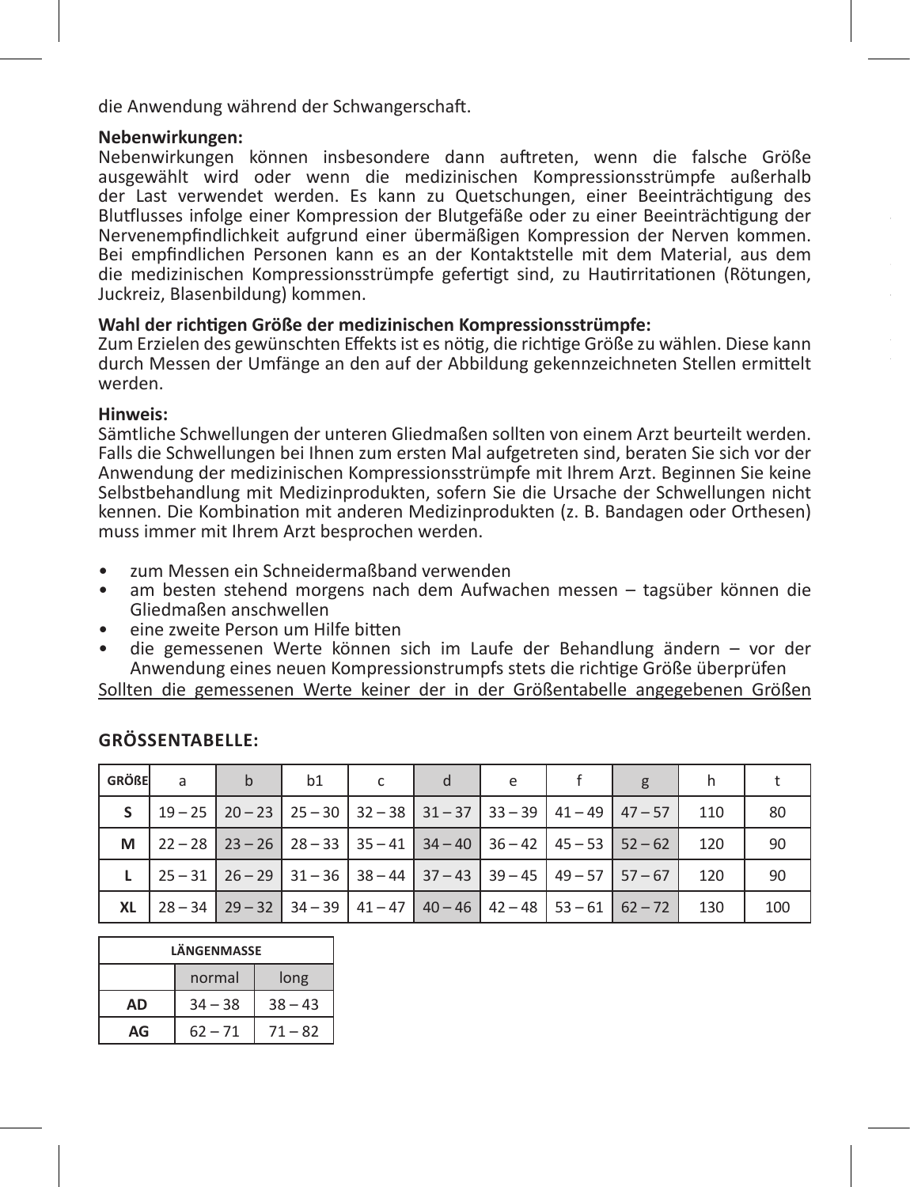die Anwendung während der Schwangerschaft.

**Nebenwirkungen:**
Nebenwirkungen können insbesondere dann auftreten, wenn die falsche Größe ausgewählt wird oder wenn die medizinischen Kompressionsstrümpfe außerhalb der Last verwendet werden. Es kann zu Quetschungen, einer Beeinträchtigung des Blutflusses infolge einer Kompression der Blutgefäße oder zu einer Beeinträchtigung der Nervenempfindlichkeit aufgrund einer übermäßigen Kompression der Nerven kommen. Bei empfindlichen Personen kann es an der Kontaktstelle mit dem Material, aus dem die medizinischen Kompressionsstrümpfe gefertigt sind, zu Hautirritationen (Rötungen, Juckreiz, Blasenbildung) kommen.

**Wahl der richtigen Größe der medizinischen Kompressionsstrümpfe:**
Zum Erzielen des gewünschten Effekts ist es nötig, die richtige Größe zu wählen. Diese kann durch Messen der Umfänge an den auf der Abbildung gekennzeichneten Stellen ermittelt werden.

**Hinweis:**
Sämtliche Schwellungen der unteren Gliedmaßen sollten von einem Arzt beurteilt werden. Falls die Schwellungen bei Ihnen zum ersten Mal aufgetreten sind, beraten Sie sich vor der Anwendung der medizinischen Kompressionsstrümpfe mit Ihrem Arzt. Beginnen Sie keine Selbstbehandlung mit Medizinprodukten, sofern Sie die Ursache der Schwellungen nicht kennen. Die Kombination mit anderen Medizinprodukten (z. B. Bandagen oder Orthesen) muss immer mit Ihrem Arzt besprochen werden.

- zum Messen ein Schneidermaßband verwenden
- am besten stehend morgens nach dem Aufwachen messen – tagsüber können die Gliedmaßen anschwellen
- eine zweite Person um Hilfe bitten
- die gemessenen Werte können sich im Laufe der Behandlung ändern – vor der Anwendung eines neuen Kompressionstrumpfs stets die richtige Größe überprüfen

Sollten die gemessenen Werte keiner der in der Größentabelle angegebenen Größen

**GRÖSSENTABELLE:**

| GRÖßE | a | b | b1 | c | d | e | f | g | h | t |
|---|---|---|---|---|---|---|---|---|---|---|
| S | 19 – 25 | 20 – 23 | 25 – 30 | 32 – 38 | 31 – 37 | 33 – 39 | 41 – 49 | 47 – 57 | 110 | 80 |
| M | 22 – 28 | 23 – 26 | 28 – 33 | 35 – 41 | 34 – 40 | 36 – 42 | 45 – 53 | 52 – 62 | 120 | 90 |
| L | 25 – 31 | 26 – 29 | 31 – 36 | 38 – 44 | 37 – 43 | 39 – 45 | 49 – 57 | 57 – 67 | 120 | 90 |
| XL | 28 – 34 | 29 – 32 | 34 – 39 | 41 – 47 | 40 – 46 | 42 – 48 | 53 – 61 | 62 – 72 | 130 | 100 |

| LÄNGENMASSE | | |
|---|---|---|
| | normal | long |
| AD | 34 – 38 | 38 – 43 |
| AG | 62 – 71 | 71 – 82 |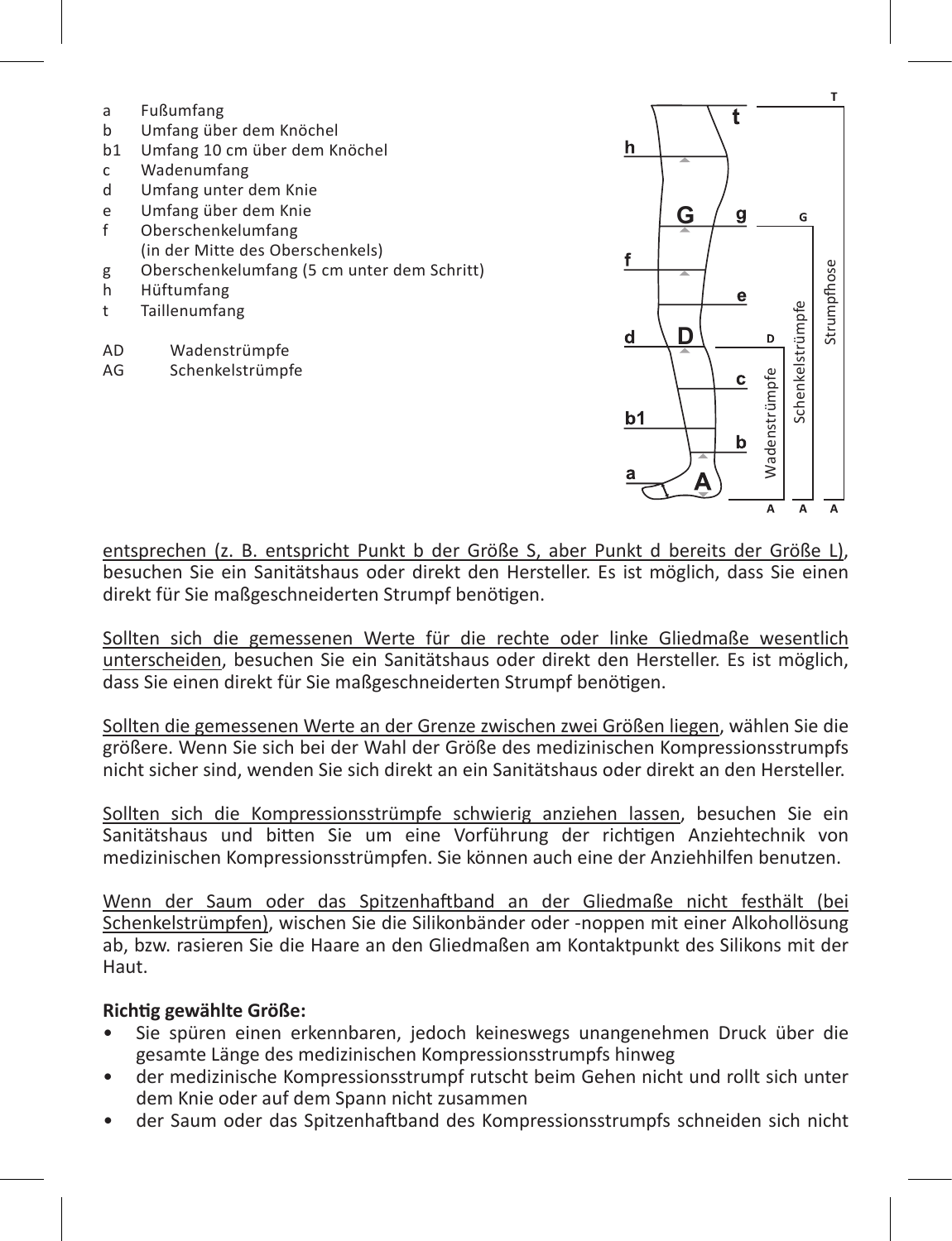a Fußumfang
b Umfang über dem Knöchel
b1 Umfang 10 cm über dem Knöchel
c Wadenumfang
d Umfang unter dem Knie
e Umfang über dem Knie
f Oberschenkelumfang
(in der Mitte des Oberschenkels)
g Oberschenkelumfang (5 cm unter dem Schritt)
h Hüftumfang
t Taillenumfang

AD Wadenstrümpfe
AG Schenkelstrümpfe

entsprechen (z. B. entspricht Punkt b der Größe S, aber Punkt d bereits der Größe L), besuchen Sie ein Sanitätshaus oder direkt den Hersteller. Es ist möglich, dass Sie einen direkt für Sie maßgeschneiderten Strumpf benötigen.

Sollten sich die gemessenen Werte für die rechte oder linke Gliedmaße wesentlich unterscheiden, besuchen Sie ein Sanitätshaus oder direkt den Hersteller. Es ist möglich, dass Sie einen direkt für Sie maßgeschneiderten Strumpf benötigen.

Sollten die gemessenen Werte an der Grenze zwischen zwei Größen liegen, wählen Sie die größere. Wenn Sie sich bei der Wahl der Größe des medizinischen Kompressionsstrumpfs nicht sicher sind, wenden Sie sich direkt an ein Sanitätshaus oder direkt an den Hersteller.

Sollten sich die Kompressionsstrümpfe schwierig anziehen lassen, besuchen Sie ein Sanitätshaus und bitten Sie um eine Vorführung der richtigen Anziehtechnik von medizinischen Kompressionsstrümpfen. Sie können auch eine der Anziehhilfen benutzen.

Wenn der Saum oder das Spitzenhaftband an der Gliedmaße nicht festhält (bei Schenkelstrümpfen), wischen Sie die Silikonbänder oder -noppen mit einer Alkohollösung ab, bzw. rasieren Sie die Haare an den Gliedmaßen am Kontaktpunkt des Silikons mit der Haut.

**Richtig gewählte Größe:**

- Sie spüren einen erkennbaren, jedoch keineswegs unangenehmen Druck über die gesamte Länge des medizinischen Kompressionsstrumpfs hinweg
- der medizinische Kompressionsstrumpf rutscht beim Gehen nicht und rollt sich unter dem Knie oder auf dem Spann nicht zusammen
- der Saum oder das Spitzenhaftband des Kompressionsstrumpfs schneiden sich nicht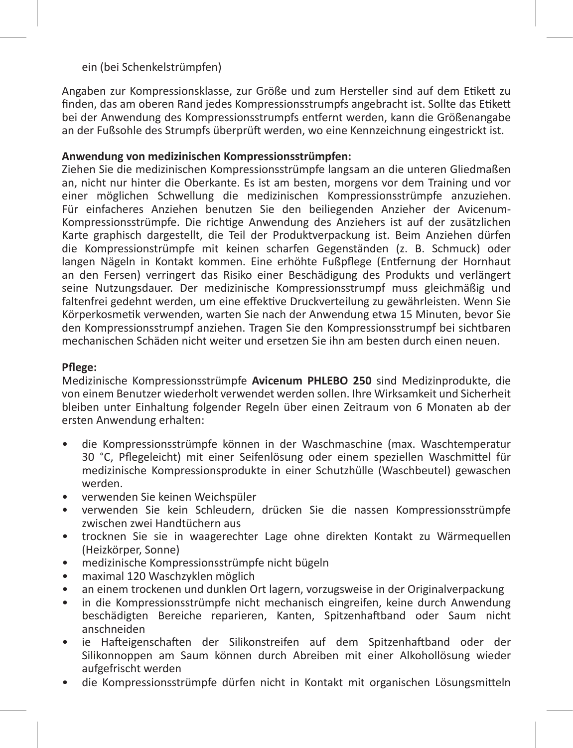ein (bei Schenkelstrümpfen)

Angaben zur Kompressionsklasse, zur Größe und zum Hersteller sind auf dem Etikett zu finden, das am oberen Rand jedes Kompressionsstrumpfs angebracht ist. Sollte das Etikett bei der Anwendung des Kompressionsstrumpfs entfernt werden, kann die Größenangabe an der Fußsohle des Strumpfs überprüft werden, wo eine Kennzeichnung eingestrickt ist.

**Anwendung von medizinischen Kompressionsstrümpfen:**
Ziehen Sie die medizinischen Kompressionsstrümpfe langsam an die unteren Gliedmaßen an, nicht nur hinter die Oberkante. Es ist am besten, morgens vor dem Training und vor einer möglichen Schwellung die medizinischen Kompressionsstrümpfe anzuziehen. Für einfacheres Anziehen benutzen Sie den beiliegenden Anzieher der Avicenum-Kompressionsstrümpfe. Die richtige Anwendung des Anziehers ist auf der zusätzlichen Karte graphisch dargestellt, die Teil der Produktverpackung ist. Beim Anziehen dürfen die Kompressionstrümpfe mit keinen scharfen Gegenständen (z. B. Schmuck) oder langen Nägeln in Kontakt kommen. Eine erhöhte Fußpflege (Entfernung der Hornhaut an den Fersen) verringert das Risiko einer Beschädigung des Produkts und verlängert seine Nutzungsdauer. Der medizinische Kompressionsstrumpf muss gleichmäßig und faltenfrei gedehnt werden, um eine effektive Druckverteilung zu gewährleisten. Wenn Sie Körperkosmetik verwenden, warten Sie nach der Anwendung etwa 15 Minuten, bevor Sie den Kompressionsstrumpf anziehen. Tragen Sie den Kompressionsstrumpf bei sichtbaren mechanischen Schäden nicht weiter und ersetzen Sie ihn am besten durch einen neuen.

**Pflege:**
Medizinische Kompressionsstrümpfe **Avicenum PHLEBO 250** sind Medizinprodukte, die von einem Benutzer wiederholt verwendet werden sollen. Ihre Wirksamkeit und Sicherheit bleiben unter Einhaltung folgender Regeln über einen Zeitraum von 6 Monaten ab der ersten Anwendung erhalten:

- die Kompressionsstrümpfe können in der Waschmaschine (max. Waschtemperatur 30 °C, Pflegeleicht) mit einer Seifenlösung oder einem speziellen Waschmittel für medizinische Kompressionsprodukte in einer Schutzhülle (Waschbeutel) gewaschen werden.
- verwenden Sie keinen Weichspüler
- verwenden Sie kein Schleudern, drücken Sie die nassen Kompressionsstrümpfe zwischen zwei Handtüchern aus
- trocknen Sie sie in waagerechter Lage ohne direkten Kontakt zu Wärmequellen (Heizkörper, Sonne)
- medizinische Kompressionsstrümpfe nicht bügeln
- maximal 120 Waschzyklen möglich
- an einem trockenen und dunklen Ort lagern, vorzugsweise in der Originalverpackung
- in die Kompressionsstrümpfe nicht mechanisch eingreifen, keine durch Anwendung beschädigten Bereiche reparieren, Kanten, Spitzenhaftband oder Saum nicht anschneiden
- ie Hafteigenschaften der Silikonstreifen auf dem Spitzenhaftband oder der Silikonnoppen am Saum können durch Abreiben mit einer Alkohollösung wieder aufgefrischt werden
- die Kompressionsstrümpfe dürfen nicht in Kontakt mit organischen Lösungsmitteln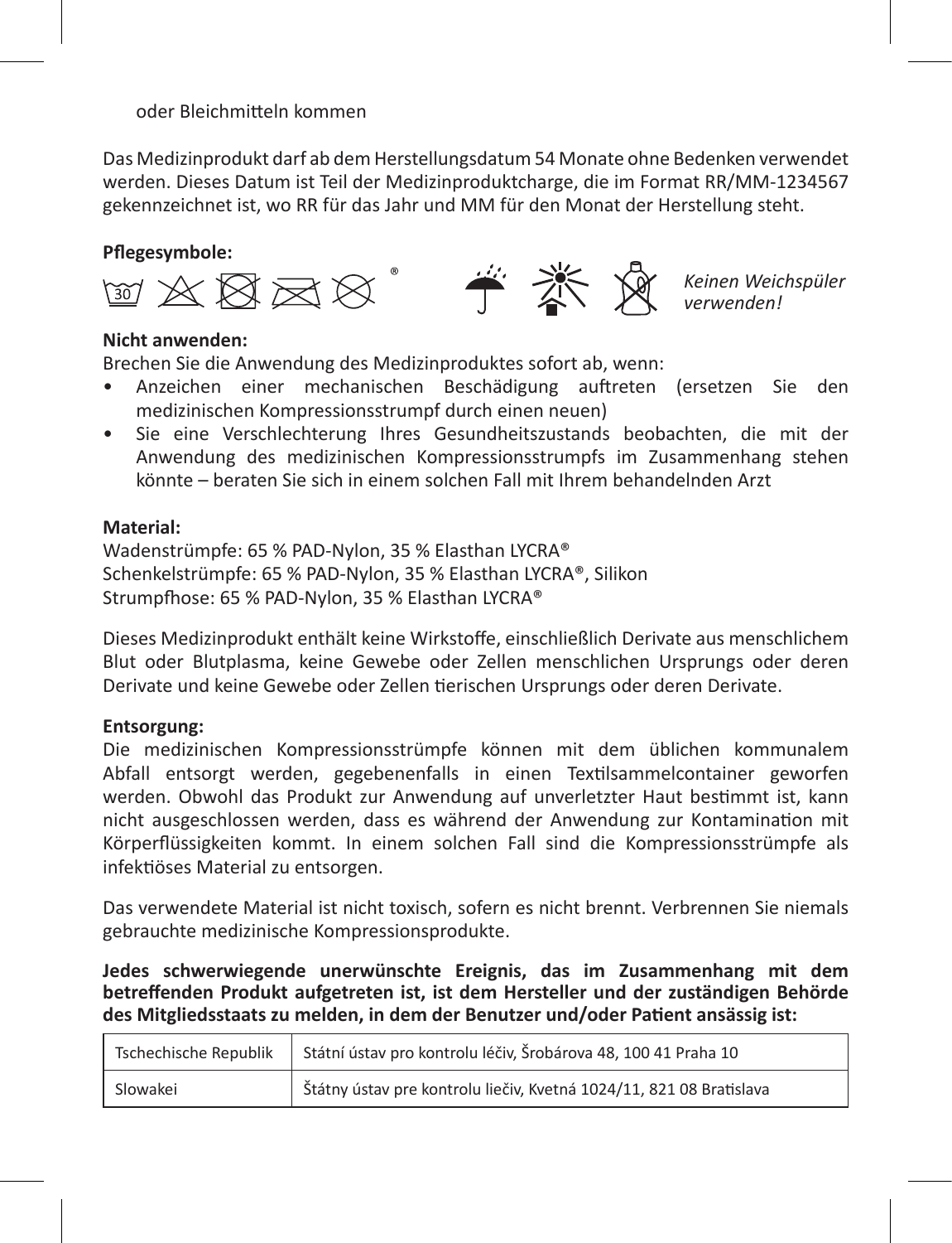oder Bleichmitteln kommen

Das Medizinprodukt darf ab dem Herstellungsdatum 54 Monate ohne Bedenken verwendet werden. Dieses Datum ist Teil der Medizinproduktcharge, die im Format RR/MM-1234567 gekennzeichnet ist, wo RR für das Jahr und MM für den Monat der Herstellung steht.

**Pflegesymbole:**

*Keinen Weichspüler verwenden!*

**Nicht anwenden:**
Brechen Sie die Anwendung des Medizinproduktes sofort ab, wenn:

- Anzeichen einer mechanischen Beschädigung auftreten (ersetzen Sie den medizinischen Kompressionsstrumpf durch einen neuen)
- Sie eine Verschlechterung Ihres Gesundheitszustands beobachten, die mit der Anwendung des medizinischen Kompressionsstrumpfs im Zusammenhang stehen könnte – beraten Sie sich in einem solchen Fall mit Ihrem behandelnden Arzt

**Material:**
Wadenstrümpfe: 65 % PAD-Nylon, 35 % Elasthan LYCRA®
Schenkelstrümpfe: 65 % PAD-Nylon, 35 % Elasthan LYCRA®, Silikon
Strumpfhose: 65 % PAD-Nylon, 35 % Elasthan LYCRA®

Dieses Medizinprodukt enthält keine Wirkstoffe, einschließlich Derivate aus menschlichem Blut oder Blutplasma, keine Gewebe oder Zellen menschlichen Ursprungs oder deren Derivate und keine Gewebe oder Zellen tierischen Ursprungs oder deren Derivate.

**Entsorgung:**
Die medizinischen Kompressionsstrümpfe können mit dem üblichen kommunalem Abfall entsorgt werden, gegebenenfalls in einen Textilsammelcontainer geworfen werden. Obwohl das Produkt zur Anwendung auf unverletzter Haut bestimmt ist, kann nicht ausgeschlossen werden, dass es während der Anwendung zur Kontamination mit Körperflüssigkeiten kommt. In einem solchen Fall sind die Kompressionsstrümpfe als infektiöses Material zu entsorgen.

Das verwendete Material ist nicht toxisch, sofern es nicht brennt. Verbrennen Sie niemals gebrauchte medizinische Kompressionsprodukte.

**Jedes schwerwiegende unerwünschte Ereignis, das im Zusammenhang mit dem betreffenden Produkt aufgetreten ist, ist dem Hersteller und der zuständigen Behörde des Mitgliedsstaats zu melden, in dem der Benutzer und/oder Patient ansässig ist:**

| | |
|---|---|
| Tschechische Republik | Státní ústav pro kontrolu léčiv, Šrobárova 48, 100 41 Praha 10 |
| Slowakei | Štátny ústav pre kontrolu liečiv, Kvetná 1024/11, 821 08 Bratislava |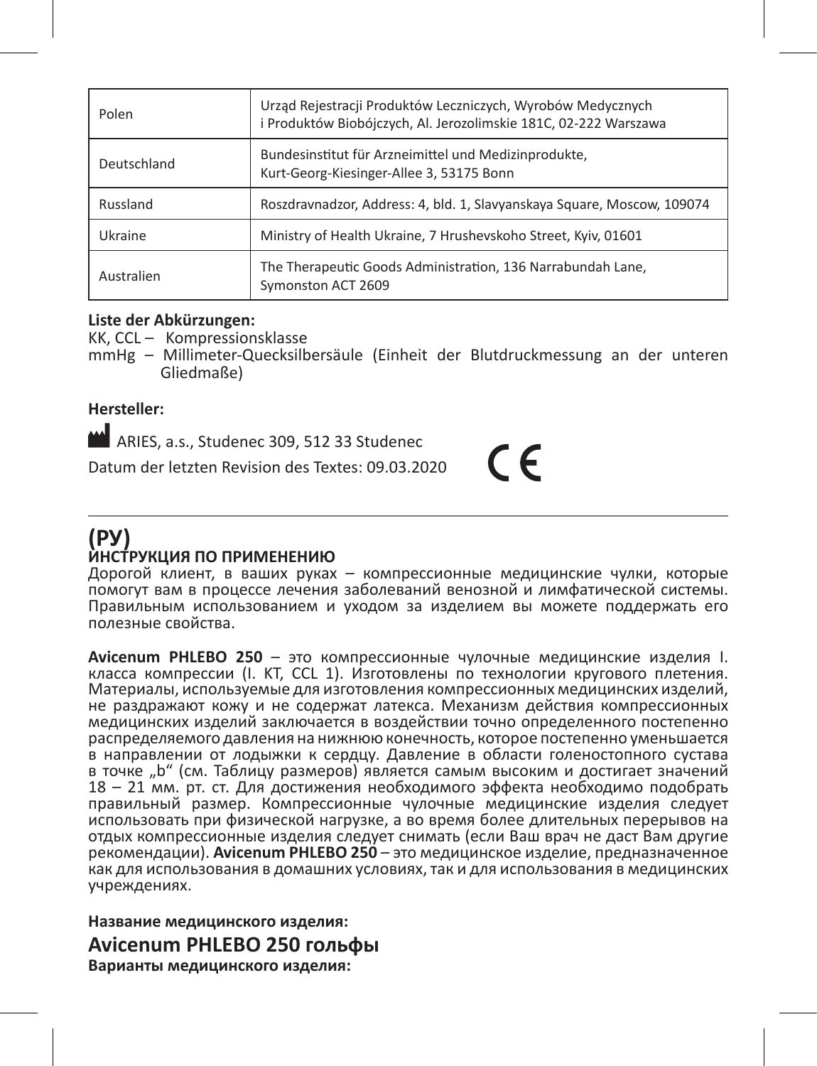| Polen | Urząd Rejestracji Produktów Leczniczych, Wyrobów Medycznych i Produktów Biobójczych, Al. Jerozolimskie 181C, 02-222 Warszawa |
|---|---|
| Deutschland | Bundesinstitut für Arzneimittel und Medizinprodukte, Kurt-Georg-Kiesinger-Allee 3, 53175 Bonn |
| Russland | Roszdravnadzor, Address: 4, bld. 1, Slavyanskaya Square, Moscow, 109074 |
| Ukraine | Ministry of Health Ukraine, 7 Hrushevskoho Street, Kyiv, 01601 |
| Australien | The Therapeutic Goods Administration, 136 Narrabundah Lane, Symonston ACT 2609 |

**Liste der Abkürzungen:**

KK, CCL – Kompressionsklasse

mmHg – Millimeter-Quecksilbersäule (Einheit der Blutdruckmessung an der unteren Gliedmaße)

**Hersteller:**

ARIES, a.s., Studenec 309, 512 33 Studenec

Datum der letzten Revision des Textes: 09.03.2020

CE

---

# (РУ)
## ИНСТРУКЦИЯ ПО ПРИМЕНЕНИЮ

Дорогой клиент, в ваших руках – компрессионные медицинские чулки, которые помогут вам в процессе лечения заболеваний венозной и лимфатической системы. Правильным использованием и уходом за изделием вы можете поддержать его полезные свойства.

**Avicenum PHLEBO 250** – это компрессионные чулочные медицинские изделия I. класса компрессии (I. KT, CCL 1). Изготовлены по технологии кругового плетения. Материалы, используемые для изготовления компрессионных медицинских изделий, не раздражают кожу и не содержат латекса. Механизм действия компрессионных медицинских изделий заключается в воздействии точно определенного постепенно распределяемого давления на нижнюю конечность, которое постепенно уменьшается в направлении от лодыжки к сердцу. Давление в области голеностопного сустава в точке „b“ (см. Таблицу размеров) является самым высоким и достигает значений 18 – 21 мм. рт. ст. Для достижения необходимого эффекта необходимо подобрать правильный размер. Компрессионные чулочные медицинские изделия следует использовать при физической нагрузке, а во время более длительных перерывов на отдых компрессионные изделия следует снимать (если Ваш врач не даст Вам другие рекомендации). **Avicenum PHLEBO 250** – это медицинское изделие, предназначенное как для использования в домашних условиях, так и для использования в медицинских учреждениях.

**Название медицинского изделия:**

**Avicenum PHLEBO 250 гольфы**

**Варианты медицинского изделия:**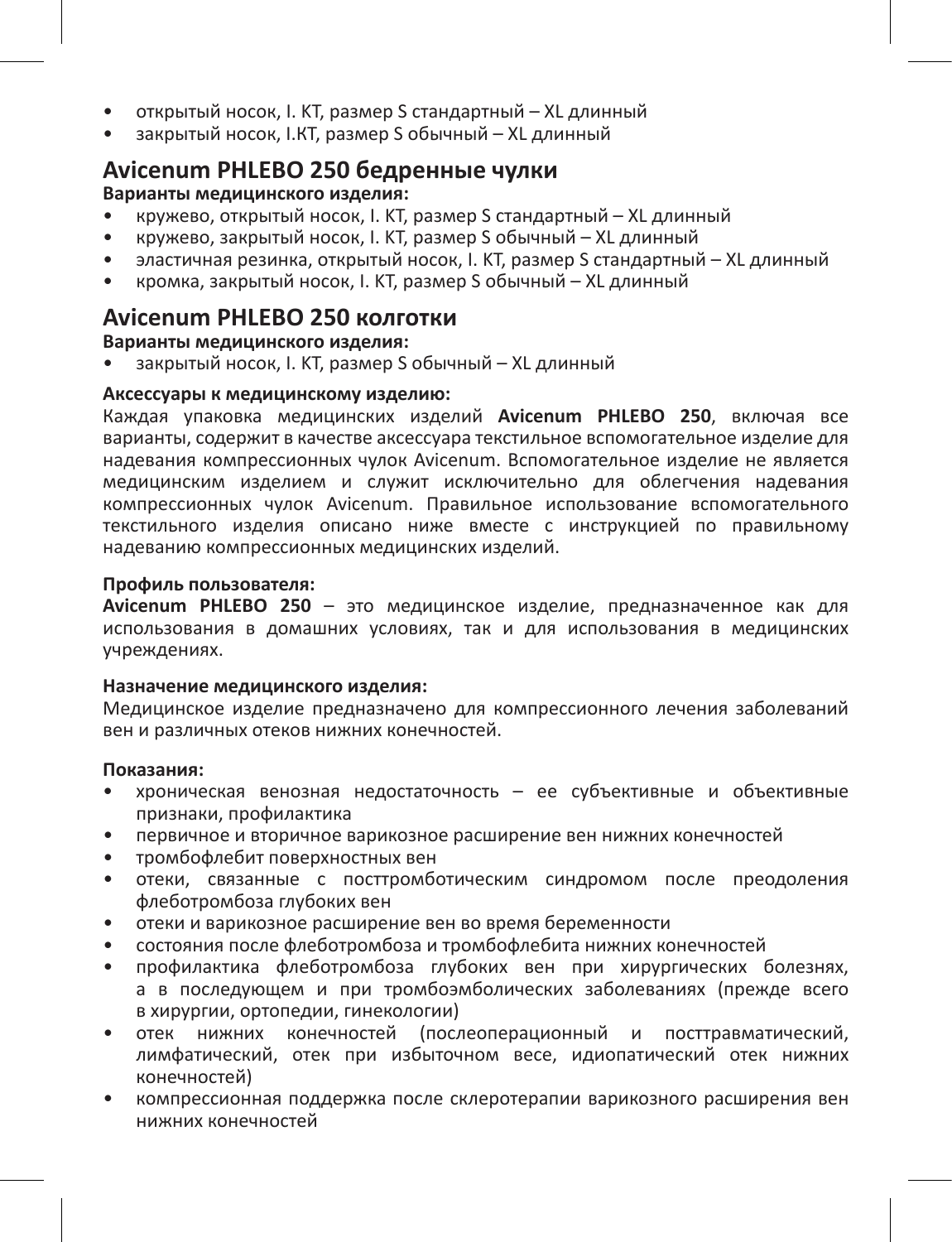- открытый носок, I. КТ, размер S стандартный – XL длинный
- закрытый носок, I.КТ, размер S обычный – XL длинный

## Avicenum PHLEBO 250 бедренные чулки

**Варианты медицинского изделия:**

- кружево, открытый носок, I. КТ, размер S стандартный – XL длинный
- кружево, закрытый носок, I. КТ, размер S обычный – XL длинный
- эластичная резинка, открытый носок, I. КТ, размер S стандартный – XL длинный
- кромка, закрытый носок, I. КТ, размер S обычный – XL длинный

## Avicenum PHLEBO 250 колготки

**Варианты медицинского изделия:**

- закрытый носок, I. КТ, размер S обычный – XL длинный

**Аксессуары к медицинскому изделию:**

Каждая упаковка медицинских изделий **Avicenum PHLEBO 250**, включая все варианты, содержит в качестве аксессуара текстильное вспомогательное изделие для надевания компрессионных чулок Avicenum. Вспомогательное изделие не является медицинским изделием и служит исключительно для облегчения надевания компрессионных чулок Avicenum. Правильное использование вспомогательного текстильного изделия описано ниже вместе с инструкцией по правильному надеванию компрессионных медицинских изделий.

**Профиль пользователя:**

**Avicenum PHLEBO 250** – это медицинское изделие, предназначенное как для использования в домашних условиях, так и для использования в медицинских учреждениях.

**Назначение медицинского изделия:**

Медицинское изделие предназначено для компрессионного лечения заболеваний вен и различных отеков нижних конечностей.

**Показания:**

- хроническая венозная недостаточность – ее субъективные и объективные признаки, профилактика
- первичное и вторичное варикозное расширение вен нижних конечностей
- тромбофлебит поверхностных вен
- отеки, связанные с посттромботическим синдромом после преодоления флеботромбоза глубоких вен
- отеки и варикозное расширение вен во время беременности
- состояния после флеботромбоза и тромбофлебита нижних конечностей
- профилактика флеботромбоза глубоких вен при хирургических болезнях, а в последующем и при тромбоэмболических заболеваниях (прежде всего в хирургии, ортопедии, гинекологии)
- отек нижних конечностей (послеоперационный и посттравматический, лимфатический, отек при избыточном весе, идиопатический отек нижних конечностей)
- компрессионная поддержка после склеротерапии варикозного расширения вен нижних конечностей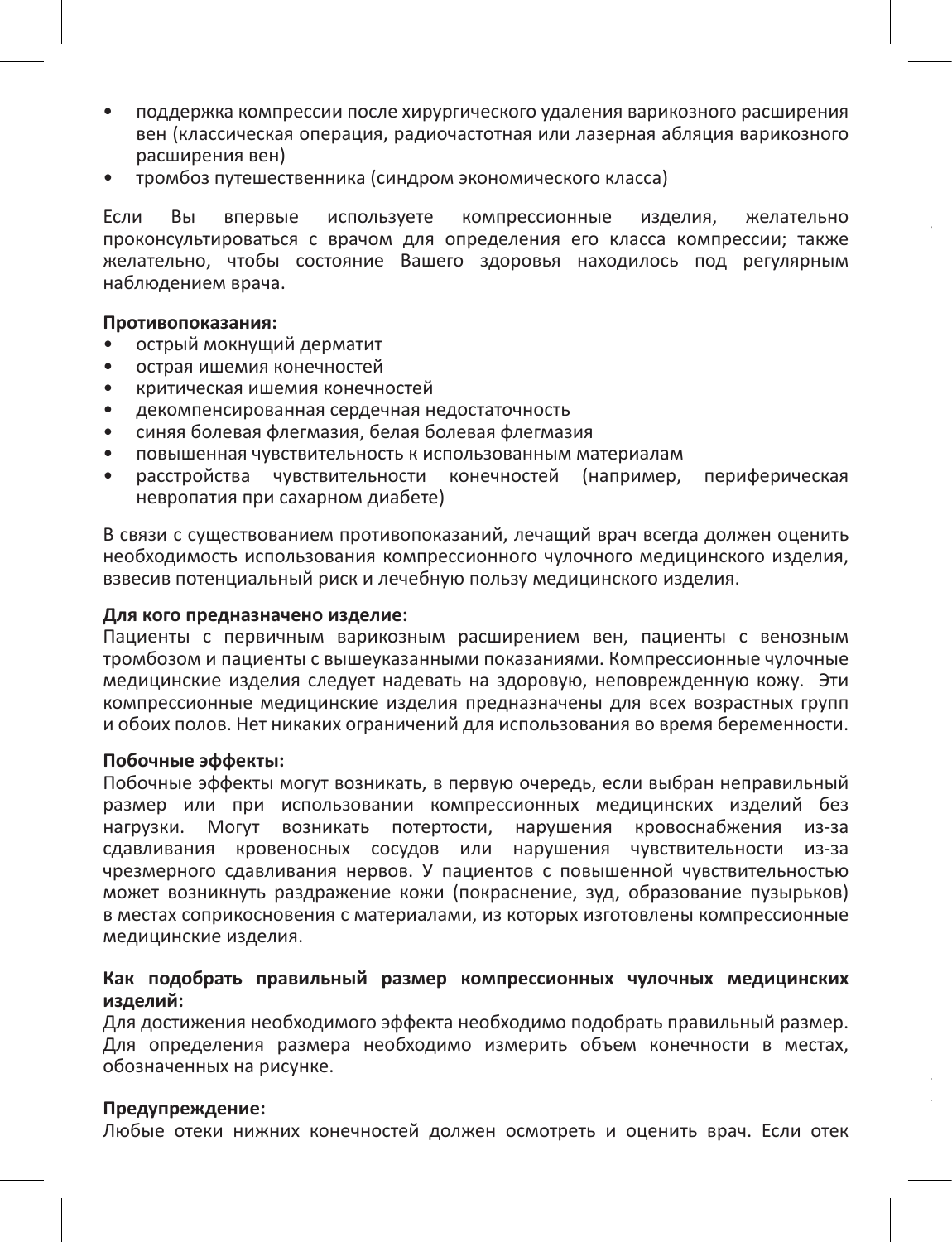- поддержка компрессии после хирургического удаления варикозного расширения вен (классическая операция, радиочастотная или лазерная абляция варикозного расширения вен)
- тромбоз путешественника (синдром экономического класса)

Если Вы впервые используете компрессионные изделия, желательно проконсультироваться с врачом для определения его класса компрессии; также желательно, чтобы состояние Вашего здоровья находилось под регулярным наблюдением врача.

**Противопоказания:**

- острый мокнущий дерматит
- острая ишемия конечностей
- критическая ишемия конечностей
- декомпенсированная сердечная недостаточность
- синяя болевая флегмазия, белая болевая флегмазия
- повышенная чувствительность к использованным материалам
- расстройства чувствительности конечностей (например, периферическая невропатия при сахарном диабете)

В связи с существованием противопоказаний, лечащий врач всегда должен оценить необходимость использования компрессионного чулочного медицинского изделия, взвесив потенциальный риск и лечебную пользу медицинского изделия.

**Для кого предназначено изделие:**

Пациенты с первичным варикозным расширением вен, пациенты с венозным тромбозом и пациенты с вышеуказанными показаниями. Компрессионные чулочные медицинские изделия следует надевать на здоровую, неповрежденную кожу. Эти компрессионные медицинские изделия предназначены для всех возрастных групп и обоих полов. Нет никаких ограничений для использования во время беременности.

**Побочные эффекты:**

Побочные эффекты могут возникать, в первую очередь, если выбран неправильный размер или при использовании компрессионных медицинских изделий без нагрузки. Могут возникать потертости, нарушения кровоснабжения из-за сдавливания кровеносных сосудов или нарушения чувствительности из-за чрезмерного сдавливания нервов. У пациентов с повышенной чувствительностью может возникнуть раздражение кожи (покраснение, зуд, образование пузырьков) в местах соприкосновения с материалами, из которых изготовлены компрессионные медицинские изделия.

**Как подобрать правильный размер компрессионных чулочных медицинских изделий:**

Для достижения необходимого эффекта необходимо подобрать правильный размер. Для определения размера необходимо измерить объем конечности в местах, обозначенных на рисунке.

**Предупреждение:**

Любые отеки нижних конечностей должен осмотреть и оценить врач. Если отек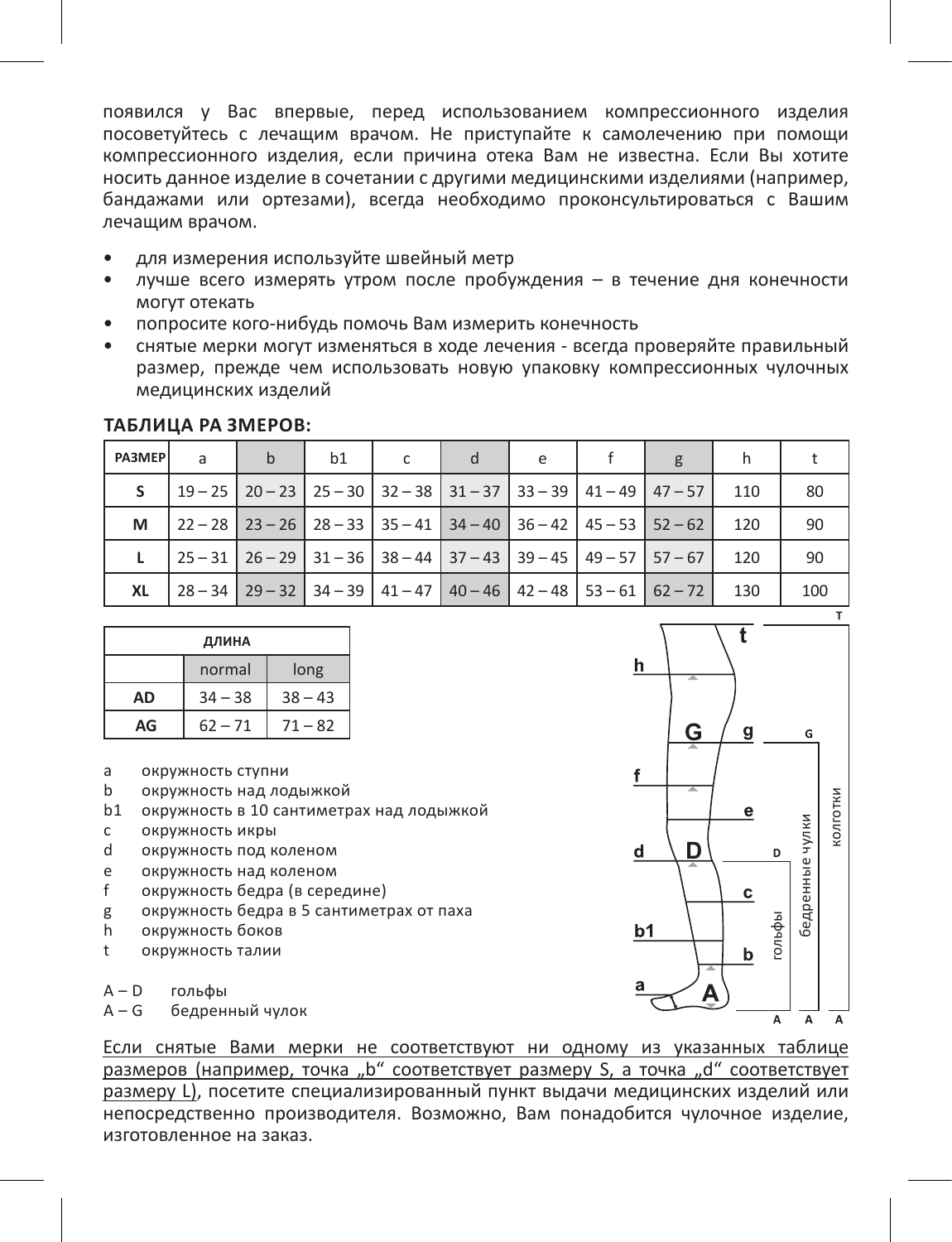появился у Вас впервые, перед использованием компрессионного изделия посоветуйтесь с лечащим врачом. Не приступайте к самолечению при помощи компрессионного изделия, если причина отека Вам не известна. Если Вы хотите носить данное изделие в сочетании с другими медицинскими изделиями (например, бандажами или ортезами), всегда необходимо проконсультироваться с Вашим лечащим врачом.

- для измерения используйте швейный метр
- лучше всего измерять утром после пробуждения – в течение дня конечности могут отекать
- попросите кого-нибудь помочь Вам измерить конечность
- снятые мерки могут изменяться в ходе лечения - всегда проверяйте правильный размер, прежде чем использовать новую упаковку компрессионных чулочных медицинских изделий

**ТАБЛИЦА РА ЗМЕРОВ:**

| РАЗМЕР | a | b | b1 | c | d | e | f | g | h | t |
|---|---|---|---|---|---|---|---|---|---|---|
| **S** | 19 – 25 | 20 – 23 | 25 – 30 | 32 – 38 | 31 – 37 | 33 – 39 | 41 – 49 | 47 – 57 | 110 | 80 |
| **M** | 22 – 28 | 23 – 26 | 28 – 33 | 35 – 41 | 34 – 40 | 36 – 42 | 45 – 53 | 52 – 62 | 120 | 90 |
| **L** | 25 – 31 | 26 – 29 | 31 – 36 | 38 – 44 | 37 – 43 | 39 – 45 | 49 – 57 | 57 – 67 | 120 | 90 |
| **XL** | 28 – 34 | 29 – 32 | 34 – 39 | 41 – 47 | 40 – 46 | 42 – 48 | 53 – 61 | 62 – 72 | 130 | 100 |

| ДЛИНА | | |
|---|---|---|
| | normal | long |
| **AD** | 34 – 38 | 38 – 43 |
| **AG** | 62 – 71 | 71 – 82 |

a окружность ступни
b окружность над лодыжкой
b1 окружность в 10 сантиметрах над лодыжкой
c окружность икры
d окружность под коленом
e окружность над коленом
f окружность бедра (в середине)
g окружность бедра в 5 сантиметрах от паха
h окружность боков
t окружность талии

A – D гольфы
A – G бедренный чулок

<u>Если снятые Вами мерки не соответствуют ни одному из указанных таблице размеров (например, точка „b“ соответствует размеру S, а точка „d“ соответствует размеру L)</u>, посетите специализированный пункт выдачи медицинских изделий или непосредственно производителя. Возможно, Вам понадобится чулочное изделие, изготовленное на заказ.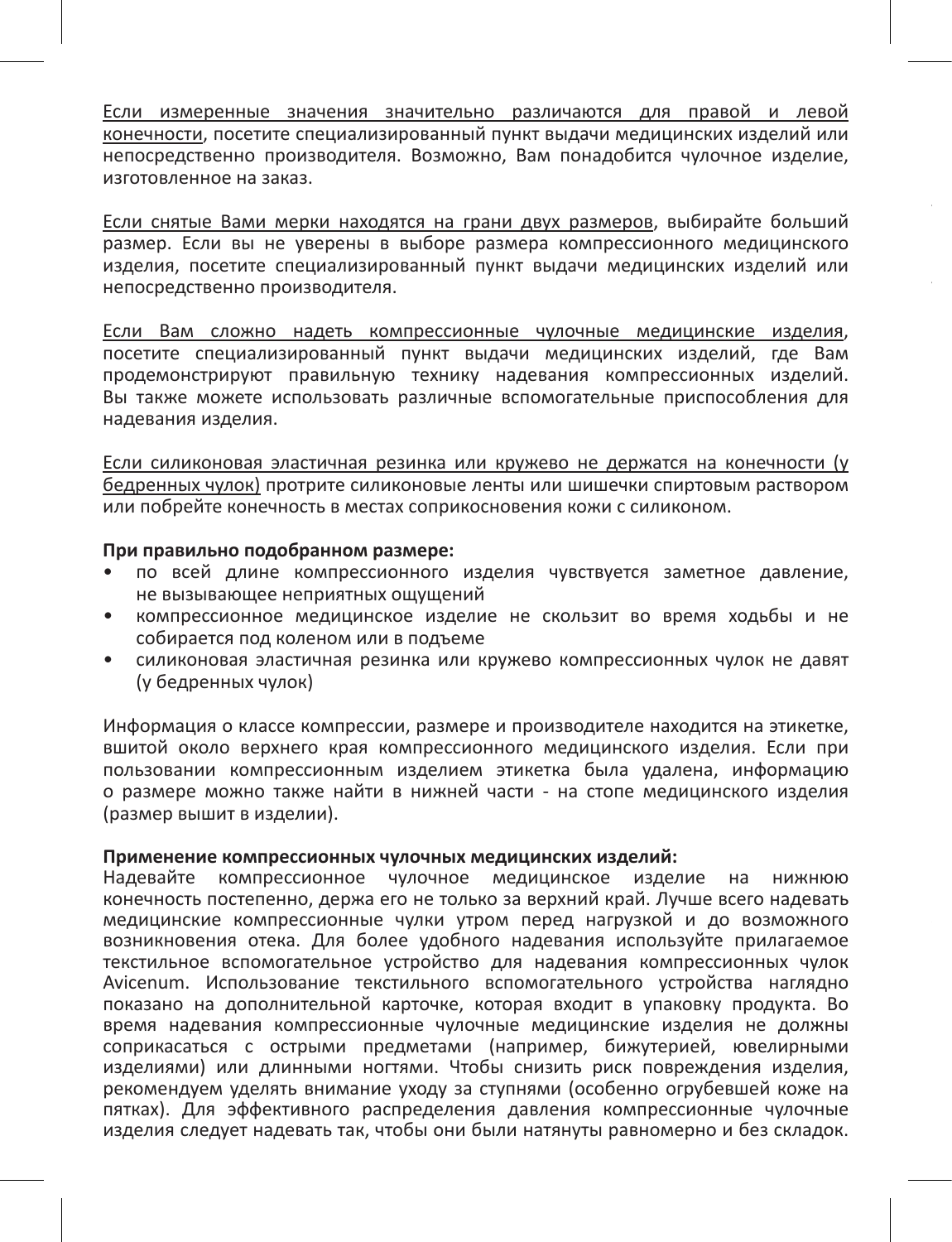<u>Если измеренные значения значительно различаются для правой и левой конечности</u>, посетите специализированный пункт выдачи медицинских изделий или непосредственно производителя. Возможно, Вам понадобится чулочное изделие, изготовленное на заказ.

<u>Если снятые Вами мерки находятся на грани двух размеров</u>, выбирайте больший размер. Если вы не уверены в выборе размера компрессионного медицинского изделия, посетите специализированный пункт выдачи медицинских изделий или непосредственно производителя.

<u>Если Вам сложно надеть компрессионные чулочные медицинские изделия</u>, посетите специализированный пункт выдачи медицинских изделий, где Вам продемонстрируют правильную технику надевания компрессионных изделий. Вы также можете использовать различные вспомогательные приспособления для надевания изделия.

<u>Если силиконовая эластичная резинка или кружево не держатся на конечности (у бедренных чулок)</u> протрите силиконовые ленты или шишечки спиртовым раствором или побрейте конечность в местах соприкосновения кожи с силиконом.

**При правильно подобранном размере:**

- по всей длине компрессионного изделия чувствуется заметное давление, не вызывающее неприятных ощущений
- компрессионное медицинское изделие не скользит во время ходьбы и не собирается под коленом или в подъеме
- силиконовая эластичная резинка или кружево компрессионных чулок не давят (у бедренных чулок)

Информация о классе компрессии, размере и производителе находится на этикетке, вшитой около верхнего края компрессионного медицинского изделия. Если при пользовании компрессионным изделием этикетка была удалена, информацию о размере можно также найти в нижней части - на стопе медицинского изделия (размер вышит в изделии).

**Применение компрессионных чулочных медицинских изделий:**
Надевайте компрессионное чулочное медицинское изделие на нижнюю конечность постепенно, держа его не только за верхний край. Лучше всего надевать медицинские компрессионные чулки утром перед нагрузкой и до возможного возникновения отека. Для более удобного надевания используйте прилагаемое текстильное вспомогательное устройство для надевания компрессионных чулок Avicenum. Использование текстильного вспомогательного устройства наглядно показано на дополнительной карточке, которая входит в упаковку продукта. Во время надевания компрессионные чулочные медицинские изделия не должны соприкасаться с острыми предметами (например, бижутерией, ювелирными изделиями) или длинными ногтями. Чтобы снизить риск повреждения изделия, рекомендуем уделять внимание уходу за ступнями (особенно огрубевшей коже на пятках). Для эффективного распределения давления компрессионные чулочные изделия следует надевать так, чтобы они были натянуты равномерно и без складок.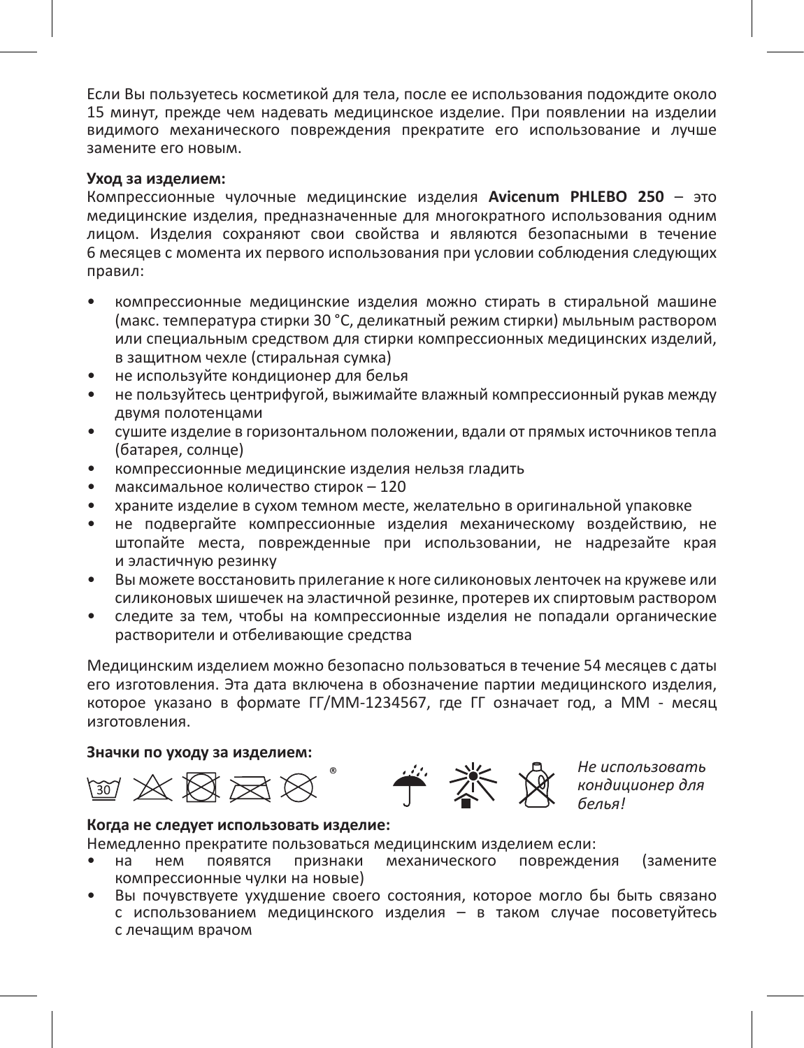Если Вы пользуетесь косметикой для тела, после ее использования подождите около 15 минут, прежде чем надевать медицинское изделие. При появлении на изделии видимого механического повреждения прекратите его использование и лучше замените его новым.

**Уход за изделием:**

Компрессионные чулочные медицинские изделия **Avicenum PHLEBO 250** – это медицинские изделия, предназначенные для многократного использования одним лицом. Изделия сохраняют свои свойства и являются безопасными в течение 6 месяцев с момента их первого использования при условии соблюдения следующих правил:

- компрессионные медицинские изделия можно стирать в стиральной машине (макс. температура стирки 30 °C, деликатный режим стирки) мыльным раствором или специальным средством для стирки компрессионных медицинских изделий, в защитном чехле (стиральная сумка)
- не используйте кондиционер для белья
- не пользуйтесь центрифугой, выжимайте влажный компрессионный рукав между двумя полотенцами
- сушите изделие в горизонтальном положении, вдали от прямых источников тепла (батарея, солнце)
- компрессионные медицинские изделия нельзя гладить
- максимальное количество стирок – 120
- храните изделие в сухом темном месте, желательно в оригинальной упаковке
- не подвергайте компрессионные изделия механическому воздействию, не штопайте места, поврежденные при использовании, не надрезайте края и эластичную резинку
- Вы можете восстановить прилегание к ноге силиконовых ленточек на кружеве или силиконовых шишечек на эластичной резинке, протерев их спиртовым раствором
- следите за тем, чтобы на компрессионные изделия не попадали органические растворители и отбеливающие средства

Медицинским изделием можно безопасно пользоваться в течение 54 месяцев с даты его изготовления. Эта дата включена в обозначение партии медицинского изделия, которое указано в формате ГГ/ММ-1234567, где ГГ означает год, а ММ - месяц изготовления.

**Значки по уходу за изделием:**

30 ®

*Не использовать кондиционер для белья!*

**Когда не следует использовать изделие:**

Немедленно прекратите пользоваться медицинским изделием если:

- на нем появятся признаки механического повреждения (замените компрессионные чулки на новые)
- Вы почувствуете ухудшение своего состояния, которое могло бы быть связано с использованием медицинского изделия – в таком случае посоветуйтесь с лечащим врачом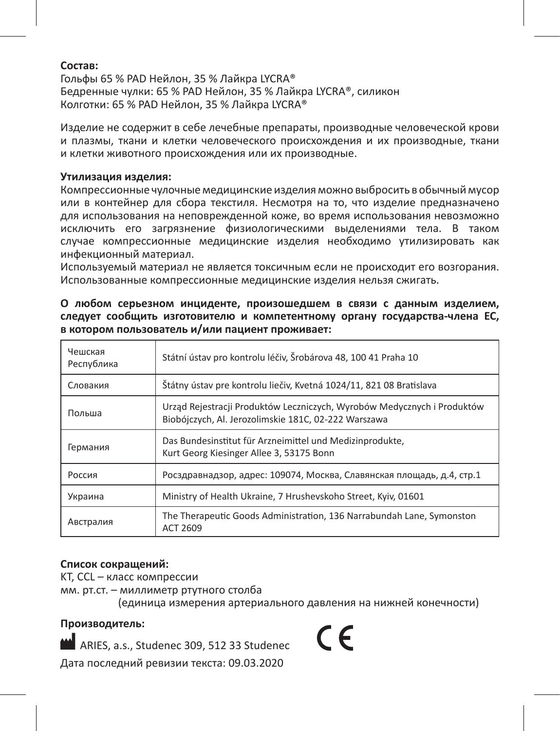**Состав:**
Гольфы 65 % PAD Нейлон, 35 % Лайкра LYCRA®
Бедренные чулки: 65 % PAD Нейлон, 35 % Лайкра LYCRA®, силикон
Колготки: 65 % PAD Нейлон, 35 % Лайкра LYCRA®

Изделие не содержит в себе лечебные препараты, производные человеческой крови и плазмы, ткани и клетки человеческого происхождения и их производные, ткани и клетки животного происхождения или их производные.

**Утилизация изделия:**
Компрессионные чулочные медицинские изделия можно выбросить в обычный мусор или в контейнер для сбора текстиля. Несмотря на то, что изделие предназначено для использования на неповрежденной коже, во время использования невозможно исключить его загрязнение физиологическими выделениями тела. В таком случае компрессионные медицинские изделия необходимо утилизировать как инфекционный материал.
Используемый материал не является токсичным если не происходит его возгорания. Использованные компрессионные медицинские изделия нельзя сжигать.

**О любом серьезном инциденте, произошедшем в связи с данным изделием, следует сообщить изготовителю и компетентному органу государства-члена ЕС, в котором пользователь и/или пациент проживает:**

| | |
|---|---|
| Чешская Республика | Státní ústav pro kontrolu léčiv, Šrobárova 48, 100 41 Praha 10 |
| Словакия | Štátny ústav pre kontrolu liečiv, Kvetná 1024/11, 821 08 Bratislava |
| Польша | Urząd Rejestracji Produktów Leczniczych, Wyrobów Medycznych i Produktów Biobójczych, Al. Jerozolimskie 181C, 02-222 Warszawa |
| Германия | Das Bundesinstitut für Arzneimittel und Medizinprodukte, Kurt Georg Kiesinger Allee 3, 53175 Bonn |
| Россия | Росздравнадзор, адрес: 109074, Москва, Славянская площадь, д.4, стр.1 |
| Украина | Ministry of Health Ukraine, 7 Hrushevskoho Street, Kyiv, 01601 |
| Австралия | The Therapeutic Goods Administration, 136 Narrabundah Lane, Symonston ACT 2609 |

**Список сокращений:**
КТ, CCL – класс компрессии
мм. рт.ст. – миллиметр ртутного столба
(единица измерения артериального давления на нижней конечности)

**Производитель:**

ARIES, a.s., Studenec 309, 512 33 Studenec

CE

Дата последний ревизии текста: 09.03.2020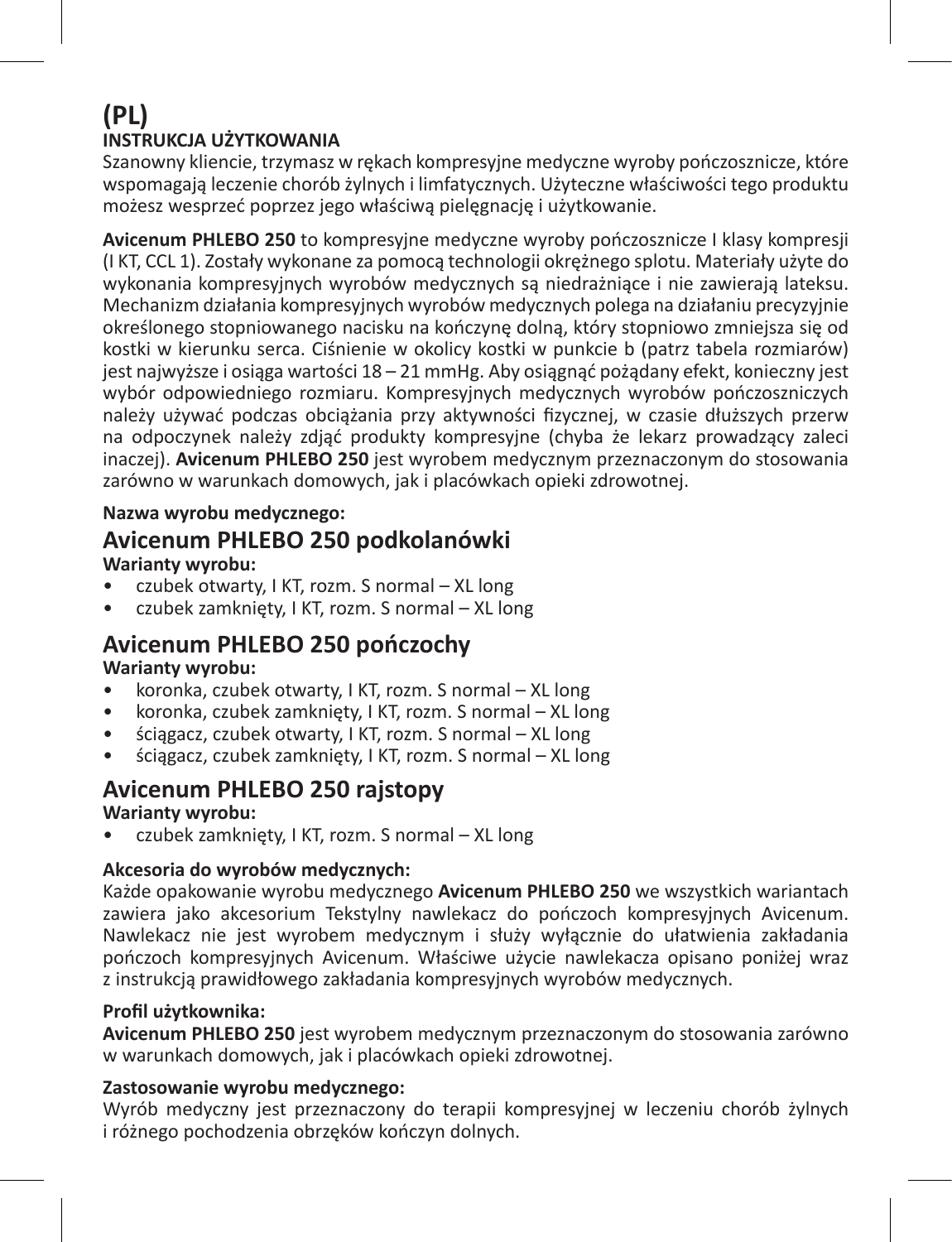# (PL)

## INSTRUKCJA UŻYTKOWANIA

Szanowny kliencie, trzymasz w rękach kompresyjne medyczne wyroby pończosznicze, które wspomagają leczenie chorób żylnych i limfatycznych. Użyteczne właściwości tego produktu możesz wesprzeć poprzez jego właściwą pielęgnację i użytkowanie.

**Avicenum PHLEBO 250** to kompresyjne medyczne wyroby pończosznicze I klasy kompresji (I KT, CCL 1). Zostały wykonane za pomocą technologii okrężnego splotu. Materiały użyte do wykonania kompresyjnych wyrobów medycznych są niedrażniące i nie zawierają lateksu. Mechanizm działania kompresyjnych wyrobów medycznych polega na działaniu precyzyjnie określonego stopniowanego nacisku na kończynę dolną, który stopniowo zmniejsza się od kostki w kierunku serca. Ciśnienie w okolicy kostki w punkcie b (patrz tabela rozmiarów) jest najwyższe i osiąga wartości 18 – 21 mmHg. Aby osiągnąć pożądany efekt, konieczny jest wybór odpowiedniego rozmiaru. Kompresyjnych medycznych wyrobów pończoszniczych należy używać podczas obciążania przy aktywności fizycznej, w czasie dłuższych przerw na odpoczynek należy zdjąć produkty kompresyjne (chyba że lekarz prowadzący zaleci inaczej). **Avicenum PHLEBO 250** jest wyrobem medycznym przeznaczonym do stosowania zarówno w warunkach domowych, jak i placówkach opieki zdrowotnej.

**Nazwa wyrobu medycznego:**

### Avicenum PHLEBO 250 podkolanówki

**Warianty wyrobu:**

- czubek otwarty, I KT, rozm. S normal – XL long
- czubek zamknięty, I KT, rozm. S normal – XL long

### Avicenum PHLEBO 250 pończochy

**Warianty wyrobu:**

- koronka, czubek otwarty, I KT, rozm. S normal – XL long
- koronka, czubek zamknięty, I KT, rozm. S normal – XL long
- ściągacz, czubek otwarty, I KT, rozm. S normal – XL long
- ściągacz, czubek zamknięty, I KT, rozm. S normal – XL long

### Avicenum PHLEBO 250 rajstopy

**Warianty wyrobu:**

- czubek zamknięty, I KT, rozm. S normal – XL long

**Akcesoria do wyrobów medycznych:**

Każde opakowanie wyrobu medycznego **Avicenum PHLEBO 250** we wszystkich wariantach zawiera jako akcesorium Tekstylny nawlekacz do pończoch kompresyjnych Avicenum. Nawlekacz nie jest wyrobem medycznym i służy wyłącznie do ułatwienia zakładania pończoch kompresyjnych Avicenum. Właściwe użycie nawlekacza opisano poniżej wraz z instrukcją prawidłowego zakładania kompresyjnych wyrobów medycznych.

**Profil użytkownika:**

**Avicenum PHLEBO 250** jest wyrobem medycznym przeznaczonym do stosowania zarówno w warunkach domowych, jak i placówkach opieki zdrowotnej.

**Zastosowanie wyrobu medycznego:**

Wyrób medyczny jest przeznaczony do terapii kompresyjnej w leczeniu chorób żylnych i różnego pochodzenia obrzęków kończyn dolnych.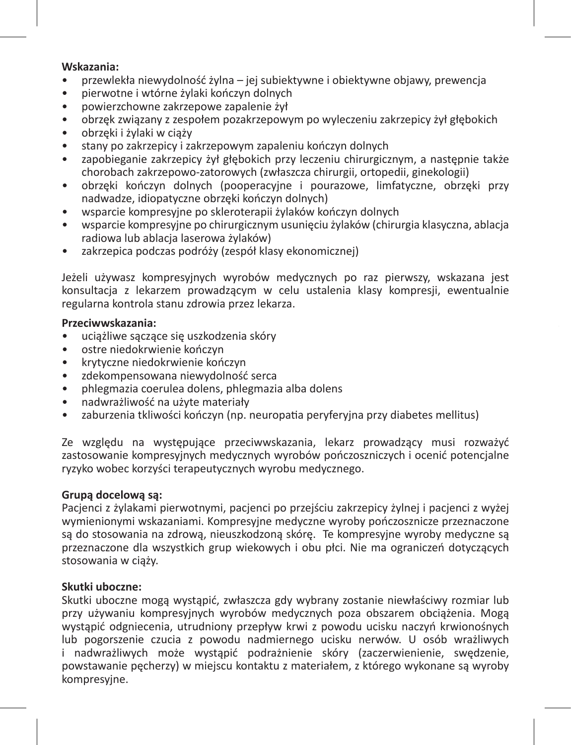**Wskazania:**

- przewlekła niewydolność żylna – jej subiektywne i obiektywne objawy, prewencja
- pierwotne i wtórne żylaki kończyn dolnych
- powierzchowne zakrzepowe zapalenie żył
- obrzęk związany z zespołem pozakrzepowym po wyleczeniu zakrzepicy żył głębokich
- obrzęki i żylaki w ciąży
- stany po zakrzepicy i zakrzepowym zapaleniu kończyn dolnych
- zapobieganie zakrzepicy żył głębokich przy leczeniu chirurgicznym, a następnie także chorobach zakrzepowo-zatorowych (zwłaszcza chirurgii, ortopedii, ginekologii)
- obrzęki kończyn dolnych (pooperacyjne i pourazowe, limfatyczne, obrzęki przy nadwadze, idiopatyczne obrzęki kończyn dolnych)
- wsparcie kompresyjne po skleroterapii żylaków kończyn dolnych
- wsparcie kompresyjne po chirurgicznym usunięciu żylaków (chirurgia klasyczna, ablacja radiowa lub ablacja laserowa żylaków)
- zakrzepica podczas podróży (zespół klasy ekonomicznej)

Jeżeli używasz kompresyjnych wyrobów medycznych po raz pierwszy, wskazana jest konsultacja z lekarzem prowadzącym w celu ustalenia klasy kompresji, ewentualnie regularna kontrola stanu zdrowia przez lekarza.

**Przeciwwskazania:**

- uciążliwe sączące się uszkodzenia skóry
- ostre niedokrwienie kończyn
- krytyczne niedokrwienie kończyn
- zdekompensowana niewydolność serca
- phlegmazia coerulea dolens, phlegmazia alba dolens
- nadwrażliwość na użyte materiały
- zaburzenia tkliwości kończyn (np. neuropatia peryferyjna przy diabetes mellitus)

Ze względu na występujące przeciwwskazania, lekarz prowadzący musi rozważyć zastosowanie kompresyjnych medycznych wyrobów pończoszniczych i ocenić potencjalne ryzyko wobec korzyści terapeutycznych wyrobu medycznego.

**Grupą docelową są:**

Pacjenci z żylakami pierwotnymi, pacjenci po przejściu zakrzepicy żylnej i pacjenci z wyżej wymienionymi wskazaniami. Kompresyjne medyczne wyroby pończosznicze przeznaczone są do stosowania na zdrową, nieuszkodzoną skórę. Te kompresyjne wyroby medyczne są przeznaczone dla wszystkich grup wiekowych i obu płci. Nie ma ograniczeń dotyczących stosowania w ciąży.

**Skutki uboczne:**

Skutki uboczne mogą wystąpić, zwłaszcza gdy wybrany zostanie niewłaściwy rozmiar lub przy używaniu kompresyjnych wyrobów medycznych poza obszarem obciążenia. Mogą wystąpić odgniecenia, utrudniony przepływ krwi z powodu ucisku naczyń krwionośnych lub pogorszenie czucia z powodu nadmiernego ucisku nerwów. U osób wrażliwych i nadwrażliwych może wystąpić podrażnienie skóry (zaczerwienienie, swędzenie, powstawanie pęcherzy) w miejscu kontaktu z materiałem, z którego wykonane są wyroby kompresyjne.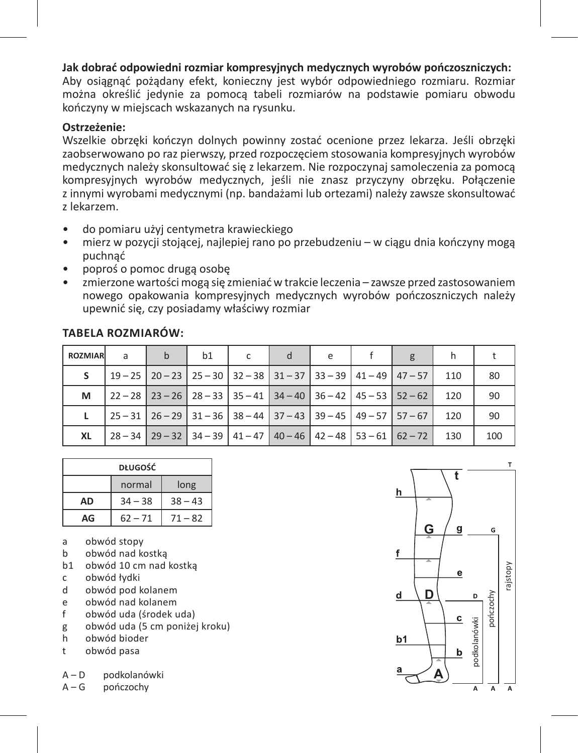**Jak dobrać odpowiedni rozmiar kompresyjnych medycznych wyrobów pończoszniczych:**
Aby osiągnąć pożądany efekt, konieczny jest wybór odpowiedniego rozmiaru. Rozmiar można określić jedynie za pomocą tabeli rozmiarów na podstawie pomiaru obwodu kończyny w miejscach wskazanych na rysunku.

**Ostrzeżenie:**
Wszelkie obrzęki kończyn dolnych powinny zostać ocenione przez lekarza. Jeśli obrzęki zaobserwowano po raz pierwszy, przed rozpoczęciem stosowania kompresyjnych wyrobów medycznych należy skonsultować się z lekarzem. Nie rozpoczynaj samoleczenia za pomocą kompresyjnych wyrobów medycznych, jeśli nie znasz przyczyny obrzęku. Połączenie z innymi wyrobami medycznymi (np. bandażami lub ortezami) należy zawsze skonsultować z lekarzem.

- do pomiaru użyj centymetra krawieckiego
- mierz w pozycji stojącej, najlepiej rano po przebudzeniu – w ciągu dnia kończyny mogą puchnąć
- poproś o pomoc drugą osobę
- zmierzone wartości mogą się zmieniać w trakcie leczenia – zawsze przed zastosowaniem nowego opakowania kompresyjnych medycznych wyrobów pończoszniczych należy upewnić się, czy posiadamy właściwy rozmiar

**TABELA ROZMIARÓW:**

| ROZMIAR | a | b | b1 | c | d | e | f | g | h | t |
|---|---|---|---|---|---|---|---|---|---|---|
| S | 19 – 25 | 20 – 23 | 25 – 30 | 32 – 38 | 31 – 37 | 33 – 39 | 41 – 49 | 47 – 57 | 110 | 80 |
| M | 22 – 28 | 23 – 26 | 28 – 33 | 35 – 41 | 34 – 40 | 36 – 42 | 45 – 53 | 52 – 62 | 120 | 90 |
| L | 25 – 31 | 26 – 29 | 31 – 36 | 38 – 44 | 37 – 43 | 39 – 45 | 49 – 57 | 57 – 67 | 120 | 90 |
| XL | 28 – 34 | 29 – 32 | 34 – 39 | 41 – 47 | 40 – 46 | 42 – 48 | 53 – 61 | 62 – 72 | 130 | 100 |

| DŁUGOŚĆ | | |
|---|---|---|
| | normal | long |
| AD | 34 – 38 | 38 – 43 |
| AG | 62 – 71 | 71 – 82 |

- a obwód stopy
- b obwód nad kostką
- b1 obwód 10 cm nad kostką
- c obwód łydki
- d obwód pod kolanem
- e obwód nad kolanem
- f obwód uda (środek uda)
- g obwód uda (5 cm poniżej kroku)
- h obwód bioder
- t obwód pasa

A – D podkolanówki
A – G pończochy

t, h, G, g, f, e, D, d, c, b1, b, a, A, T, podkolanówki, pończochy, rajstopy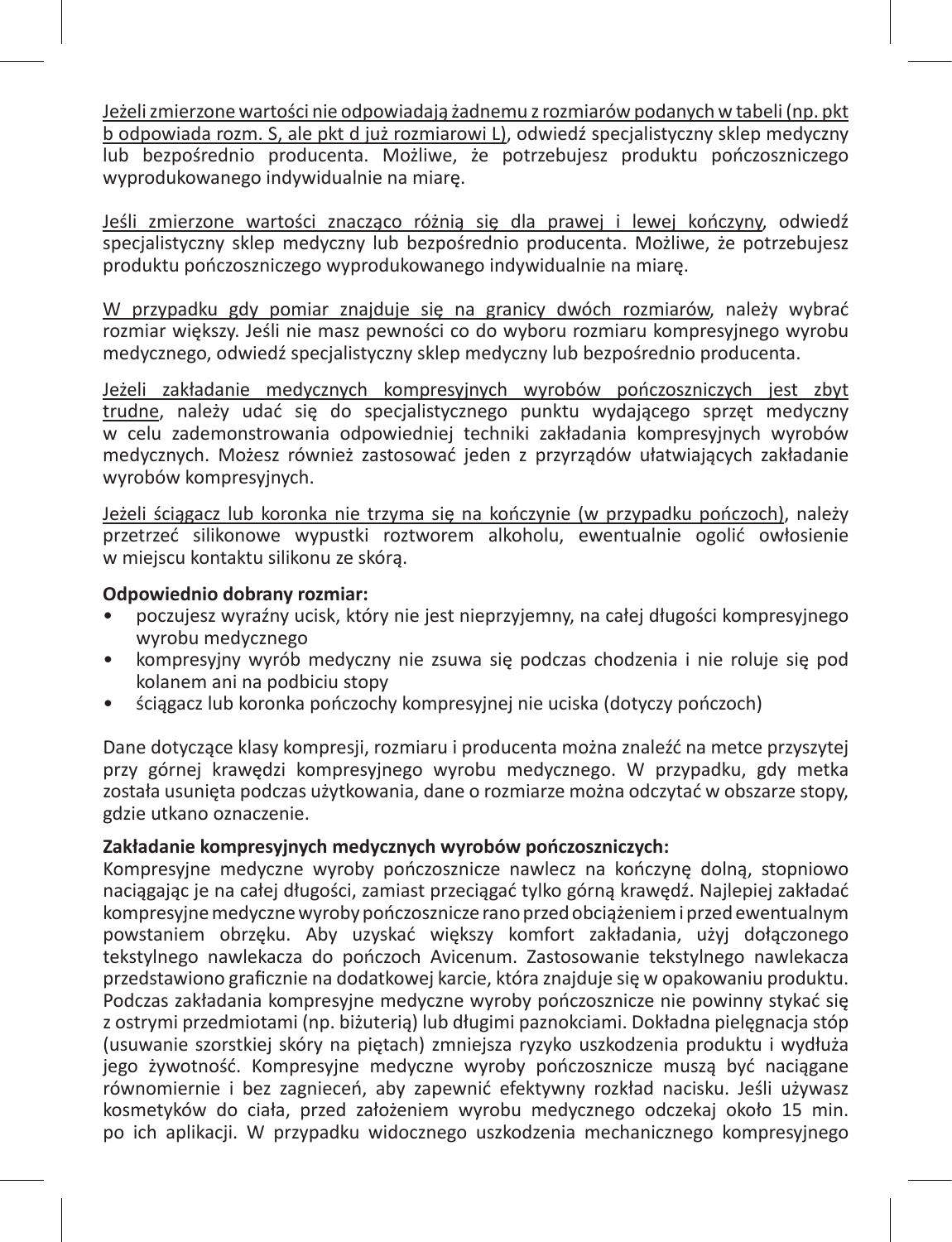Jeżeli zmierzone wartości nie odpowiadają żadnemu z rozmiarów podanych w tabeli (np. pkt b odpowiada rozm. S, ale pkt d już rozmiarowi L), odwiedź specjalistyczny sklep medyczny lub bezpośrednio producenta. Możliwe, że potrzebujesz produktu pończoszniczego wyprodukowanego indywidualnie na miarę.

Jeśli zmierzone wartości znacząco różnią się dla prawej i lewej kończyny, odwiedź specjalistyczny sklep medyczny lub bezpośrednio producenta. Możliwe, że potrzebujesz produktu pończoszniczego wyprodukowanego indywidualnie na miarę.

W przypadku gdy pomiar znajduje się na granicy dwóch rozmiarów, należy wybrać rozmiar większy. Jeśli nie masz pewności co do wyboru rozmiaru kompresyjnego wyrobu medycznego, odwiedź specjalistyczny sklep medyczny lub bezpośrednio producenta.

Jeżeli zakładanie medycznych kompresyjnych wyrobów pończoszniczych jest zbyt trudne, należy udać się do specjalistycznego punktu wydającego sprzęt medyczny w celu zademonstrowania odpowiedniej techniki zakładania kompresyjnych wyrobów medycznych. Możesz również zastosować jeden z przyrządów ułatwiających zakładanie wyrobów kompresyjnych.

Jeżeli ściągacz lub koronka nie trzyma się na kończynie (w przypadku pończoch), należy przetrzeć silikonowe wypustki roztworem alkoholu, ewentualnie ogolić owłosienie w miejscu kontaktu silikonu ze skórą.

**Odpowiednio dobrany rozmiar:**

- poczujesz wyraźny ucisk, który nie jest nieprzyjemny, na całej długości kompresyjnego wyrobu medycznego
- kompresyjny wyrób medyczny nie zsuwa się podczas chodzenia i nie roluje się pod kolanem ani na podbiciu stopy
- ściągacz lub koronka pończochy kompresyjnej nie uciska (dotyczy pończoch)

Dane dotyczące klasy kompresji, rozmiaru i producenta można znaleźć na metce przyszytej przy górnej krawędzi kompresyjnego wyrobu medycznego. W przypadku, gdy metka została usunięta podczas użytkowania, dane o rozmiarze można odczytać w obszarze stopy, gdzie utkano oznaczenie.

**Zakładanie kompresyjnych medycznych wyrobów pończoszniczych:**

Kompresyjne medyczne wyroby pończosznicze nawlecz na kończynę dolną, stopniowo naciągając je na całej długości, zamiast przeciągać tylko górną krawędź. Najlepiej zakładać kompresyjne medyczne wyroby pończosznicze rano przed obciążeniem i przed ewentualnym powstaniem obrzęku. Aby uzyskać większy komfort zakładania, użyj dołączonego tekstylnego nawlekacza do pończoch Avicenum. Zastosowanie tekstylnego nawlekacza przedstawiono graficznie na dodatkowej karcie, która znajduje się w opakowaniu produktu. Podczas zakładania kompresyjne medyczne wyroby pończosznicze nie powinny stykać się z ostrymi przedmiotami (np. biżuterią) lub długimi paznokciami. Dokładna pielęgnacja stóp (usuwanie szorstkiej skóry na piętach) zmniejsza ryzyko uszkodzenia produktu i wydłuża jego żywotność. Kompresyjne medyczne wyroby pończosznicze muszą być naciągane równomiernie i bez zagnieceń, aby zapewnić efektywny rozkład nacisku. Jeśli używasz kosmetyków do ciała, przed założeniem wyrobu medycznego odczekaj około 15 min. po ich aplikacji. W przypadku widocznego uszkodzenia mechanicznego kompresyjnego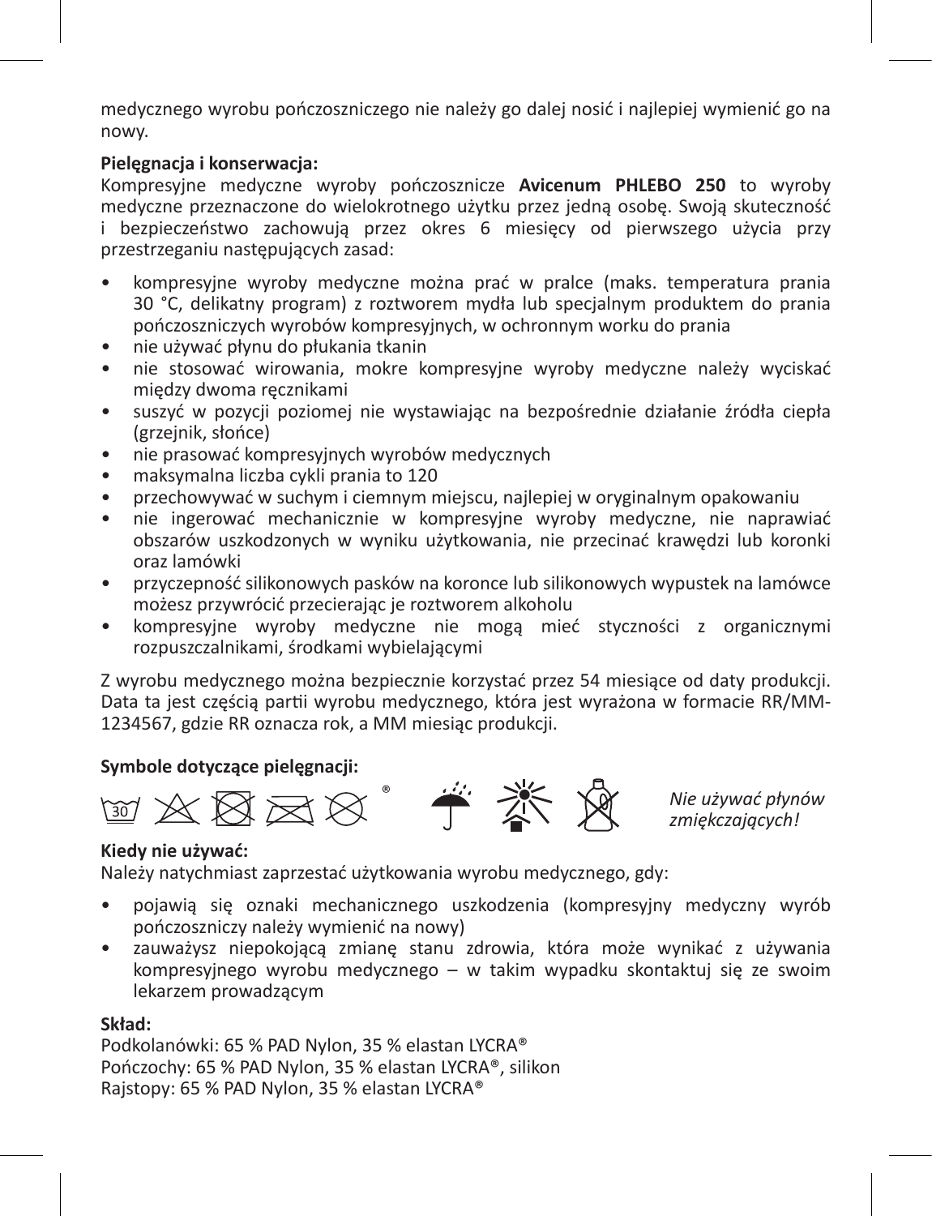medycznego wyrobu pończoszniczego nie należy go dalej nosić i najlepiej wymienić go na nowy.

**Pielęgnacja i konserwacja:**

Kompresyjne medyczne wyroby pończosznicze **Avicenum PHLEBO 250** to wyroby medyczne przeznaczone do wielokrotnego użytku przez jedną osobę. Swoją skuteczność i bezpieczeństwo zachowują przez okres 6 miesięcy od pierwszego użycia przy przestrzeganiu następujących zasad:

- kompresyjne wyroby medyczne można prać w pralce (maks. temperatura prania 30 °C, delikatny program) z roztworem mydła lub specjalnym produktem do prania pończoszniczych wyrobów kompresyjnych, w ochronnym worku do prania
- nie używać płynu do płukania tkanin
- nie stosować wirowania, mokre kompresyjne wyroby medyczne należy wyciskać między dwoma ręcznikami
- suszyć w pozycji poziomej nie wystawiając na bezpośrednie działanie źródła ciepła (grzejnik, słońce)
- nie prasować kompresyjnych wyrobów medycznych
- maksymalna liczba cykli prania to 120
- przechowywać w suchym i ciemnym miejscu, najlepiej w oryginalnym opakowaniu
- nie ingerować mechanicznie w kompresyjne wyroby medyczne, nie naprawiać obszarów uszkodzonych w wyniku użytkowania, nie przecinać krawędzi lub koronki oraz lamówki
- przyczepność silikonowych pasków na koronce lub silikonowych wypustek na lamówce możesz przywrócić przecierając je roztworem alkoholu
- kompresyjne wyroby medyczne nie mogą mieć styczności z organicznymi rozpuszczalnikami, środkami wybielającymi

Z wyrobu medycznego można bezpiecznie korzystać przez 54 miesiące od daty produkcji. Data ta jest częścią partii wyrobu medycznego, która jest wyrażona w formacie RR/MM-1234567, gdzie RR oznacza rok, a MM miesiąc produkcji.

**Symbole dotyczące pielęgnacji:**

*Nie używać płynów zmiękczających!*

**Kiedy nie używać:**

Należy natychmiast zaprzestać użytkowania wyrobu medycznego, gdy:

- pojawią się oznaki mechanicznego uszkodzenia (kompresyjny medyczny wyrób pończoszniczy należy wymienić na nowy)
- zauważysz niepokojącą zmianę stanu zdrowia, która może wynikać z używania kompresyjnego wyrobu medycznego – w takim wypadku skontaktuj się ze swoim lekarzem prowadzącym

**Skład:**

Podkolanówki: 65 % PAD Nylon, 35 % elastan LYCRA®
Pończochy: 65 % PAD Nylon, 35 % elastan LYCRA®, silikon
Rajstopy: 65 % PAD Nylon, 35 % elastan LYCRA®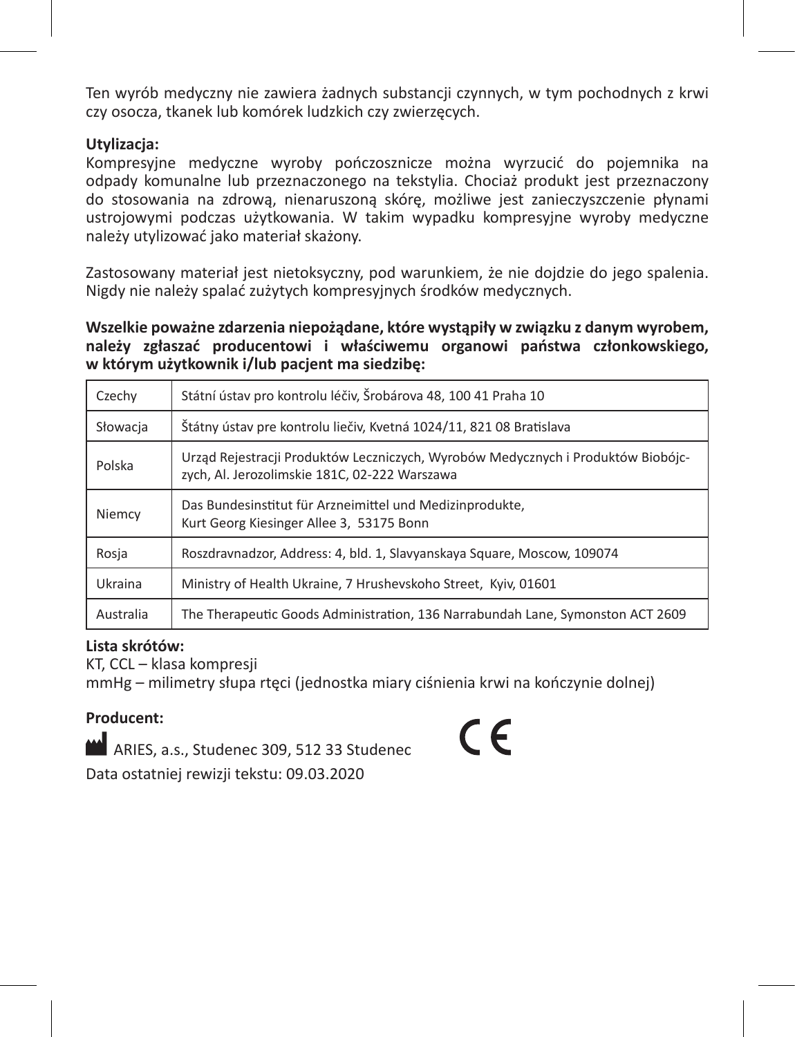Ten wyrób medyczny nie zawiera żadnych substancji czynnych, w tym pochodnych z krwi czy osocza, tkanek lub komórek ludzkich czy zwierzęcych.

**Utylizacja:**
Kompresyjne medyczne wyroby pończosznicze można wyrzucić do pojemnika na odpady komunalne lub przeznaczonego na tekstylia. Chociaż produkt jest przeznaczony do stosowania na zdrową, nienaruszoną skórę, możliwe jest zanieczyszczenie płynami ustrojowymi podczas użytkowania. W takim wypadku kompresyjne wyroby medyczne należy utylizować jako materiał skażony.

Zastosowany materiał jest nietoksyczny, pod warunkiem, że nie dojdzie do jego spalenia. Nigdy nie należy spalać zużytych kompresyjnych środków medycznych.

**Wszelkie poważne zdarzenia niepożądane, które wystąpiły w związku z danym wyrobem, należy zgłaszać producentowi i właściwemu organowi państwa członkowskiego, w którym użytkownik i/lub pacjent ma siedzibę:**

| | |
|---|---|
| Czechy | Státní ústav pro kontrolu léčiv, Šrobárova 48, 100 41 Praha 10 |
| Słowacja | Štátny ústav pre kontrolu liečiv, Kvetná 1024/11, 821 08 Bratislava |
| Polska | Urząd Rejestracji Produktów Leczniczych, Wyrobów Medycznych i Produktów Biobójczych, Al. Jerozolimskie 181C, 02-222 Warszawa |
| Niemcy | Das Bundesinstitut für Arzneimittel und Medizinprodukte, Kurt Georg Kiesinger Allee 3, 53175 Bonn |
| Rosja | Roszdravnadzor, Address: 4, bld. 1, Slavyanskaya Square, Moscow, 109074 |
| Ukraina | Ministry of Health Ukraine, 7 Hrushevskoho Street, Kyiv, 01601 |
| Australia | The Therapeutic Goods Administration, 136 Narrabundah Lane, Symonston ACT 2609 |

**Lista skrótów:**
KT, CCL – klasa kompresji
mmHg – milimetry słupa rtęci (jednostka miary ciśnienia krwi na kończynie dolnej)

**Producent:**

ARIES, a.s., Studenec 309, 512 33 Studenec

CE

Data ostatniej rewizji tekstu: 09.03.2020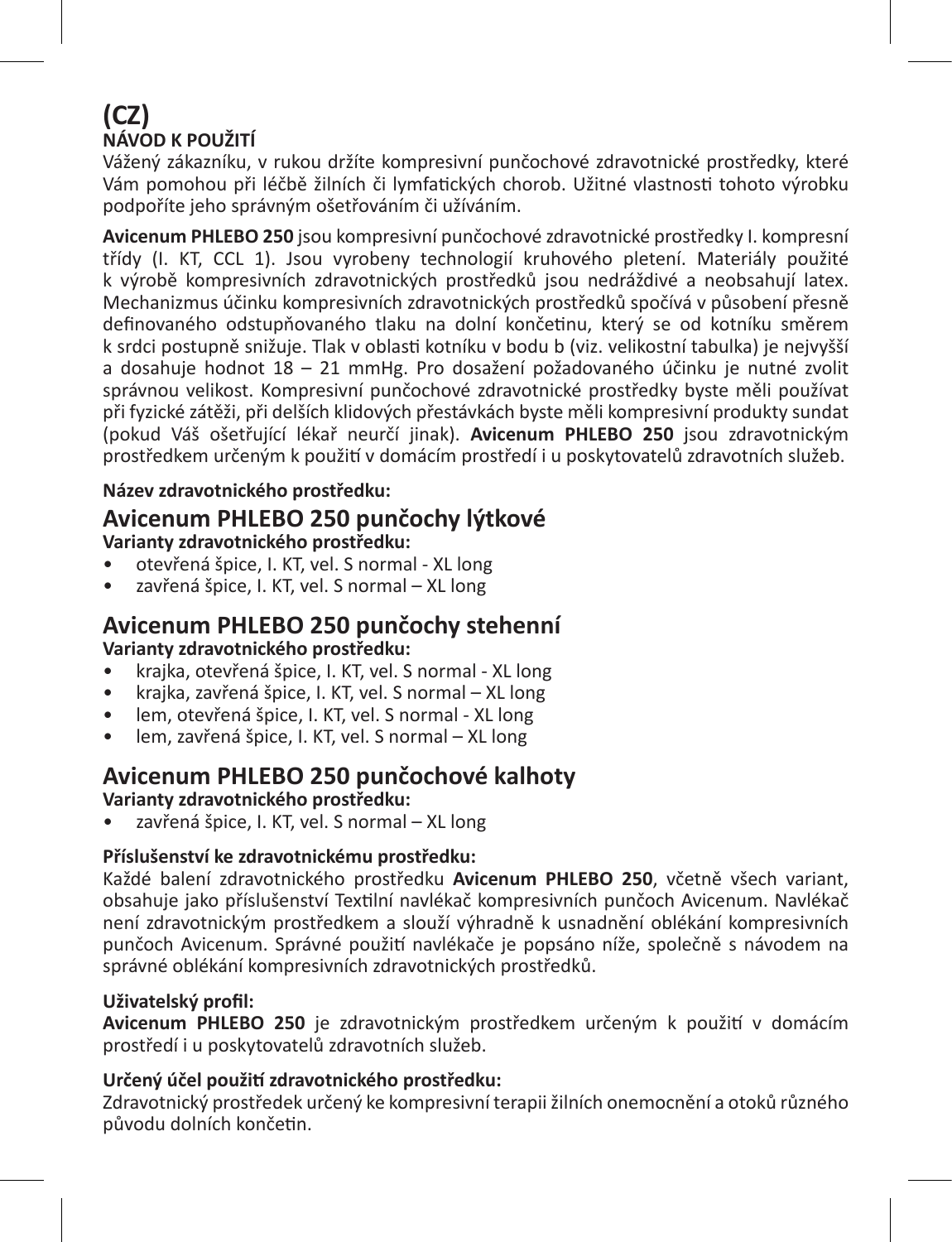# (CZ)
## NÁVOD K POUŽITÍ

Vážený zákazníku, v rukou držíte kompresivní punčochové zdravotnické prostředky, které Vám pomohou při léčbě žilních či lymfatických chorob. Užitné vlastnosti tohoto výrobku podpoříte jeho správným ošetřováním či užíváním.

**Avicenum PHLEBO 250** jsou kompresivní punčochové zdravotnické prostředky I. kompresní třídy (I. KT, CCL 1). Jsou vyrobeny technologií kruhového pletení. Materiály použité k výrobě kompresivních zdravotnických prostředků jsou nedráždivé a neobsahují latex. Mechanizmus účinku kompresivních zdravotnických prostředků spočívá v působení přesně definovaného odstupňovaného tlaku na dolní končetinu, který se od kotníku směrem k srdci postupně snižuje. Tlak v oblasti kotníku v bodu b (viz. velikostní tabulka) je nejvyšší a dosahuje hodnot 18 – 21 mmHg. Pro dosažení požadovaného účinku je nutné zvolit správnou velikost. Kompresivní punčochové zdravotnické prostředky byste měli používat při fyzické zátěži, při delších klidových přestávkách byste měli kompresivní produkty sundat (pokud Váš ošetřující lékař neurčí jinak). **Avicenum PHLEBO 250** jsou zdravotnickým prostředkem určeným k použití v domácím prostředí i u poskytovatelů zdravotních služeb.

**Název zdravotnického prostředku:**

### Avicenum PHLEBO 250 punčochy lýtkové

**Varianty zdravotnického prostředku:**

- otevřená špice, I. KT, vel. S normal - XL long
- zavřená špice, I. KT, vel. S normal – XL long

### Avicenum PHLEBO 250 punčochy stehenní

**Varianty zdravotnického prostředku:**

- krajka, otevřená špice, I. KT, vel. S normal - XL long
- krajka, zavřená špice, I. KT, vel. S normal – XL long
- lem, otevřená špice, I. KT, vel. S normal - XL long
- lem, zavřená špice, I. KT, vel. S normal – XL long

### Avicenum PHLEBO 250 punčochové kalhoty

**Varianty zdravotnického prostředku:**

- zavřená špice, I. KT, vel. S normal – XL long

**Příslušenství ke zdravotnickému prostředku:**

Každé balení zdravotnického prostředku **Avicenum PHLEBO 250**, včetně všech variant, obsahuje jako příslušenství Textilní navlékač kompresivních punčoch Avicenum. Navlékač není zdravotnickým prostředkem a slouží výhradně k usnadnění oblékání kompresivních punčoch Avicenum. Správné použití navlékače je popsáno níže, společně s návodem na správné oblékání kompresivních zdravotnických prostředků.

**Uživatelský profil:**

**Avicenum PHLEBO 250** je zdravotnickým prostředkem určeným k použití v domácím prostředí i u poskytovatelů zdravotních služeb.

**Určený účel použití zdravotnického prostředku:**

Zdravotnický prostředek určený ke kompresivní terapii žilních onemocnění a otoků různého původu dolních končetin.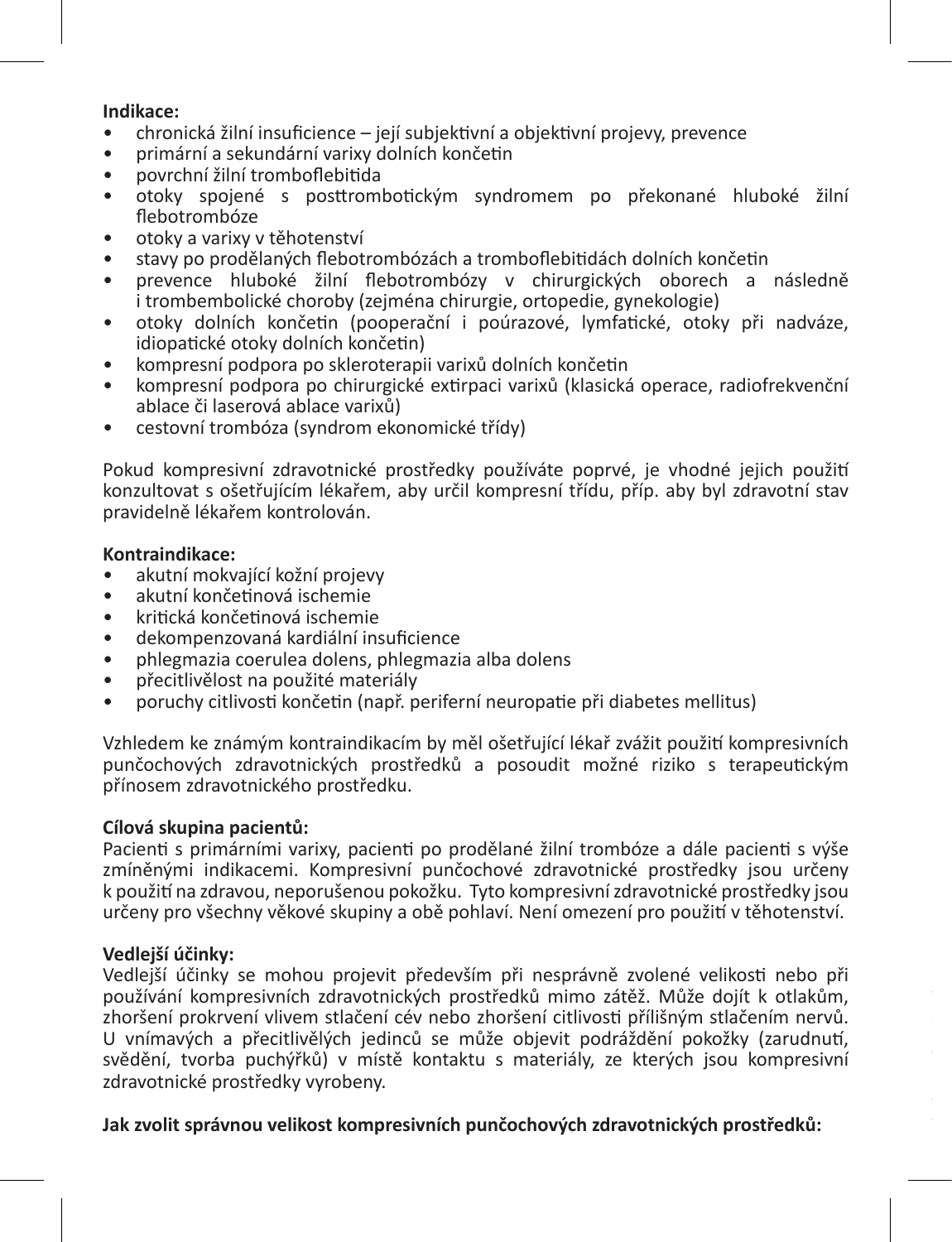**Indikace:**

- chronická žilní insuficience – její subjektivní a objektivní projevy, prevence
- primární a sekundární varixy dolních končetin
- povrchní žilní tromboflebitida
- otoky spojené s posttrombotickým syndromem po překonané hluboké žilní flebotrombóze
- otoky a varixy v těhotenství
- stavy po prodělaných flebotrombózách a tromboflebitidách dolních končetin
- prevence hluboké žilní flebotrombózy v chirurgických oborech a následně i trombembolické choroby (zejména chirurgie, ortopedie, gynekologie)
- otoky dolních končetin (pooperační i poúrazové, lymfatické, otoky při nadváze, idiopatické otoky dolních končetin)
- kompresní podpora po skleroterapii varixů dolních končetin
- kompresní podpora po chirurgické extirpaci varixů (klasická operace, radiofrekvenční ablace či laserová ablace varixů)
- cestovní trombóza (syndrom ekonomické třídy)

Pokud kompresivní zdravotnické prostředky používáte poprvé, je vhodné jejich použití konzultovat s ošetřujícím lékařem, aby určil kompresní třídu, příp. aby byl zdravotní stav pravidelně lékařem kontrolován.

**Kontraindikace:**

- akutní mokvající kožní projevy
- akutní končetinová ischemie
- kritická končetinová ischemie
- dekompenzovaná kardiální insuficience
- phlegmazia coerulea dolens, phlegmazia alba dolens
- přecitlivělost na použité materiály
- poruchy citlivosti končetin (např. periferní neuropatie při diabetes mellitus)

Vzhledem ke známým kontraindikacím by měl ošetřující lékař zvážit použití kompresivních punčochových zdravotnických prostředků a posoudit možné riziko s terapeutickým přínosem zdravotnického prostředku.

**Cílová skupina pacientů:**
Pacienti s primárními varixy, pacienti po prodělané žilní trombóze a dále pacienti s výše zmíněnými indikacemi. Kompresivní punčochové zdravotnické prostředky jsou určeny k použití na zdravou, neporušenou pokožku. Tyto kompresivní zdravotnické prostředky jsou určeny pro všechny věkové skupiny a obě pohlaví. Není omezení pro použití v těhotenství.

**Vedlejší účinky:**
Vedlejší účinky se mohou projevit především při nesprávně zvolené velikosti nebo při používání kompresivních zdravotnických prostředků mimo zátěž. Může dojít k otlakům, zhoršení prokrvení vlivem stlačení cév nebo zhoršení citlivosti přílišným stlačením nervů. U vnímavých a přecitlivělých jedinců se může objevit podráždění pokožky (zarudnutí, svědění, tvorba puchýřků) v místě kontaktu s materiály, ze kterých jsou kompresivní zdravotnické prostředky vyrobeny.

**Jak zvolit správnou velikost kompresivních punčochových zdravotnických prostředků:**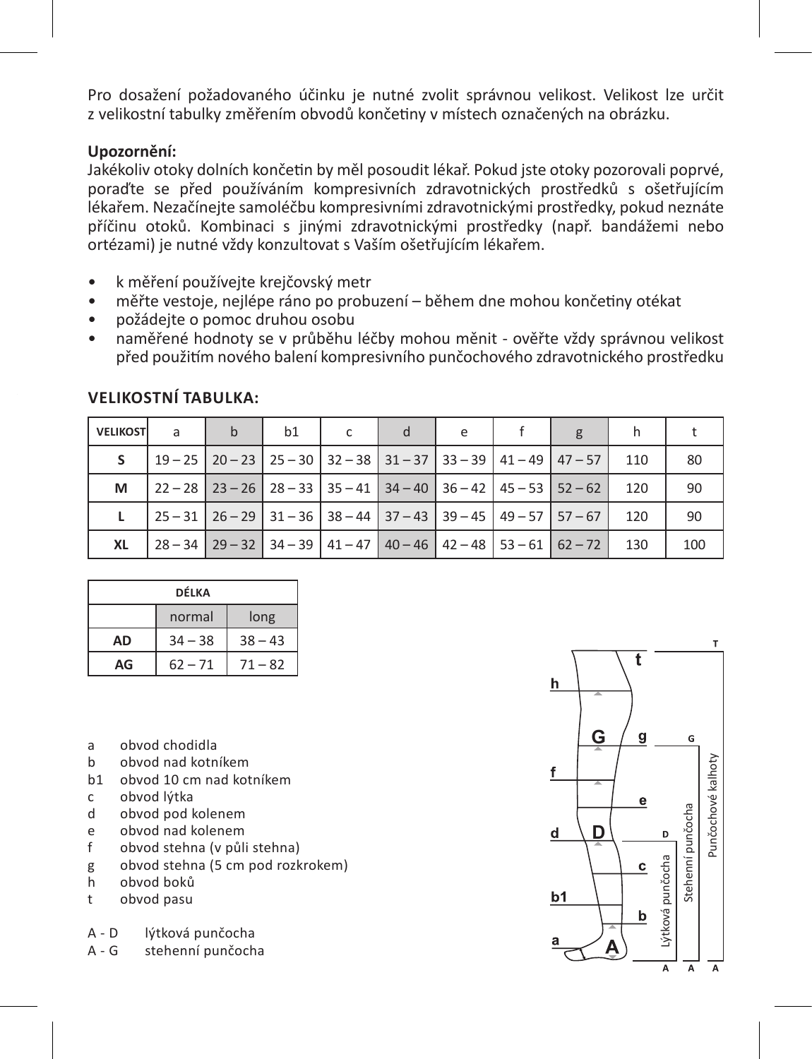Pro dosažení požadovaného účinku je nutné zvolit správnou velikost. Velikost lze určit z velikostní tabulky změřením obvodů končetiny v místech označených na obrázku.

**Upozornění:**
Jakékoliv otoky dolních končetin by měl posoudit lékař. Pokud jste otoky pozorovali poprvé, poraďte se před používáním kompresivních zdravotnických prostředků s ošetřujícím lékařem. Nezačínejte samoléčbu kompresivními zdravotnickými prostředky, pokud neznáte příčinu otoků. Kombinaci s jinými zdravotnickými prostředky (např. bandážemi nebo ortézami) je nutné vždy konzultovat s Vaším ošetřujícím lékařem.

- k měření používejte krejčovský metr
- měřte vestoje, nejlépe ráno po probuzení – během dne mohou končetiny otékat
- požádejte o pomoc druhou osobu
- naměřené hodnoty se v průběhu léčby mohou měnit - ověřte vždy správnou velikost před použitím nového balení kompresivního punčochového zdravotnického prostředku

## VELIKOSTNÍ TABULKA:

| VELIKOST | a | b | b1 | c | d | e | f | g | h | t |
|---|---|---|---|---|---|---|---|---|---|---|
| **S** | 19 – 25 | 20 – 23 | 25 – 30 | 32 – 38 | 31 – 37 | 33 – 39 | 41 – 49 | 47 – 57 | 110 | 80 |
| **M** | 22 – 28 | 23 – 26 | 28 – 33 | 35 – 41 | 34 – 40 | 36 – 42 | 45 – 53 | 52 – 62 | 120 | 90 |
| **L** | 25 – 31 | 26 – 29 | 31 – 36 | 38 – 44 | 37 – 43 | 39 – 45 | 49 – 57 | 57 – 67 | 120 | 90 |
| **XL** | 28 – 34 | 29 – 32 | 34 – 39 | 41 – 47 | 40 – 46 | 42 – 48 | 53 – 61 | 62 – 72 | 130 | 100 |

| DÉLKA | | |
|---|---|---|
| | normal | long |
| **AD** | 34 – 38 | 38 – 43 |
| **AG** | 62 – 71 | 71 – 82 |

- a obvod chodidla
- b obvod nad kotníkem
- b1 obvod 10 cm nad kotníkem
- c obvod lýtka
- d obvod pod kolenem
- e obvod nad kolenem
- f obvod stehna (v půli stehna)
- g obvod stehna (5 cm pod rozkrokem)
- h obvod boků
- t obvod pasu

A - D lýtková punčocha
A - G stehenní punčocha

Lýtková punčocha
Stehenní punčocha
Punčochové kalhoty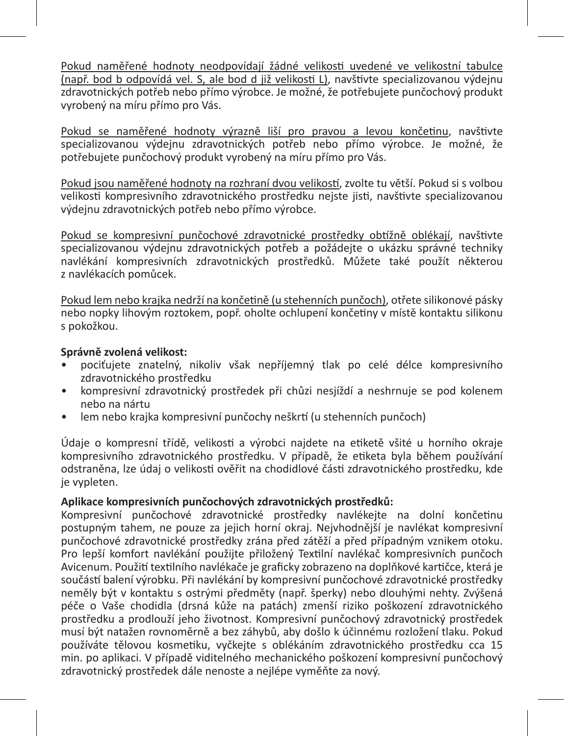Pokud naměřené hodnoty neodpovídají žádné velikosti uvedené ve velikostní tabulce (např. bod b odpovídá vel. S, ale bod d již velikosti L), navštivte specializovanou výdejnu zdravotnických potřeb nebo přímo výrobce. Je možné, že potřebujete punčochový produkt vyrobený na míru přímo pro Vás.

Pokud se naměřené hodnoty výrazně liší pro pravou a levou končetinu, navštivte specializovanou výdejnu zdravotnických potřeb nebo přímo výrobce. Je možné, že potřebujete punčochový produkt vyrobený na míru přímo pro Vás.

Pokud jsou naměřené hodnoty na rozhraní dvou velikostí, zvolte tu větší. Pokud si s volbou velikosti kompresivního zdravotnického prostředku nejste jisti, navštivte specializovanou výdejnu zdravotnických potřeb nebo přímo výrobce.

Pokud se kompresivní punčochové zdravotnické prostředky obtížně oblékají, navštivte specializovanou výdejnu zdravotnických potřeb a požádejte o ukázku správné techniky navlékání kompresivních zdravotnických prostředků. Můžete také použít některou z navlékacích pomůcek.

Pokud lem nebo krajka nedrží na končetině (u stehenních punčoch), otřete silikonové pásky nebo nopky lihovým roztokem, popř. oholte ochlupení končetiny v místě kontaktu silikonu s pokožkou.

**Správně zvolená velikost:**

- pociťujete znatelný, nikoliv však nepříjemný tlak po celé délce kompresivního zdravotnického prostředku
- kompresivní zdravotnický prostředek při chůzi nesjíždí a neshrnuje se pod kolenem nebo na nártu
- lem nebo krajka kompresivní punčochy neškrtí (u stehenních punčoch)

Údaje o kompresní třídě, velikosti a výrobci najdete na etiketě všité u horního okraje kompresivního zdravotnického prostředku. V případě, že etiketa byla během používání odstraněna, lze údaj o velikosti ověřit na chodidlové části zdravotnického prostředku, kde je vypleten.

**Aplikace kompresivních punčochových zdravotnických prostředků:**

Kompresivní punčochové zdravotnické prostředky navlékejte na dolní končetinu postupným tahem, ne pouze za jejich horní okraj. Nejvhodnější je navlékat kompresivní punčochové zdravotnické prostředky zrána před zátěží a před případným vznikem otoku. Pro lepší komfort navlékání použijte přiložený Textilní navlékač kompresivních punčoch Avicenum. Použití textilního navlékače je graficky zobrazeno na doplňkové kartičce, která je součástí balení výrobku. Při navlékání by kompresivní punčochové zdravotnické prostředky neměly být v kontaktu s ostrými předměty (např. šperky) nebo dlouhými nehty. Zvýšená péče o Vaše chodidla (drsná kůže na patách) zmenší riziko poškození zdravotnického prostředku a prodlouží jeho životnost. Kompresivní punčochový zdravotnický prostředek musí být natažen rovnoměrně a bez záhybů, aby došlo k účinnému rozložení tlaku. Pokud používáte tělovou kosmetiku, vyčkejte s oblékáním zdravotnického prostředku cca 15 min. po aplikaci. V případě viditelného mechanického poškození kompresivní punčochový zdravotnický prostředek dále nenoste a nejlépe vyměňte za nový.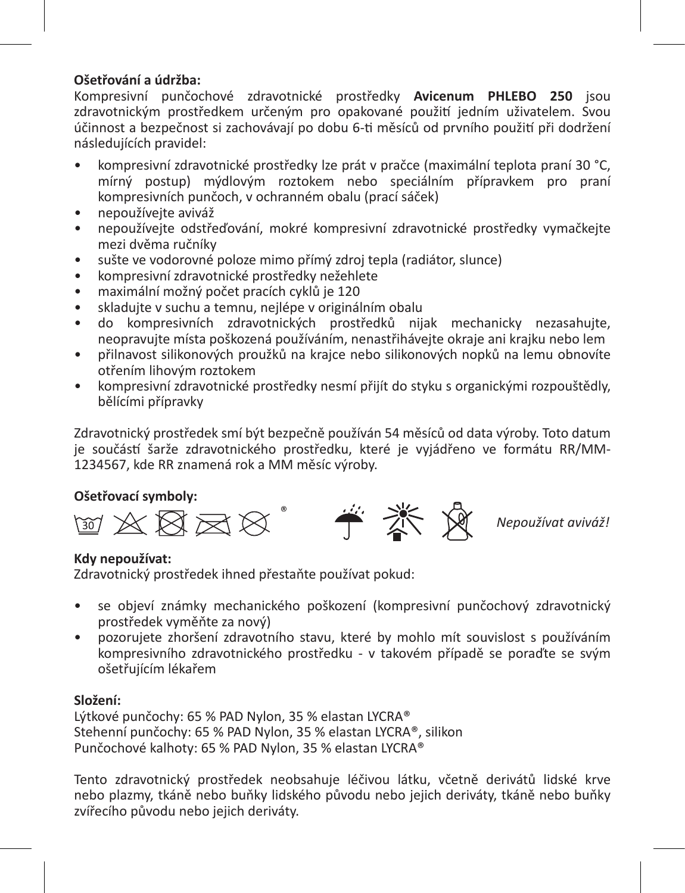**Ošetřování a údržba:**
Kompresivní punčochové zdravotnické prostředky **Avicenum PHLEBO 250** jsou zdravotnickým prostředkem určeným pro opakované použití jedním uživatelem. Svou účinnost a bezpečnost si zachovávají po dobu 6-ti měsíců od prvního použití při dodržení následujících pravidel:

- kompresivní zdravotnické prostředky lze prát v pračce (maximální teplota praní 30 °C, mírný postup) mýdlovým roztokem nebo speciálním přípravkem pro praní kompresivních punčoch, v ochranném obalu (prací sáček)
- nepoužívejte aviváž
- nepoužívejte odstřeďování, mokré kompresivní zdravotnické prostředky vymačkejte mezi dvěma ručníky
- sušte ve vodorovné poloze mimo přímý zdroj tepla (radiátor, slunce)
- kompresivní zdravotnické prostředky nežehlete
- maximální možný počet pracích cyklů je 120
- skladujte v suchu a temnu, nejlépe v originálním obalu
- do kompresivních zdravotnických prostředků nijak mechanicky nezasahujte, neopravujte místa poškozená používáním, nenastřihávejte okraje ani krajku nebo lem
- přilnavost silikonových proužků na krajce nebo silikonových nopků na lemu obnovíte otřením lihovým roztokem
- kompresivní zdravotnické prostředky nesmí přijít do styku s organickými rozpouštědly, bělícími přípravky

Zdravotnický prostředek smí být bezpečně používán 54 měsíců od data výroby. Toto datum je součástí šarže zdravotnického prostředku, které je vyjádřeno ve formátu RR/MM-1234567, kde RR znamená rok a MM měsíc výroby.

**Ošetřovací symboly:**

*Nepoužívat aviváž!*

**Kdy nepoužívat:**
Zdravotnický prostředek ihned přestaňte používat pokud:

- se objeví známky mechanického poškození (kompresivní punčochový zdravotnický prostředek vyměňte za nový)
- pozorujete zhoršení zdravotního stavu, které by mohlo mít souvislost s používáním kompresivního zdravotnického prostředku - v takovém případě se poraďte se svým ošetřujícím lékařem

**Složení:**
Lýtkové punčochy: 65 % PAD Nylon, 35 % elastan LYCRA®
Stehenní punčochy: 65 % PAD Nylon, 35 % elastan LYCRA®, silikon
Punčochové kalhoty: 65 % PAD Nylon, 35 % elastan LYCRA®

Tento zdravotnický prostředek neobsahuje léčivou látku, včetně derivátů lidské krve nebo plazmy, tkáně nebo buňky lidského původu nebo jejich deriváty, tkáně nebo buňky zvířecího původu nebo jejich deriváty.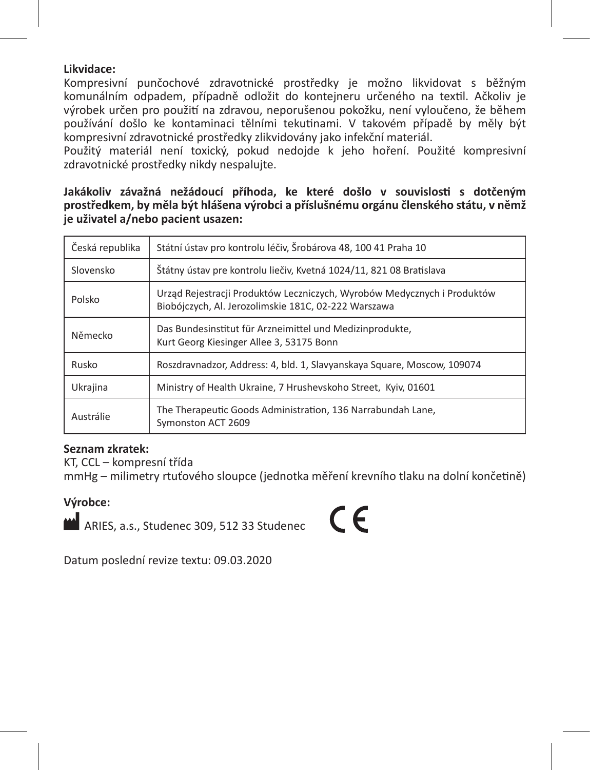**Likvidace:**

Kompresivní punčochové zdravotnické prostředky je možno likvidovat s běžným komunálním odpadem, případně odložit do kontejneru určeného na textil. Ačkoliv je výrobek určen pro použití na zdravou, neporušenou pokožku, není vyloučeno, že během používání došlo ke kontaminaci tělními tekutinami. V takovém případě by měly být kompresivní zdravotnické prostředky zlikvidovány jako infekční materiál.
Použitý materiál není toxický, pokud nedojde k jeho hoření. Použité kompresivní zdravotnické prostředky nikdy nespalujte.

**Jakákoliv závažná nežádoucí příhoda, ke které došlo v souvislosti s dotčeným prostředkem, by měla být hlášena výrobci a příslušnému orgánu členského státu, v němž je uživatel a/nebo pacient usazen:**

| | |
|---|---|
| Česká republika | Státní ústav pro kontrolu léčiv, Šrobárova 48, 100 41 Praha 10 |
| Slovensko | Štátny ústav pre kontrolu liečiv, Kvetná 1024/11, 821 08 Bratislava |
| Polsko | Urząd Rejestracji Produktów Leczniczych, Wyrobów Medycznych i Produktów Biobójczych, Al. Jerozolimskie 181C, 02-222 Warszawa |
| Německo | Das Bundesinstitut für Arzneimittel und Medizinprodukte, Kurt Georg Kiesinger Allee 3, 53175 Bonn |
| Rusko | Roszdravnadzor, Address: 4, bld. 1, Slavyanskaya Square, Moscow, 109074 |
| Ukrajina | Ministry of Health Ukraine, 7 Hrushevskoho Street, Kyiv, 01601 |
| Austrálie | The Therapeutic Goods Administration, 136 Narrabundah Lane, Symonston ACT 2609 |

**Seznam zkratek:**

KT, CCL – kompresní třída
mmHg – milimetry rtuťového sloupce (jednotka měření krevního tlaku na dolní končetině)

**Výrobce:**

ARIES, a.s., Studenec 309, 512 33 Studenec

CE

Datum poslední revize textu: 09.03.2020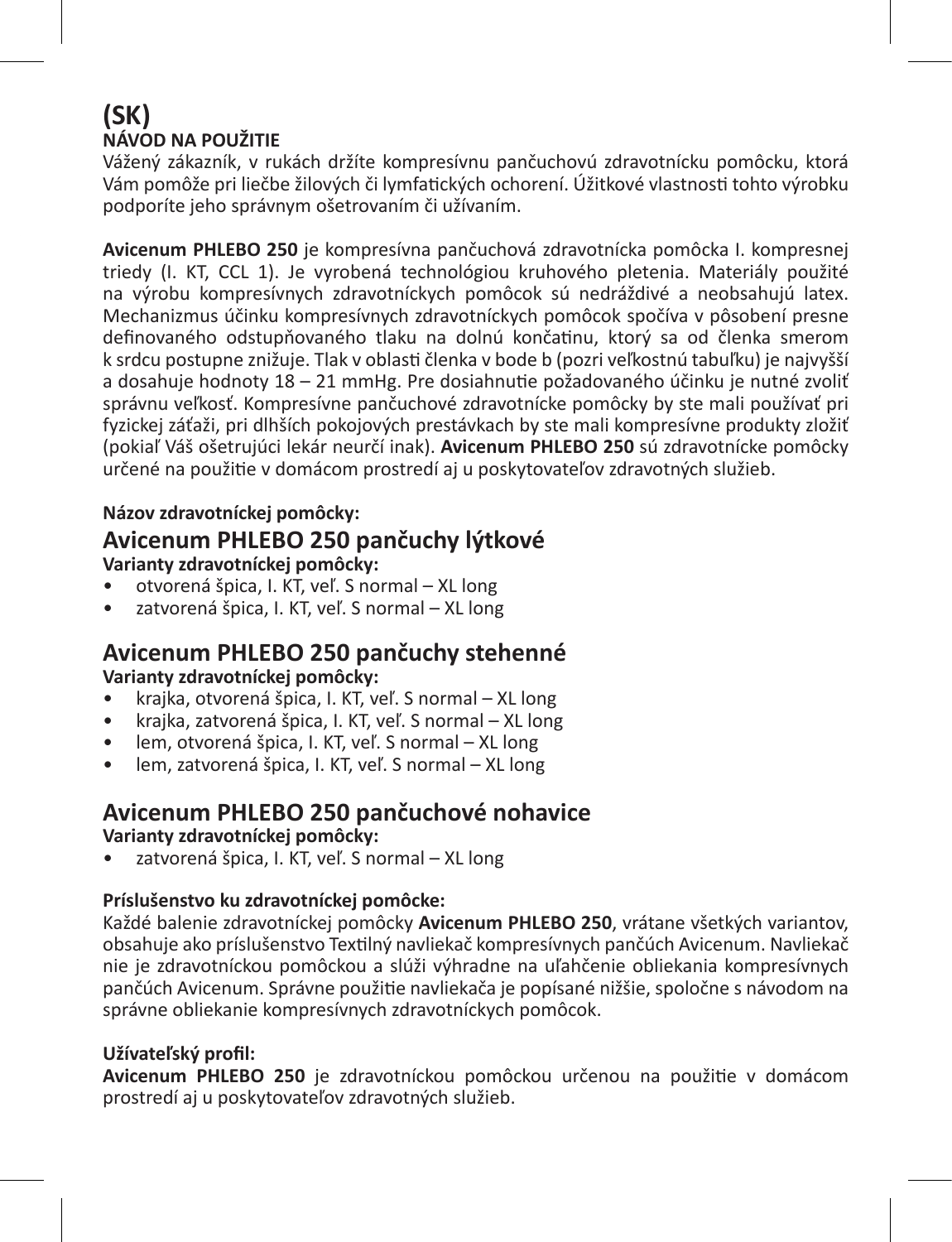# (SK)

**NÁVOD NA POUŽITIE**

Vážený zákazník, v rukách držíte kompresívnu pančuchovú zdravotnícku pomôcku, ktorá Vám pomôže pri liečbe žilových či lymfatických ochorení. Úžitkové vlastnosti tohto výrobku podporíte jeho správnym ošetrovaním či užívaním.

**Avicenum PHLEBO 250** je kompresívna pančuchová zdravotnícka pomôcka I. kompresnej triedy (I. KT, CCL 1). Je vyrobená technológiou kruhového pletenia. Materiály použité na výrobu kompresívnych zdravotníckych pomôcok sú nedráždivé a neobsahujú latex. Mechanizmus účinku kompresívnych zdravotníckych pomôcok spočíva v pôsobení presne definovaného odstupňovaného tlaku na dolnú končatinu, ktorý sa od členka smerom k srdcu postupne znižuje. Tlak v oblasti členka v bode b (pozri veľkostnú tabuľku) je najvyšší a dosahuje hodnoty 18 – 21 mmHg. Pre dosiahnutie požadovaného účinku je nutné zvoliť správnu veľkosť. Kompresívne pančuchové zdravotnícke pomôcky by ste mali používať pri fyzickej záťaži, pri dlhších pokojových prestávkach by ste mali kompresívne produkty zložiť (pokiaľ Váš ošetrujúci lekár neurčí inak). **Avicenum PHLEBO 250** sú zdravotnícke pomôcky určené na použitie v domácom prostredí aj u poskytovateľov zdravotných služieb.

**Názov zdravotníckej pomôcky:**

## Avicenum PHLEBO 250 pančuchy lýtkové

**Varianty zdravotníckej pomôcky:**

- otvorená špica, I. KT, veľ. S normal – XL long
- zatvorená špica, I. KT, veľ. S normal – XL long

## Avicenum PHLEBO 250 pančuchy stehenné

**Varianty zdravotníckej pomôcky:**

- krajka, otvorená špica, I. KT, veľ. S normal – XL long
- krajka, zatvorená špica, I. KT, veľ. S normal – XL long
- lem, otvorená špica, I. KT, veľ. S normal – XL long
- lem, zatvorená špica, I. KT, veľ. S normal – XL long

## Avicenum PHLEBO 250 pančuchové nohavice

**Varianty zdravotníckej pomôcky:**

- zatvorená špica, I. KT, veľ. S normal – XL long

**Príslušenstvo ku zdravotníckej pomôcke:**

Každé balenie zdravotníckej pomôcky **Avicenum PHLEBO 250**, vrátane všetkých variantov, obsahuje ako príslušenstvo Textilný navliekač kompresívnych pančúch Avicenum. Navliekač nie je zdravotníckou pomôckou a slúži výhradne na uľahčenie obliekania kompresívnych pančúch Avicenum. Správne použitie navliekača je popísané nižšie, spoločne s návodom na správne obliekanie kompresívnych zdravotníckych pomôcok.

**Užívateľský profil:**

**Avicenum PHLEBO 250** je zdravotníckou pomôckou určenou na použitie v domácom prostredí aj u poskytovateľov zdravotných služieb.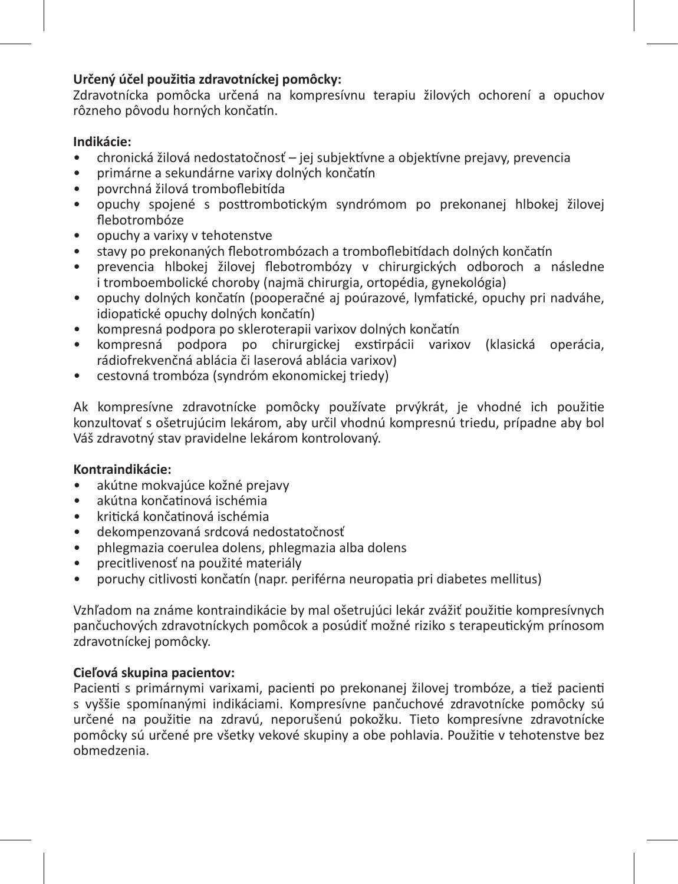**Určený účel použitia zdravotníckej pomôcky:**
Zdravotnícka pomôcka určená na kompresívnu terapiu žilových ochorení a opuchov rôzneho pôvodu horných končatín.

**Indikácie:**
- chronická žilová nedostatočnosť – jej subjektívne a objektívne prejavy, prevencia
- primárne a sekundárne varixy dolných končatín
- povrchná žilová tromboflebitída
- opuchy spojené s posttrombotickým syndrómom po prekonanej hlbokej žilovej flebotrombóze
- opuchy a varixy v tehotenstve
- stavy po prekonaných flebotrombózach a tromboflebitídach dolných končatín
- prevencia hlbokej žilovej flebotrombózy v chirurgických odboroch a následne i tromboembolické choroby (najmä chirurgia, ortopédia, gynekológia)
- opuchy dolných končatín (pooperačné aj poúrazové, lymfatické, opuchy pri nadváhe, idiopatické opuchy dolných končatín)
- kompresná podpora po skleroterapii varixov dolných končatín
- kompresná podpora po chirurgickej exstirpácii varixov (klasická operácia, rádiofrekvenčná ablácia či laserová ablácia varixov)
- cestovná trombóza (syndróm ekonomickej triedy)

Ak kompresívne zdravotnícke pomôcky používate prvýkrát, je vhodné ich použitie konzultovať s ošetrujúcim lekárom, aby určil vhodnú kompresnú triedu, prípadne aby bol Váš zdravotný stav pravidelne lekárom kontrolovaný.

**Kontraindikácie:**
- akútne mokvajúce kožné prejavy
- akútna končatinová ischémia
- kritická končatinová ischémia
- dekompenzovaná srdcová nedostatočnosť
- phlegmazia coerulea dolens, phlegmazia alba dolens
- precitlivenosť na použité materiály
- poruchy citlivosti končatín (napr. periférna neuropatia pri diabetes mellitus)

Vzhľadom na známe kontraindikácie by mal ošetrujúci lekár zvážiť použitie kompresívnych pančuchových zdravotníckych pomôcok a posúdiť možné riziko s terapeutickým prínosom zdravotníckej pomôcky.

**Cieľová skupina pacientov:**
Pacienti s primárnymi varixami, pacienti po prekonanej žilovej trombóze, a tiež pacienti s vyššie spomínanými indikáciami. Kompresívne pančuchové zdravotnícke pomôcky sú určené na použitie na zdravú, neporušenú pokožku. Tieto kompresívne zdravotnícke pomôcky sú určené pre všetky vekové skupiny a obe pohlavia. Použitie v tehotenstve bez obmedzenia.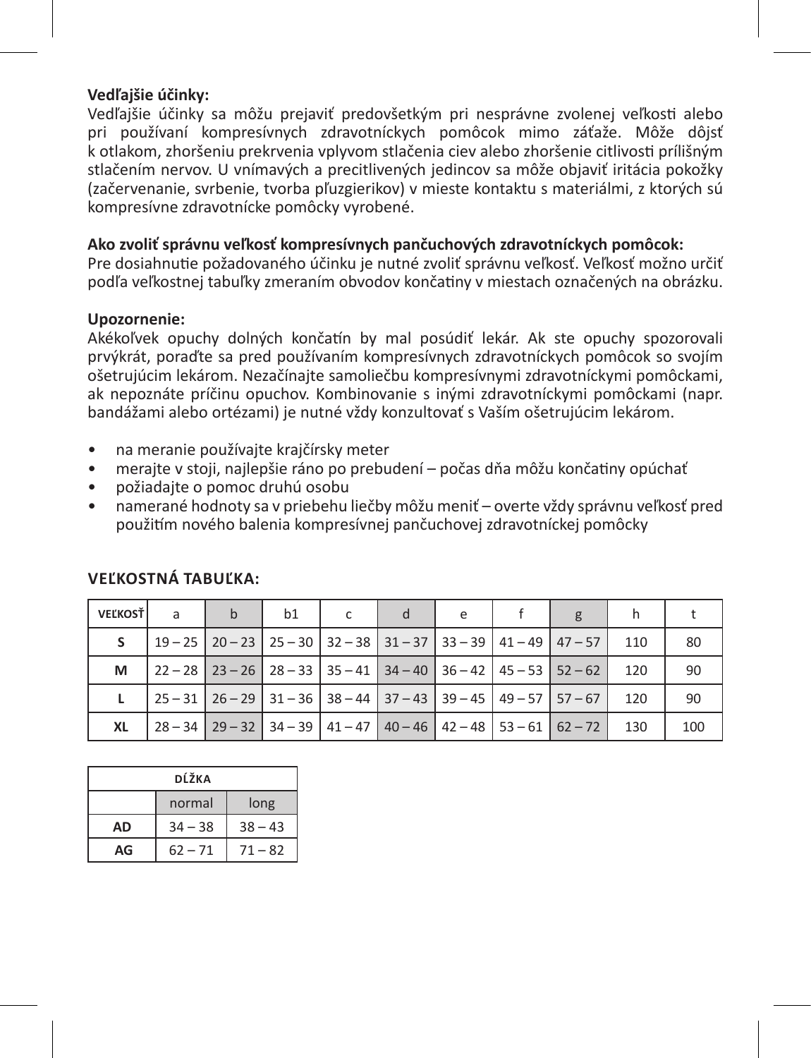**Vedľajšie účinky:**
Vedľajšie účinky sa môžu prejaviť predovšetkým pri nesprávne zvolenej veľkosti alebo pri používaní kompresívnych zdravotníckych pomôcok mimo záťaže. Môže dôjsť k otlakom, zhoršeniu prekrvenia vplyvom stlačenia ciev alebo zhoršenie citlivosti prílišným stlačením nervov. U vnímavých a precitlivených jedincov sa môže objaviť iritácia pokožky (začervenanie, svrbenie, tvorba pľuzgierikov) v mieste kontaktu s materiálmi, z ktorých sú kompresívne zdravotnícke pomôcky vyrobené.

**Ako zvoliť správnu veľkosť kompresívnych pančuchových zdravotníckych pomôcok:**
Pre dosiahnutie požadovaného účinku je nutné zvoliť správnu veľkosť. Veľkosť možno určiť podľa veľkostnej tabuľky zmeraním obvodov končatiny v miestach označených na obrázku.

**Upozornenie:**
Akékoľvek opuchy dolných končatín by mal posúdiť lekár. Ak ste opuchy spozorovali prvýkrát, poraďte sa pred používaním kompresívnych zdravotníckych pomôcok so svojím ošetrujúcim lekárom. Nezačínajte samoliečbu kompresívnymi zdravotníckymi pomôckami, ak nepoznáte príčinu opuchov. Kombinovanie s inými zdravotníckymi pomôckami (napr. bandážami alebo ortézami) je nutné vždy konzultovať s Vaším ošetrujúcim lekárom.

- na meranie používajte krajčírsky meter
- merajte v stoji, najlepšie ráno po prebudení – počas dňa môžu končatiny opúchať
- požiadajte o pomoc druhú osobu
- namerané hodnoty sa v priebehu liečby môžu meniť – overte vždy správnu veľkosť pred použitím nového balenia kompresívnej pančuchovej zdravotníckej pomôcky

**VEĽKOSTNÁ TABUĽKA:**

| VEĽKOSŤ | a | b | b1 | c | d | e | f | g | h | t |
|---|---|---|---|---|---|---|---|---|---|---|
| S | 19 – 25 | 20 – 23 | 25 – 30 | 32 – 38 | 31 – 37 | 33 – 39 | 41 – 49 | 47 – 57 | 110 | 80 |
| M | 22 – 28 | 23 – 26 | 28 – 33 | 35 – 41 | 34 – 40 | 36 – 42 | 45 – 53 | 52 – 62 | 120 | 90 |
| L | 25 – 31 | 26 – 29 | 31 – 36 | 38 – 44 | 37 – 43 | 39 – 45 | 49 – 57 | 57 – 67 | 120 | 90 |
| XL | 28 – 34 | 29 – 32 | 34 – 39 | 41 – 47 | 40 – 46 | 42 – 48 | 53 – 61 | 62 – 72 | 130 | 100 |

| DĹŽKA | | |
|---|---|---|
| | normal | long |
| AD | 34 – 38 | 38 – 43 |
| AG | 62 – 71 | 71 – 82 |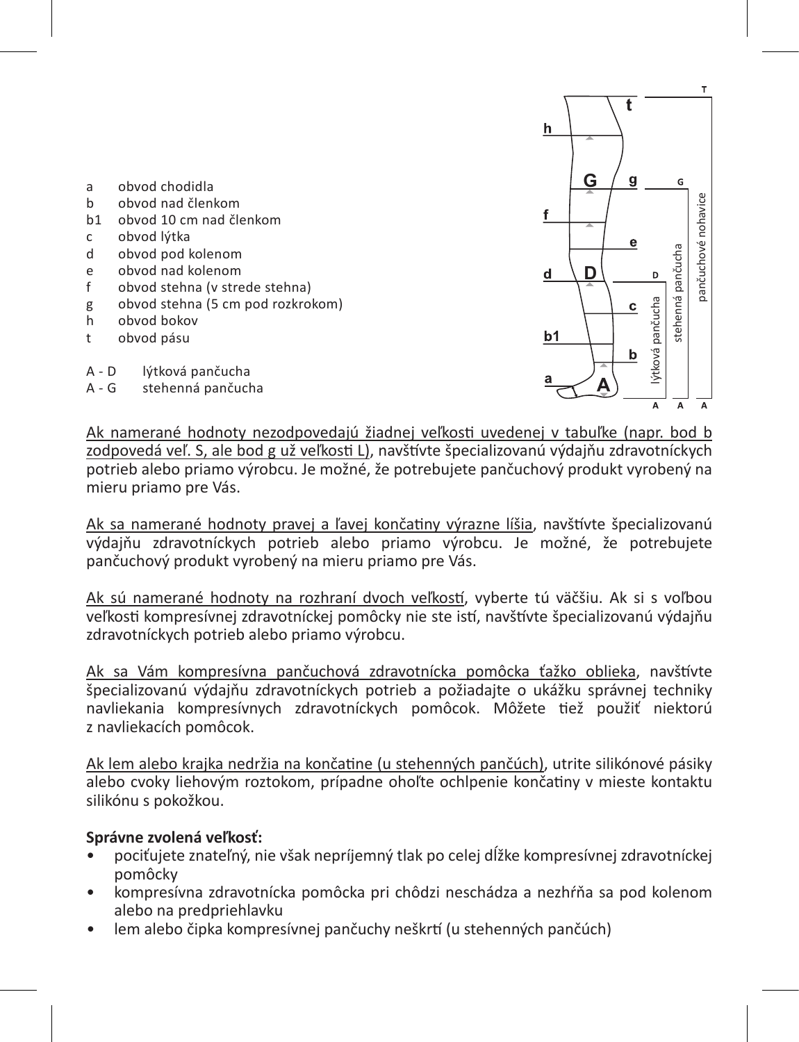a  obvod chodidla
b  obvod nad členkom
b1  obvod 10 cm nad členkom
c  obvod lýtka
d  obvod pod kolenom
e  obvod nad kolenom
f  obvod stehna (v strede stehna)
g  obvod stehna (5 cm pod rozkrokom)
h  obvod bokov
t  obvod pásu

A - D  lýtková pančucha
A - G  stehenná pančucha

Ak namerané hodnoty nezodpovedajú žiadnej veľkosti uvedenej v tabuľke (napr. bod b zodpovedá veľ. S, ale bod g už veľkosti L), navštívte špecializovanú výdajňu zdravotníckych potrieb alebo priamo výrobcu. Je možné, že potrebujete pančuchový produkt vyrobený na mieru priamo pre Vás.

Ak sa namerané hodnoty pravej a ľavej končatiny výrazne líšia, navštívte špecializovanú výdajňu zdravotníckych potrieb alebo priamo výrobcu. Je možné, že potrebujete pančuchový produkt vyrobený na mieru priamo pre Vás.

Ak sú namerané hodnoty na rozhraní dvoch veľkostí, vyberte tú väčšiu. Ak si s voľbou veľkosti kompresívnej zdravotníckej pomôcky nie ste istí, navštívte špecializovanú výdajňu zdravotníckych potrieb alebo priamo výrobcu.

Ak sa Vám kompresívna pančuchová zdravotnícka pomôcka ťažko oblieka, navštívte špecializovanú výdajňu zdravotníckych potrieb a požiadajte o ukážku správnej techniky navliekania kompresívnych zdravotníckych pomôcok. Môžete tiež použiť niektorú z navliekacích pomôcok.

Ak lem alebo krajka nedržia na končatine (u stehenných pančúch), utrite silikónové pásiky alebo cvoky liehovým roztokom, prípadne oholťe ochlpenie končatiny v mieste kontaktu silikónu s pokožkou.

**Správne zvolená veľkosť:**

- pociťujete znateľný, nie však nepríjemný tlak po celej dĺžke kompresívnej zdravotníckej pomôcky
- kompresívna zdravotnícka pomôcka pri chôdzi neschádza a nezhŕňa sa pod kolenom alebo na predpriehlavku
- lem alebo čipka kompresívnej pančuchy neškrtí (u stehenných pančúch)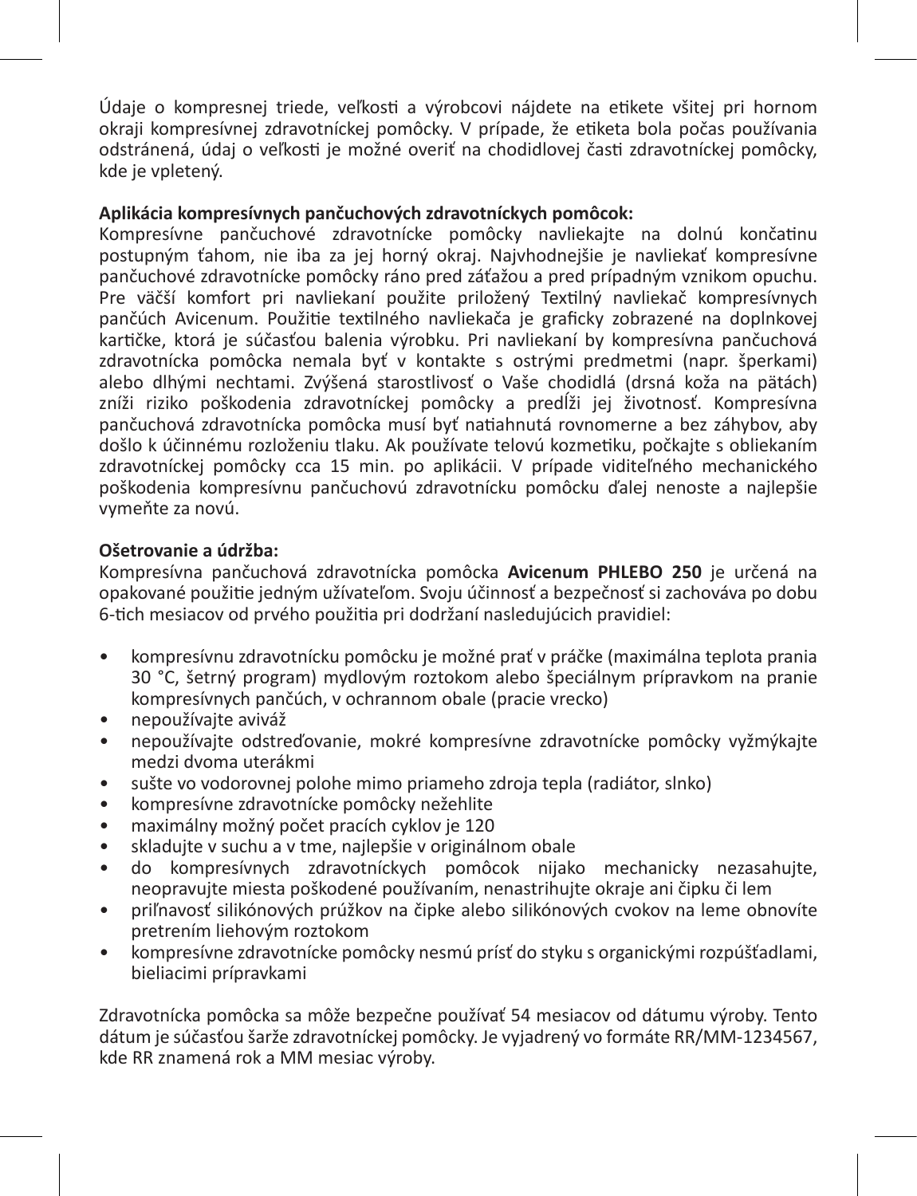Údaje o kompresnej triede, veľkosti a výrobcovi nájdete na etikete všitej pri hornom okraji kompresívnej zdravotníckej pomôcky. V prípade, že etiketa bola počas používania odstránená, údaj o veľkosti je možné overiť na chodidlovej časti zdravotníckej pomôcky, kde je vpletený.

**Aplikácia kompresívnych pančuchových zdravotníckych pomôcok:**

Kompresívne pančuchové zdravotnícke pomôcky navliekajte na dolnú končatinu postupným ťahom, nie iba za jej horný okraj. Najvhodnejšie je navliekať kompresívne pančuchové zdravotnícke pomôcky ráno pred záťažou a pred prípadným vznikom opuchu. Pre väčší komfort pri navliekaní použite priložený Textilný navliekač kompresívnych pančúch Avicenum. Použitie textilného navliekača je graficky zobrazené na doplnkovej kartičke, ktorá je súčasťou balenia výrobku. Pri navliekaní by kompresívna pančuchová zdravotnícka pomôcka nemala byť v kontakte s ostrými predmetmi (napr. šperkami) alebo dlhými nechtami. Zvýšená starostlivosť o Vaše chodidlá (drsná koža na pätách) zníži riziko poškodenia zdravotníckej pomôcky a predĺži jej životnosť. Kompresívna pančuchová zdravotnícka pomôcka musí byť natiahnutá rovnomerne a bez záhybov, aby došlo k účinnému rozloženiu tlaku. Ak používate telovú kozmetiku, počkajte s obliekaním zdravotníckej pomôcky cca 15 min. po aplikácii. V prípade viditeľného mechanického poškodenia kompresívnu pančuchovú zdravotnícku pomôcku ďalej nenoste a najlepšie vymeňte za novú.

**Ošetrovanie a údržba:**

Kompresívna pančuchová zdravotnícka pomôcka **Avicenum PHLEBO 250** je určená na opakované použitie jedným užívateľom. Svoju účinnosť a bezpečnosť si zachováva po dobu 6-tich mesiacov od prvého použitia pri dodržaní nasledujúcich pravidiel:

- kompresívnu zdravotnícku pomôcku je možné prať v práčke (maximálna teplota prania 30 °C, šetrný program) mydlovým roztokom alebo špeciálnym prípravkom na pranie kompresívnych pančúch, v ochrannom obale (pracie vrecko)
- nepoužívajte aviváž
- nepoužívajte odstreďovanie, mokré kompresívne zdravotnícke pomôcky vyžmýkajte medzi dvoma uterákmi
- sušte vo vodorovnej polohe mimo priameho zdroja tepla (radiátor, slnko)
- kompresívne zdravotnícke pomôcky nežehlite
- maximálny možný počet pracích cyklov je 120
- skladujte v suchu a v tme, najlepšie v originálnom obale
- do kompresívnych zdravotníckych pomôcok nijako mechanicky nezasahujte, neopravujte miesta poškodené používaním, nenastrihujte okraje ani čipku či lem
- priľnavosť silikónových prúžkov na čipke alebo silikónových cvokov na leme obnovíte pretrením liehovým roztokom
- kompresívne zdravotnícke pomôcky nesmú prísť do styku s organickými rozpúšťadlami, bieliacimi prípravkami

Zdravotnícka pomôcka sa môže bezpečne používať 54 mesiacov od dátumu výroby. Tento dátum je súčasťou šarže zdravotníckej pomôcky. Je vyjadrený vo formáte RR/MM-1234567, kde RR znamená rok a MM mesiac výroby.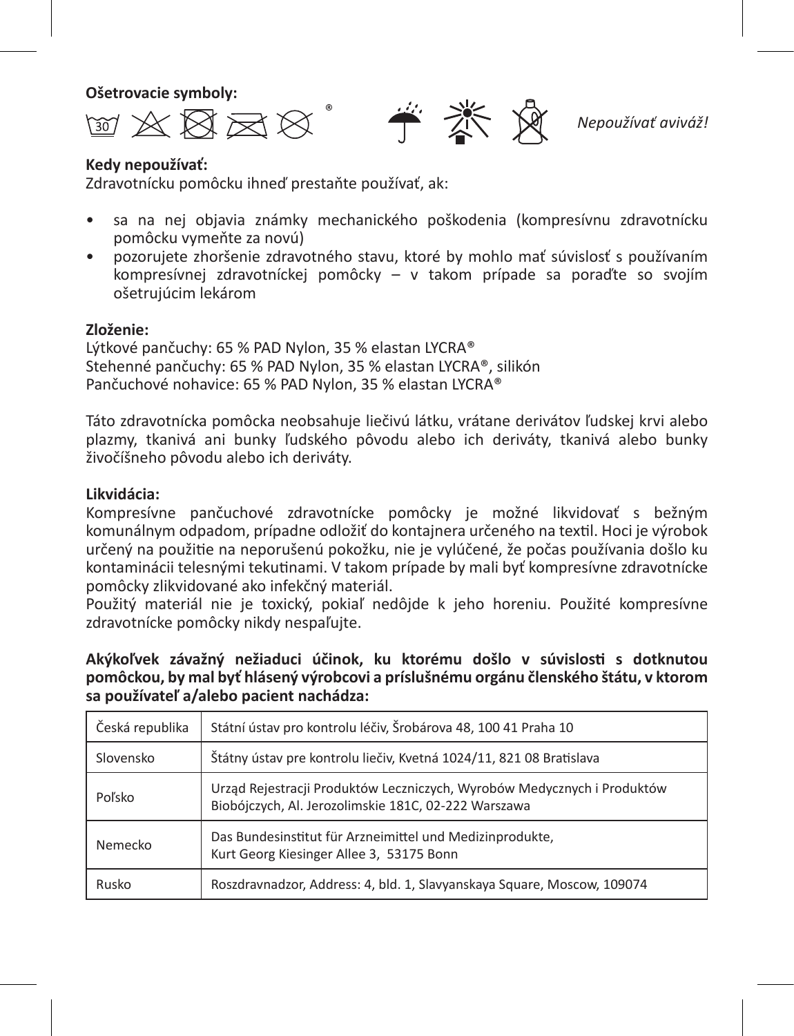**Ošetrovacie symboly:**

*Nepoužívať aviváž!*

**Kedy nepoužívať:**

Zdravotnícku pomôcku ihneď prestaňte používať, ak:

- sa na nej objavia známky mechanického poškodenia (kompresívnu zdravotnícku pomôcku vymeňte za novú)
- pozorujete zhoršenie zdravotného stavu, ktoré by mohlo mať súvislosť s používaním kompresívnej zdravotníckej pomôcky – v takom prípade sa poraďte so svojím ošetrujúcim lekárom

**Zloženie:**

Lýtkové pančuchy: 65 % PAD Nylon, 35 % elastan LYCRA®
Stehenné pančuchy: 65 % PAD Nylon, 35 % elastan LYCRA®, silikón
Pančuchové nohavice: 65 % PAD Nylon, 35 % elastan LYCRA®

Táto zdravotnícka pomôcka neobsahuje liečivú látku, vrátane derivátov ľudskej krvi alebo plazmy, tkanivá ani bunky ľudského pôvodu alebo ich deriváty, tkanivá alebo bunky živočíšneho pôvodu alebo ich deriváty.

**Likvidácia:**

Kompresívne pančuchové zdravotnícke pomôcky je možné likvidovať s bežným komunálnym odpadom, prípadne odložiť do kontajnera určeného na textil. Hoci je výrobok určený na použitie na neporušenú pokožku, nie je vylúčené, že počas používania došlo ku kontaminácii telesnými tekutinami. V takom prípade by mali byť kompresívne zdravotnícke pomôcky zlikvidované ako infekčný materiál.
Použitý materiál nie je toxický, pokiaľ nedôjde k jeho horeniu. Použité kompresívne zdravotnícke pomôcky nikdy nespaľujte.

**Akýkoľvek závažný nežiaduci účinok, ku ktorému došlo v súvislosti s dotknutou pomôckou, by mal byť hlásený výrobcovi a príslušnému orgánu členského štátu, v ktorom sa používateľ a/alebo pacient nachádza:**

| | |
|---|---|
| Česká republika | Státní ústav pro kontrolu léčiv, Šrobárova 48, 100 41 Praha 10 |
| Slovensko | Štátny ústav pre kontrolu liečiv, Kvetná 1024/11, 821 08 Bratislava |
| Poľsko | Urząd Rejestracji Produktów Leczniczych, Wyrobów Medycznych i Produktów Biobójczych, Al. Jerozolimskie 181C, 02-222 Warszawa |
| Nemecko | Das Bundesinstitut für Arzneimittel und Medizinprodukte, Kurt Georg Kiesinger Allee 3, 53175 Bonn |
| Rusko | Roszdravnadzor, Address: 4, bld. 1, Slavyanskaya Square, Moscow, 109074 |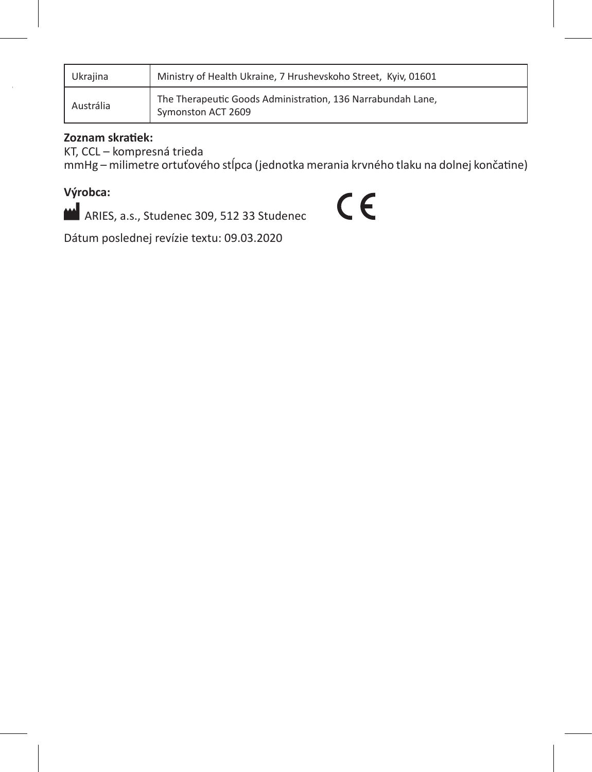| Ukrajina | Ministry of Health Ukraine, 7 Hrushevskoho Street, Kyiv, 01601 |
|---|---|
| Austrália | The Therapeutic Goods Administration, 136 Narrabundah Lane, Symonston ACT 2609 |

**Zoznam skratiek:**

KT, CCL – kompresná trieda

mmHg – milimetre ortuťového stĺpca (jednotka merania krvného tlaku na dolnej končatine)

**Výrobca:**

ARIES, a.s., Studenec 309, 512 33 Studenec

CE

Dátum poslednej revízie textu: 09.03.2020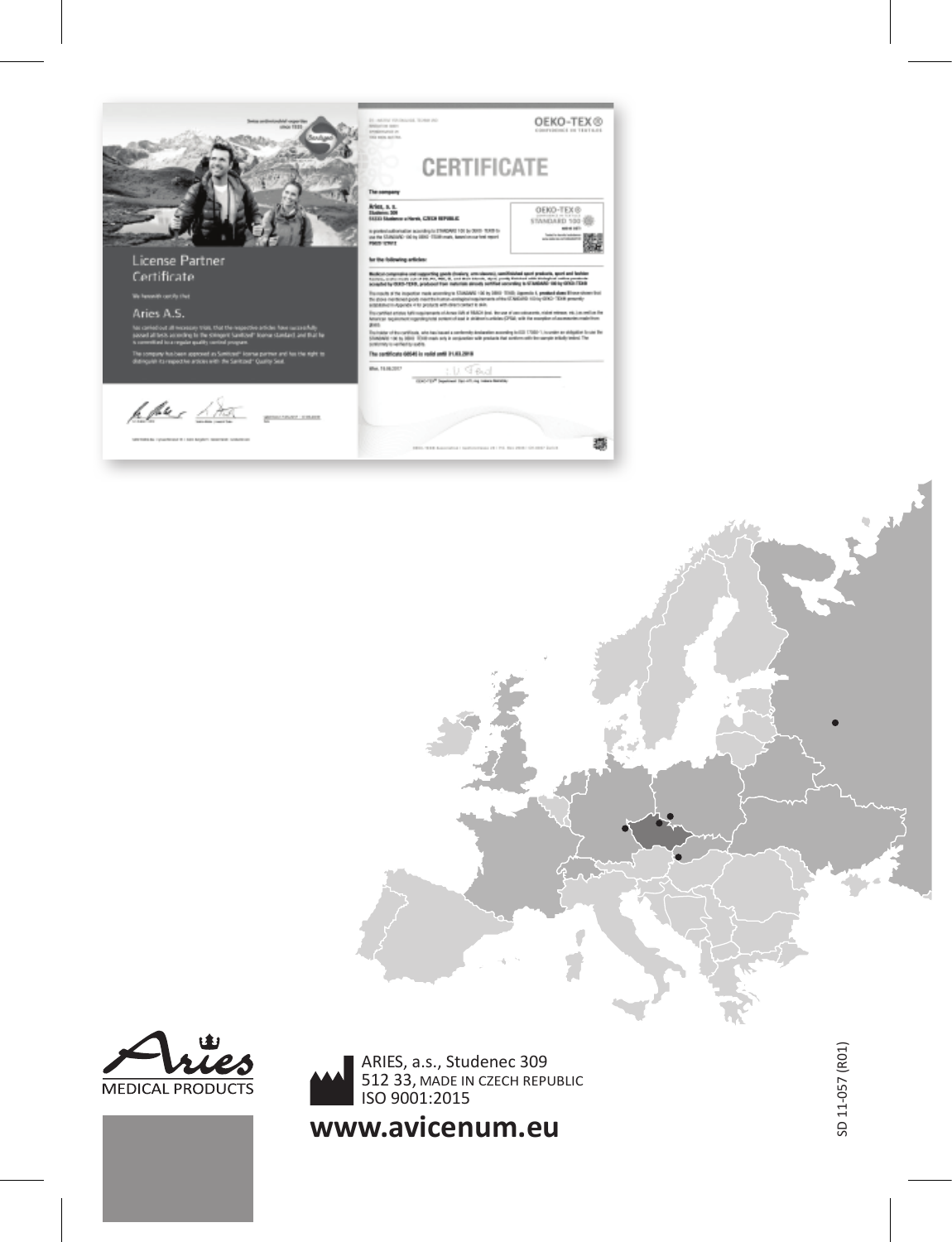ARIES, a.s., Studenec 309
512 33, MADE IN CZECH REPUBLIC
ISO 9001:2015

**www.avicenum.eu**

SD 11-057 (R01)